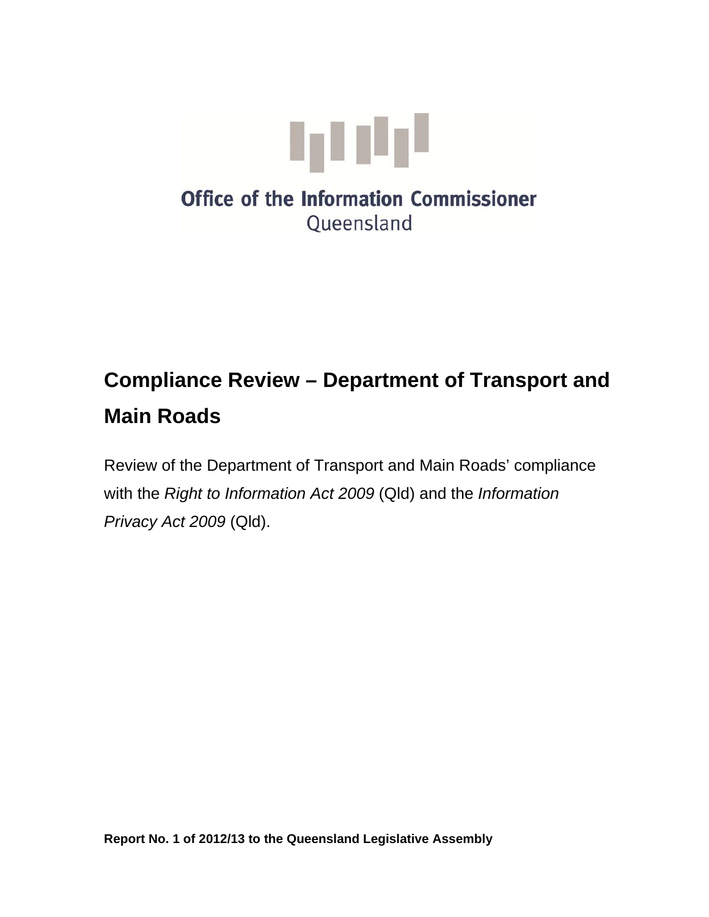Office of the Information Commissioner
Queensland

# Compliance Review – Department of Transport and Main Roads

Review of the Department of Transport and Main Roads' compliance with the *Right to Information Act 2009* (Qld) and the *Information Privacy Act 2009* (Qld).

**Report No. 1 of 2012/13 to the Queensland Legislative Assembly**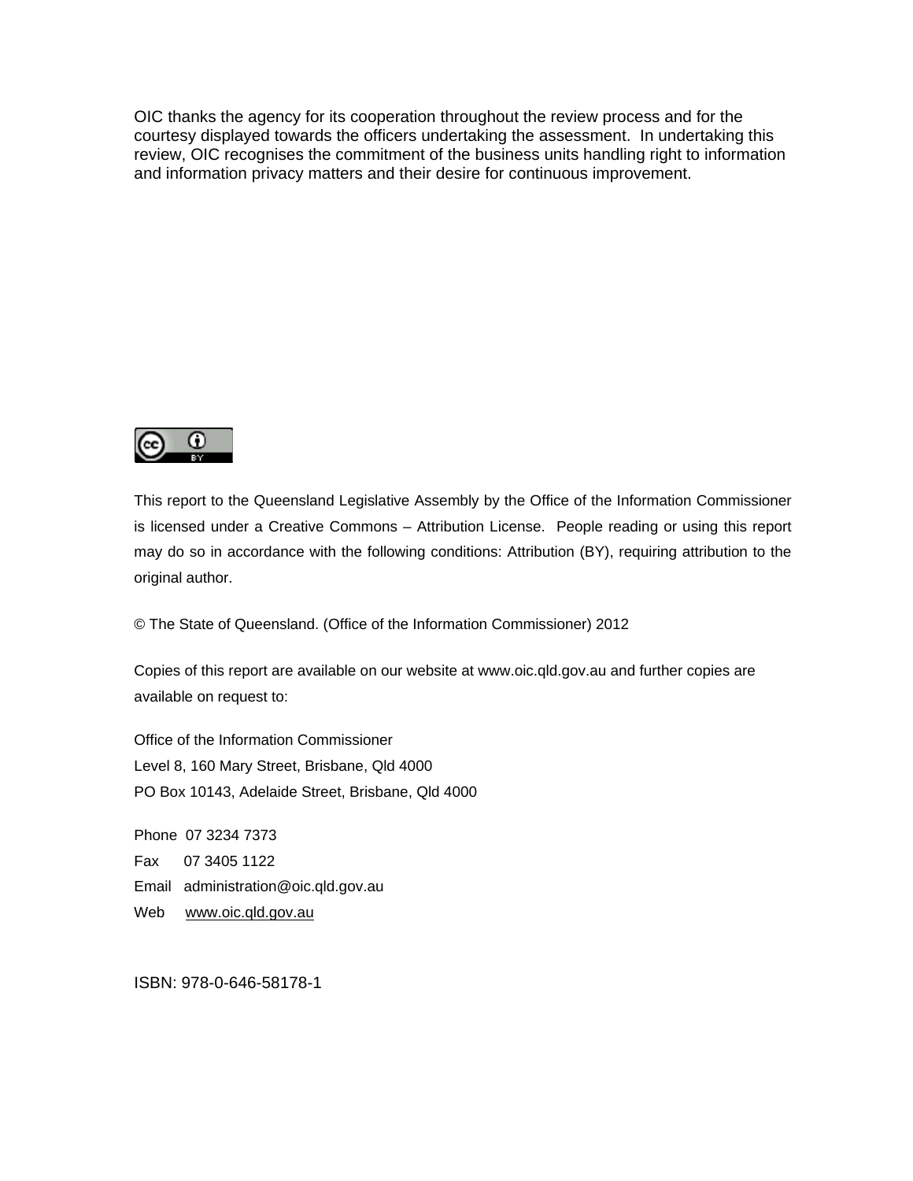OIC thanks the agency for its cooperation throughout the review process and for the courtesy displayed towards the officers undertaking the assessment. In undertaking this review, OIC recognises the commitment of the business units handling right to information and information privacy matters and their desire for continuous improvement.

This report to the Queensland Legislative Assembly by the Office of the Information Commissioner is licensed under a Creative Commons – Attribution License. People reading or using this report may do so in accordance with the following conditions: Attribution (BY), requiring attribution to the original author.

© The State of Queensland. (Office of the Information Commissioner) 2012

Copies of this report are available on our website at www.oic.qld.gov.au and further copies are available on request to:

Office of the Information Commissioner  
Level 8, 160 Mary Street, Brisbane, Qld 4000  
PO Box 10143, Adelaide Street, Brisbane, Qld 4000

Phone 07 3234 7373  
Fax 07 3405 1122  
Email administration@oic.qld.gov.au  
Web www.oic.qld.gov.au

ISBN: 978-0-646-58178-1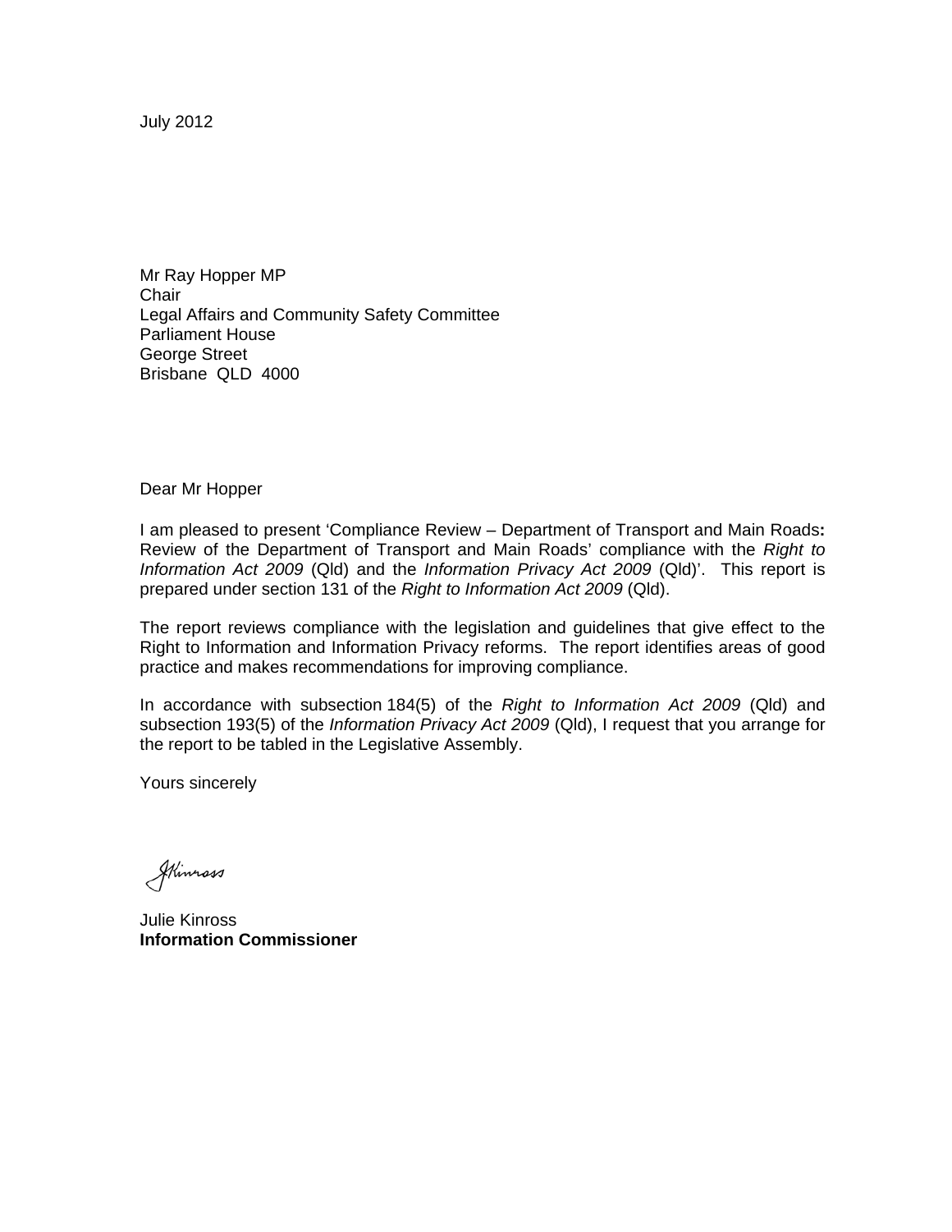July 2012

Mr Ray Hopper MP  
Chair  
Legal Affairs and Community Safety Committee  
Parliament House  
George Street  
Brisbane QLD 4000

Dear Mr Hopper

I am pleased to present 'Compliance Review – Department of Transport and Main Roads**:** Review of the Department of Transport and Main Roads' compliance with the *Right to Information Act 2009* (Qld) and the *Information Privacy Act 2009* (Qld)'. This report is prepared under section 131 of the *Right to Information Act 2009* (Qld).

The report reviews compliance with the legislation and guidelines that give effect to the Right to Information and Information Privacy reforms. The report identifies areas of good practice and makes recommendations for improving compliance.

In accordance with subsection 184(5) of the *Right to Information Act 2009* (Qld) and subsection 193(5) of the *Information Privacy Act 2009* (Qld), I request that you arrange for the report to be tabled in the Legislative Assembly.

Yours sincerely

Julie Kinross  
**Information Commissioner**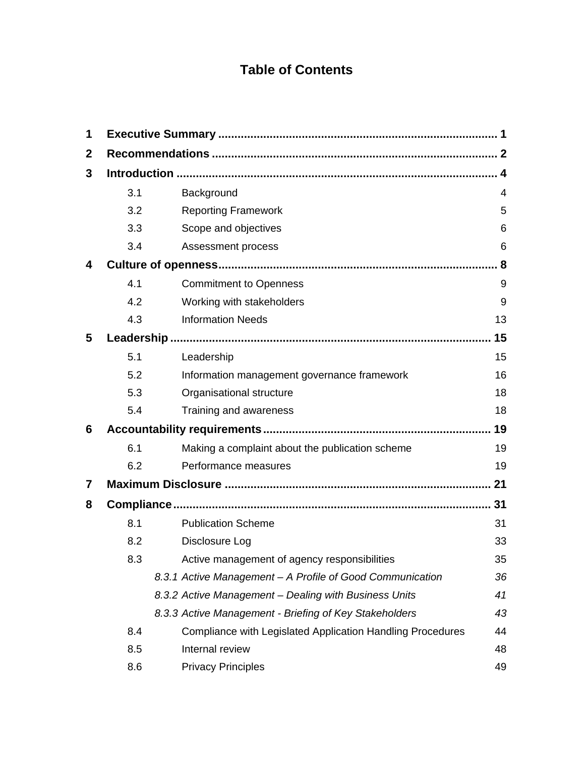# Table of Contents

| | | |
|---|---|---|
| **1** | **Executive Summary** | **1** |
| **2** | **Recommendations** | **2** |
| **3** | **Introduction** | **4** |
| 3.1 | Background | 4 |
| 3.2 | Reporting Framework | 5 |
| 3.3 | Scope and objectives | 6 |
| 3.4 | Assessment process | 6 |
| **4** | **Culture of openness** | **8** |
| 4.1 | Commitment to Openness | 9 |
| 4.2 | Working with stakeholders | 9 |
| 4.3 | Information Needs | 13 |
| **5** | **Leadership** | **15** |
| 5.1 | Leadership | 15 |
| 5.2 | Information management governance framework | 16 |
| 5.3 | Organisational structure | 18 |
| 5.4 | Training and awareness | 18 |
| **6** | **Accountability requirements** | **19** |
| 6.1 | Making a complaint about the publication scheme | 19 |
| 6.2 | Performance measures | 19 |
| **7** | **Maximum Disclosure** | **21** |
| **8** | **Compliance** | **31** |
| 8.1 | Publication Scheme | 31 |
| 8.2 | Disclosure Log | 33 |
| 8.3 | Active management of agency responsibilities | 35 |
| *8.3.1* | *Active Management – A Profile of Good Communication* | *36* |
| *8.3.2* | *Active Management – Dealing with Business Units* | *41* |
| *8.3.3* | *Active Management - Briefing of Key Stakeholders* | *43* |
| 8.4 | Compliance with Legislated Application Handling Procedures | 44 |
| 8.5 | Internal review | 48 |
| 8.6 | Privacy Principles | 49 |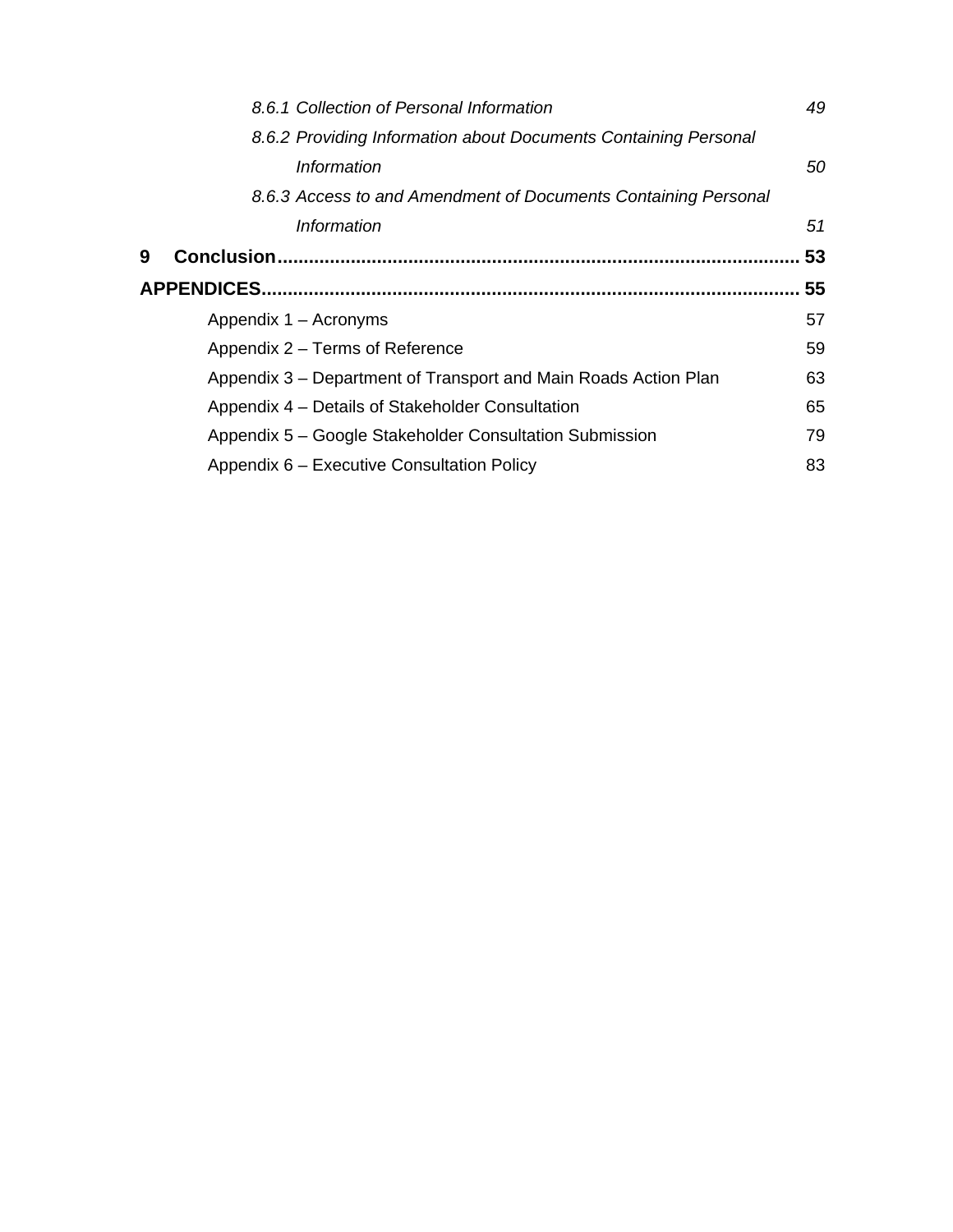*8.6.1 Collection of Personal Information* 49

*8.6.2 Providing Information about Documents Containing Personal Information* 50

*8.6.3 Access to and Amendment of Documents Containing Personal Information* 51

**9 Conclusion** ........................................................................................ **53**

**APPENDICES** ........................................................................................ **55**

Appendix 1 – Acronyms 57

Appendix 2 – Terms of Reference 59

Appendix 3 – Department of Transport and Main Roads Action Plan 63

Appendix 4 – Details of Stakeholder Consultation 65

Appendix 5 – Google Stakeholder Consultation Submission 79

Appendix 6 – Executive Consultation Policy 83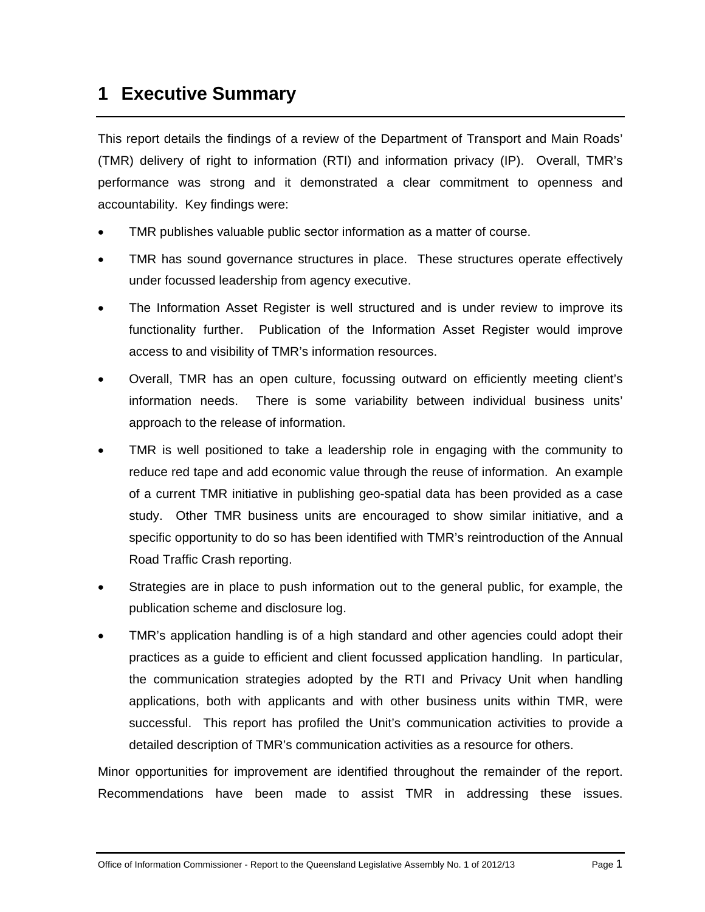# 1 Executive Summary

This report details the findings of a review of the Department of Transport and Main Roads' (TMR) delivery of right to information (RTI) and information privacy (IP). Overall, TMR's performance was strong and it demonstrated a clear commitment to openness and accountability. Key findings were:

- TMR publishes valuable public sector information as a matter of course.
- TMR has sound governance structures in place. These structures operate effectively under focussed leadership from agency executive.
- The Information Asset Register is well structured and is under review to improve its functionality further. Publication of the Information Asset Register would improve access to and visibility of TMR's information resources.
- Overall, TMR has an open culture, focussing outward on efficiently meeting client's information needs. There is some variability between individual business units' approach to the release of information.
- TMR is well positioned to take a leadership role in engaging with the community to reduce red tape and add economic value through the reuse of information. An example of a current TMR initiative in publishing geo-spatial data has been provided as a case study. Other TMR business units are encouraged to show similar initiative, and a specific opportunity to do so has been identified with TMR's reintroduction of the Annual Road Traffic Crash reporting.
- Strategies are in place to push information out to the general public, for example, the publication scheme and disclosure log.
- TMR's application handling is of a high standard and other agencies could adopt their practices as a guide to efficient and client focussed application handling. In particular, the communication strategies adopted by the RTI and Privacy Unit when handling applications, both with applicants and with other business units within TMR, were successful. This report has profiled the Unit's communication activities to provide a detailed description of TMR's communication activities as a resource for others.

Minor opportunities for improvement are identified throughout the remainder of the report. Recommendations have been made to assist TMR in addressing these issues.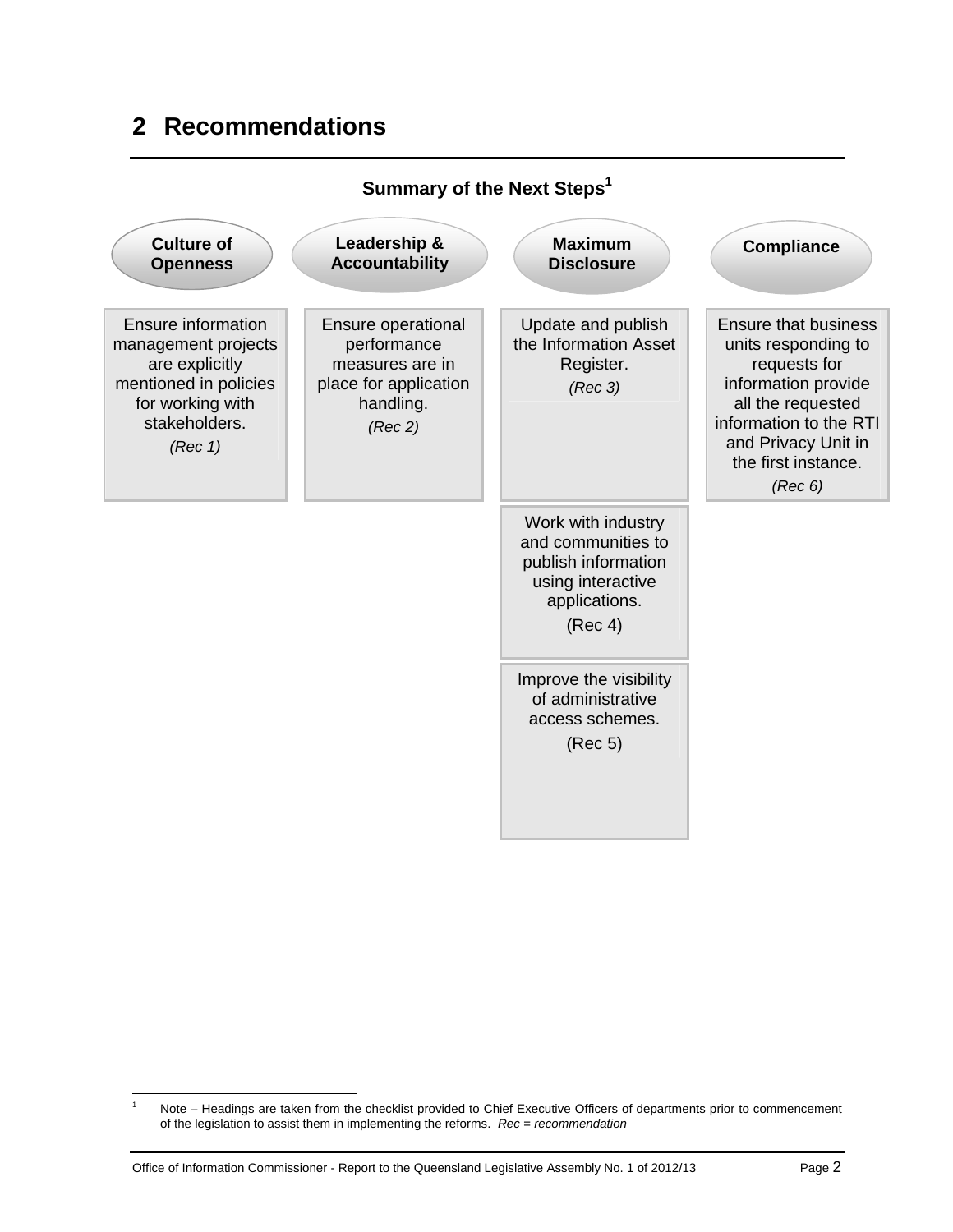## 2 Recommendations

**Summary of the Next Steps**[1]

| Culture of Openness | Leadership & Accountability | Maximum Disclosure | Compliance |
|---|---|---|---|
| Ensure information management projects are explicitly mentioned in policies for working with stakeholders. *(Rec 1)* | Ensure operational performance measures are in place for application handling. *(Rec 2)* | Update and publish the Information Asset Register. *(Rec 3)* | Ensure that business units responding to requests for information provide all the requested information to the RTI and Privacy Unit in the first instance. *(Rec 6)* |
| | | Work with industry and communities to publish information using interactive applications. (Rec 4) | |
| | | Improve the visibility of administrative access schemes. (Rec 5) | |

[1] Note – Headings are taken from the checklist provided to Chief Executive Officers of departments prior to commencement of the legislation to assist them in implementing the reforms. *Rec = recommendation*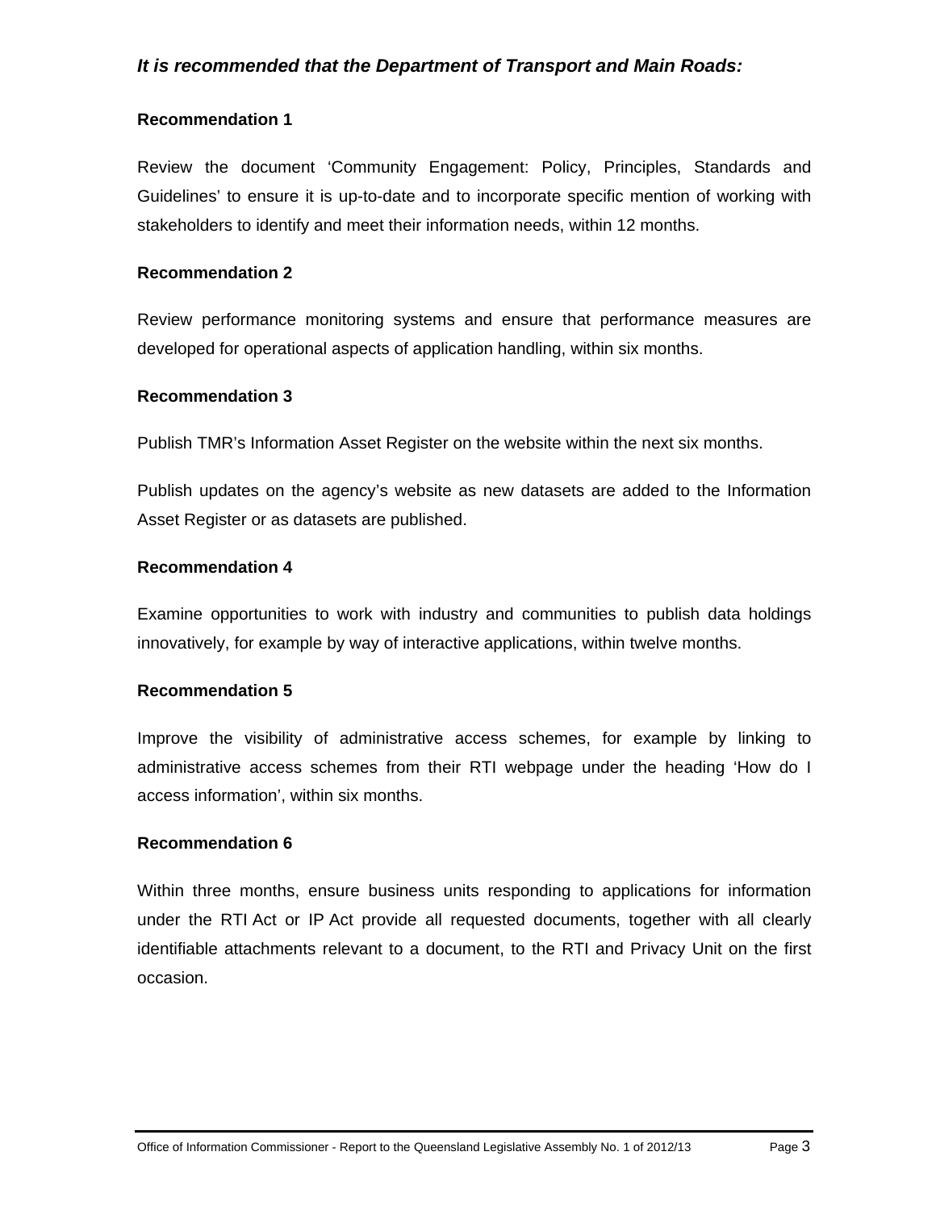***It is recommended that the Department of Transport and Main Roads:***

**Recommendation 1**

Review the document 'Community Engagement: Policy, Principles, Standards and Guidelines' to ensure it is up-to-date and to incorporate specific mention of working with stakeholders to identify and meet their information needs, within 12 months.

**Recommendation 2**

Review performance monitoring systems and ensure that performance measures are developed for operational aspects of application handling, within six months.

**Recommendation 3**

Publish TMR's Information Asset Register on the website within the next six months.

Publish updates on the agency's website as new datasets are added to the Information Asset Register or as datasets are published.

**Recommendation 4**

Examine opportunities to work with industry and communities to publish data holdings innovatively, for example by way of interactive applications, within twelve months.

**Recommendation 5**

Improve the visibility of administrative access schemes, for example by linking to administrative access schemes from their RTI webpage under the heading 'How do I access information', within six months.

**Recommendation 6**

Within three months, ensure business units responding to applications for information under the RTI Act or IP Act provide all requested documents, together with all clearly identifiable attachments relevant to a document, to the RTI and Privacy Unit on the first occasion.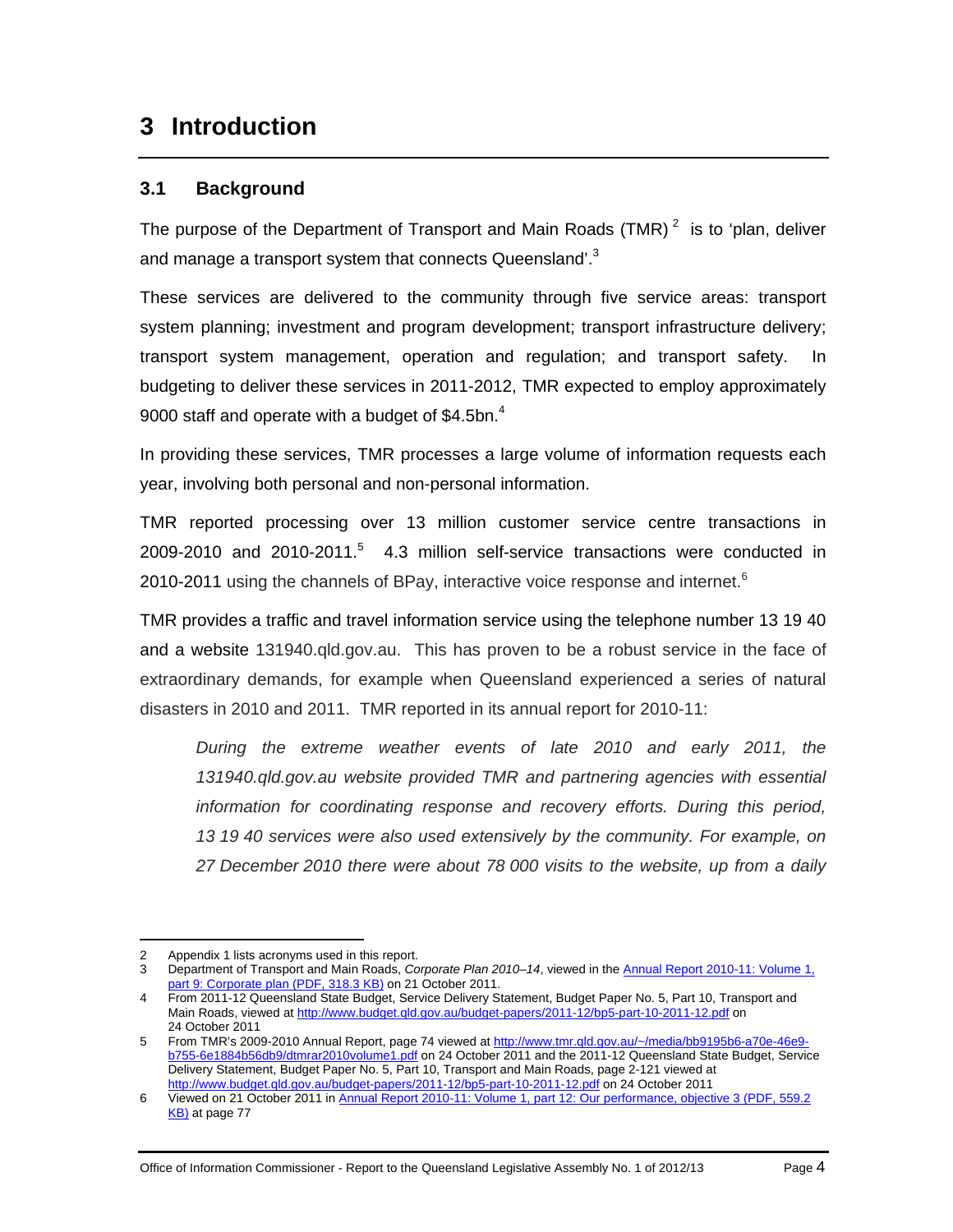# 3 Introduction

## 3.1 Background

The purpose of the Department of Transport and Main Roads (TMR) [2] is to 'plan, deliver and manage a transport system that connects Queensland'.[3]

These services are delivered to the community through five service areas: transport system planning; investment and program development; transport infrastructure delivery; transport system management, operation and regulation; and transport safety. In budgeting to deliver these services in 2011-2012, TMR expected to employ approximately 9000 staff and operate with a budget of $4.5bn.[4]

In providing these services, TMR processes a large volume of information requests each year, involving both personal and non-personal information.

TMR reported processing over 13 million customer service centre transactions in 2009-2010 and 2010-2011.[5] 4.3 million self-service transactions were conducted in 2010-2011 using the channels of BPay, interactive voice response and internet.[6]

TMR provides a traffic and travel information service using the telephone number 13 19 40 and a website 131940.qld.gov.au. This has proven to be a robust service in the face of extraordinary demands, for example when Queensland experienced a series of natural disasters in 2010 and 2011. TMR reported in its annual report for 2010-11:

> *During the extreme weather events of late 2010 and early 2011, the 131940.qld.gov.au website provided TMR and partnering agencies with essential information for coordinating response and recovery efforts. During this period, 13 19 40 services were also used extensively by the community. For example, on 27 December 2010 there were about 78 000 visits to the website, up from a daily*

---

2 Appendix 1 lists acronyms used in this report.

3 Department of Transport and Main Roads, *Corporate Plan 2010–14*, viewed in the Annual Report 2010-11: Volume 1, part 9: Corporate plan (PDF, 318.3 KB) on 21 October 2011.

4 From 2011-12 Queensland State Budget, Service Delivery Statement, Budget Paper No. 5, Part 10, Transport and Main Roads, viewed at http://www.budget.qld.gov.au/budget-papers/2011-12/bp5-part-10-2011-12.pdf on 24 October 2011

5 From TMR's 2009-2010 Annual Report, page 74 viewed at http://www.tmr.qld.gov.au/~/media/bb9195b6-a70e-46e9-b755-6e1884b56db9/dtmrar2010volume1.pdf on 24 October 2011 and the 2011-12 Queensland State Budget, Service Delivery Statement, Budget Paper No. 5, Part 10, Transport and Main Roads, page 2-121 viewed at http://www.budget.qld.gov.au/budget-papers/2011-12/bp5-part-10-2011-12.pdf on 24 October 2011

6 Viewed on 21 October 2011 in Annual Report 2010-11: Volume 1, part 12: Our performance, objective 3 (PDF, 559.2 KB) at page 77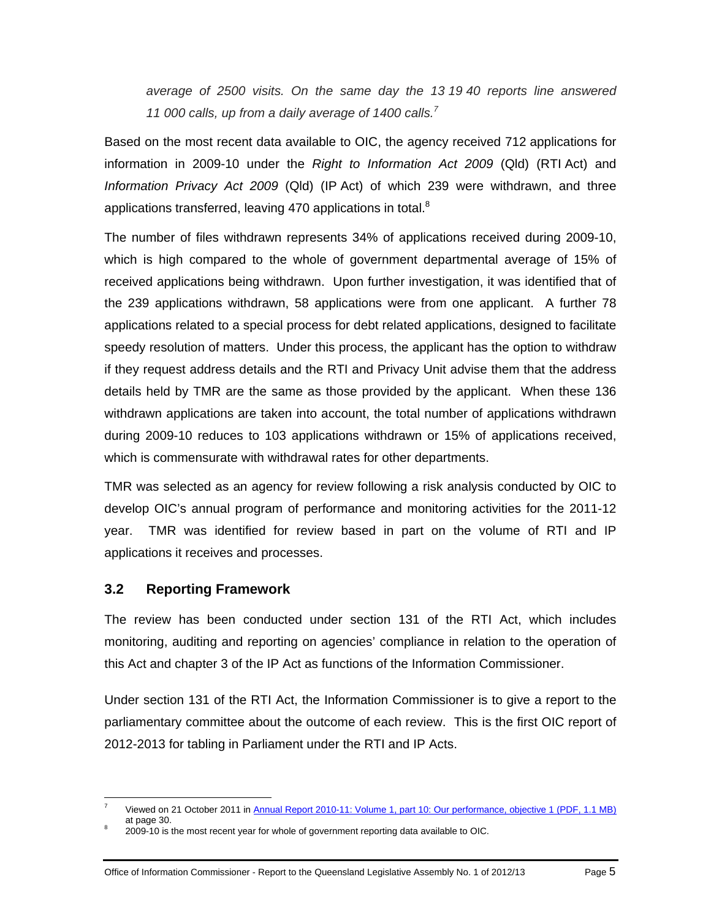*average of 2500 visits. On the same day the 13 19 40 reports line answered 11 000 calls, up from a daily average of 1400 calls.*[7]

Based on the most recent data available to OIC, the agency received 712 applications for information in 2009-10 under the *Right to Information Act 2009* (Qld) (RTI Act) and *Information Privacy Act 2009* (Qld) (IP Act) of which 239 were withdrawn, and three applications transferred, leaving 470 applications in total.[8]

The number of files withdrawn represents 34% of applications received during 2009-10, which is high compared to the whole of government departmental average of 15% of received applications being withdrawn. Upon further investigation, it was identified that of the 239 applications withdrawn, 58 applications were from one applicant. A further 78 applications related to a special process for debt related applications, designed to facilitate speedy resolution of matters. Under this process, the applicant has the option to withdraw if they request address details and the RTI and Privacy Unit advise them that the address details held by TMR are the same as those provided by the applicant. When these 136 withdrawn applications are taken into account, the total number of applications withdrawn during 2009-10 reduces to 103 applications withdrawn or 15% of applications received, which is commensurate with withdrawal rates for other departments.

TMR was selected as an agency for review following a risk analysis conducted by OIC to develop OIC's annual program of performance and monitoring activities for the 2011-12 year. TMR was identified for review based in part on the volume of RTI and IP applications it receives and processes.

## 3.2 Reporting Framework

The review has been conducted under section 131 of the RTI Act, which includes monitoring, auditing and reporting on agencies' compliance in relation to the operation of this Act and chapter 3 of the IP Act as functions of the Information Commissioner.

Under section 131 of the RTI Act, the Information Commissioner is to give a report to the parliamentary committee about the outcome of each review. This is the first OIC report of 2012-2013 for tabling in Parliament under the RTI and IP Acts.

---

[7] Viewed on 21 October 2011 in Annual Report 2010-11: Volume 1, part 10: Our performance, objective 1 (PDF, 1.1 MB) at page 30.

[8] 2009-10 is the most recent year for whole of government reporting data available to OIC.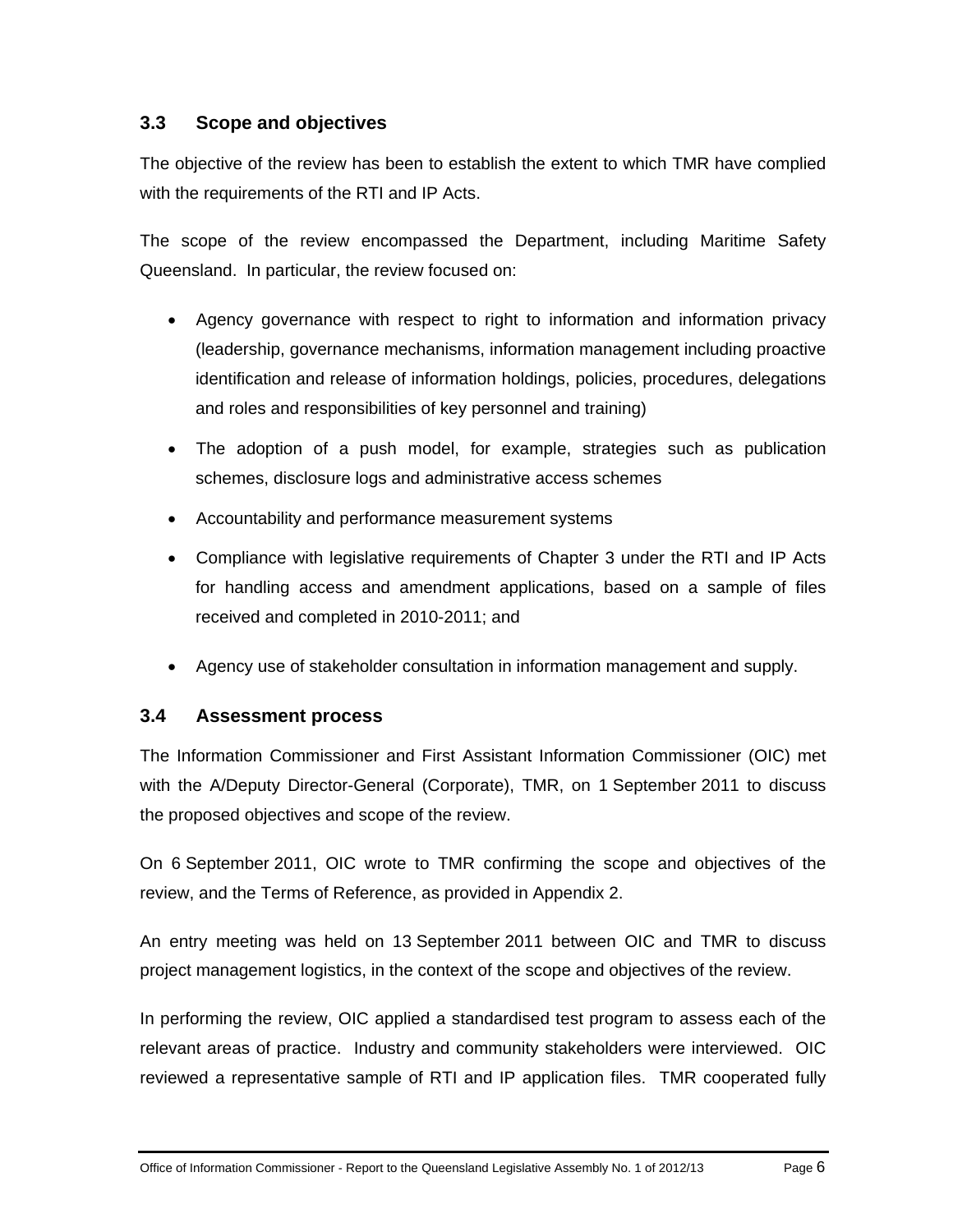## 3.3 Scope and objectives

The objective of the review has been to establish the extent to which TMR have complied with the requirements of the RTI and IP Acts.

The scope of the review encompassed the Department, including Maritime Safety Queensland. In particular, the review focused on:

- Agency governance with respect to right to information and information privacy (leadership, governance mechanisms, information management including proactive identification and release of information holdings, policies, procedures, delegations and roles and responsibilities of key personnel and training)
- The adoption of a push model, for example, strategies such as publication schemes, disclosure logs and administrative access schemes
- Accountability and performance measurement systems
- Compliance with legislative requirements of Chapter 3 under the RTI and IP Acts for handling access and amendment applications, based on a sample of files received and completed in 2010-2011; and
- Agency use of stakeholder consultation in information management and supply.

## 3.4 Assessment process

The Information Commissioner and First Assistant Information Commissioner (OIC) met with the A/Deputy Director-General (Corporate), TMR, on 1 September 2011 to discuss the proposed objectives and scope of the review.

On 6 September 2011, OIC wrote to TMR confirming the scope and objectives of the review, and the Terms of Reference, as provided in Appendix 2.

An entry meeting was held on 13 September 2011 between OIC and TMR to discuss project management logistics, in the context of the scope and objectives of the review.

In performing the review, OIC applied a standardised test program to assess each of the relevant areas of practice. Industry and community stakeholders were interviewed. OIC reviewed a representative sample of RTI and IP application files. TMR cooperated fully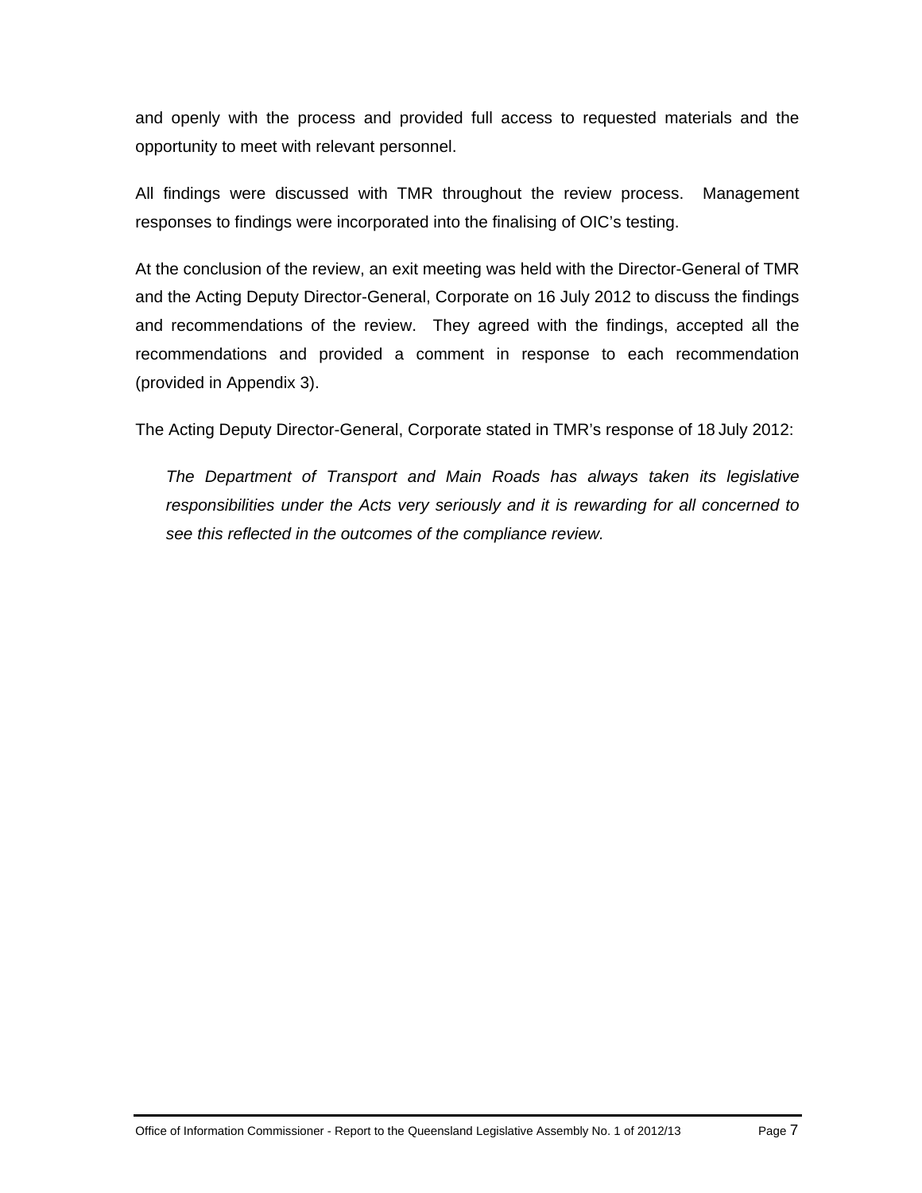and openly with the process and provided full access to requested materials and the opportunity to meet with relevant personnel.

All findings were discussed with TMR throughout the review process. Management responses to findings were incorporated into the finalising of OIC's testing.

At the conclusion of the review, an exit meeting was held with the Director-General of TMR and the Acting Deputy Director-General, Corporate on 16 July 2012 to discuss the findings and recommendations of the review. They agreed with the findings, accepted all the recommendations and provided a comment in response to each recommendation (provided in Appendix 3).

The Acting Deputy Director-General, Corporate stated in TMR's response of 18 July 2012:

> *The Department of Transport and Main Roads has always taken its legislative responsibilities under the Acts very seriously and it is rewarding for all concerned to see this reflected in the outcomes of the compliance review.*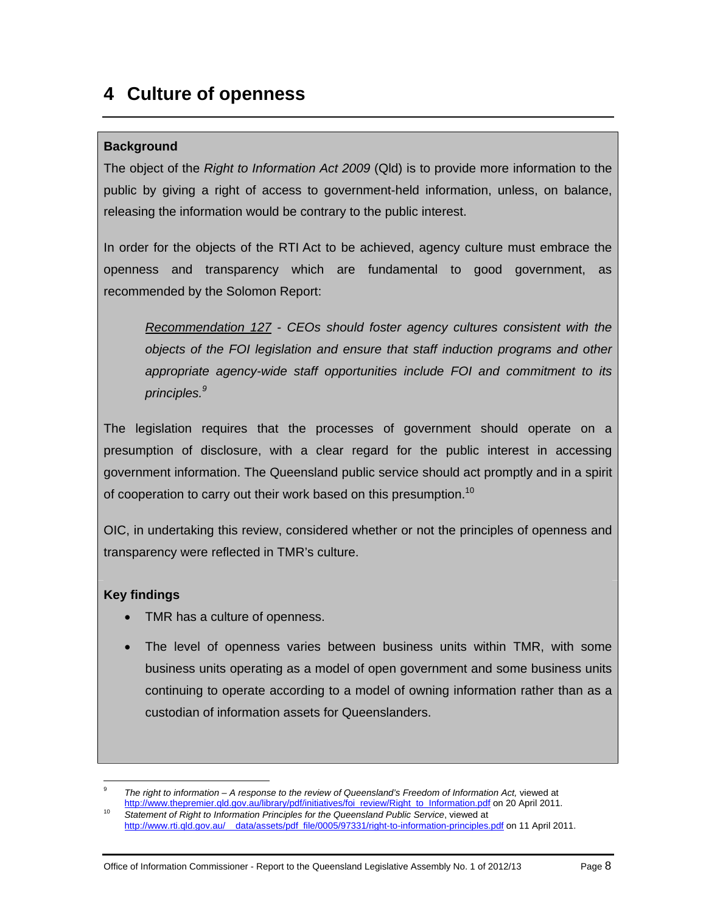# 4 Culture of openness

**Background**

The object of the *Right to Information Act 2009* (Qld) is to provide more information to the public by giving a right of access to government-held information, unless, on balance, releasing the information would be contrary to the public interest.

In order for the objects of the RTI Act to be achieved, agency culture must embrace the openness and transparency which are fundamental to good government, as recommended by the Solomon Report:

> *Recommendation 127 - CEOs should foster agency cultures consistent with the objects of the FOI legislation and ensure that staff induction programs and other appropriate agency-wide staff opportunities include FOI and commitment to its principles.*[9]

The legislation requires that the processes of government should operate on a presumption of disclosure, with a clear regard for the public interest in accessing government information. The Queensland public service should act promptly and in a spirit of cooperation to carry out their work based on this presumption.[10]

OIC, in undertaking this review, considered whether or not the principles of openness and transparency were reflected in TMR's culture.

**Key findings**

- TMR has a culture of openness.
- The level of openness varies between business units within TMR, with some business units operating as a model of open government and some business units continuing to operate according to a model of owning information rather than as a custodian of information assets for Queenslanders.

---

[9] *The right to information – A response to the review of Queensland's Freedom of Information Act,* viewed at http://www.thepremier.qld.gov.au/library/pdf/initiatives/foi_review/Right_to_Information.pdf on 20 April 2011.

[10] *Statement of Right to Information Principles for the Queensland Public Service*, viewed at http://www.rti.qld.gov.au/__data/assets/pdf_file/0005/97331/right-to-information-principles.pdf on 11 April 2011.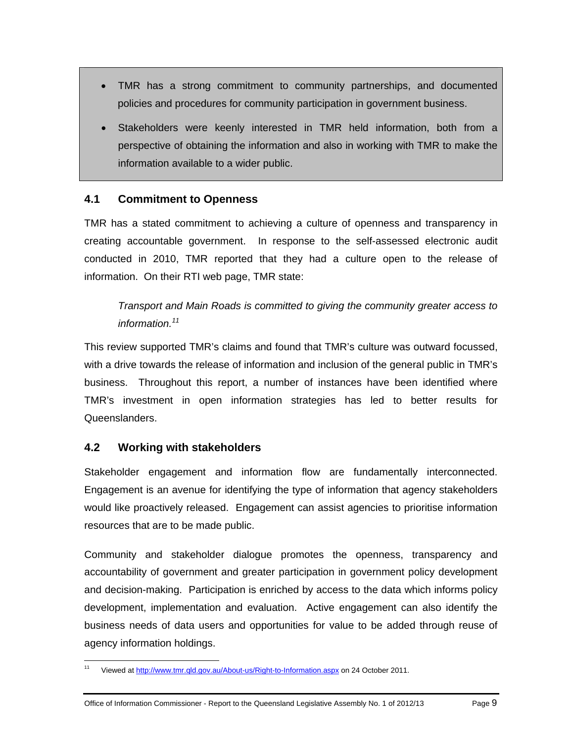- TMR has a strong commitment to community partnerships, and documented policies and procedures for community participation in government business.
- Stakeholders were keenly interested in TMR held information, both from a perspective of obtaining the information and also in working with TMR to make the information available to a wider public.

### 4.1 Commitment to Openness

TMR has a stated commitment to achieving a culture of openness and transparency in creating accountable government. In response to the self-assessed electronic audit conducted in 2010, TMR reported that they had a culture open to the release of information. On their RTI web page, TMR state:

> *Transport and Main Roads is committed to giving the community greater access to information.*[11]

This review supported TMR's claims and found that TMR's culture was outward focussed, with a drive towards the release of information and inclusion of the general public in TMR's business. Throughout this report, a number of instances have been identified where TMR's investment in open information strategies has led to better results for Queenslanders.

### 4.2 Working with stakeholders

Stakeholder engagement and information flow are fundamentally interconnected. Engagement is an avenue for identifying the type of information that agency stakeholders would like proactively released. Engagement can assist agencies to prioritise information resources that are to be made public.

Community and stakeholder dialogue promotes the openness, transparency and accountability of government and greater participation in government policy development and decision-making. Participation is enriched by access to the data which informs policy development, implementation and evaluation. Active engagement can also identify the business needs of data users and opportunities for value to be added through reuse of agency information holdings.

---

[11] Viewed at http://www.tmr.qld.gov.au/About-us/Right-to-Information.aspx on 24 October 2011.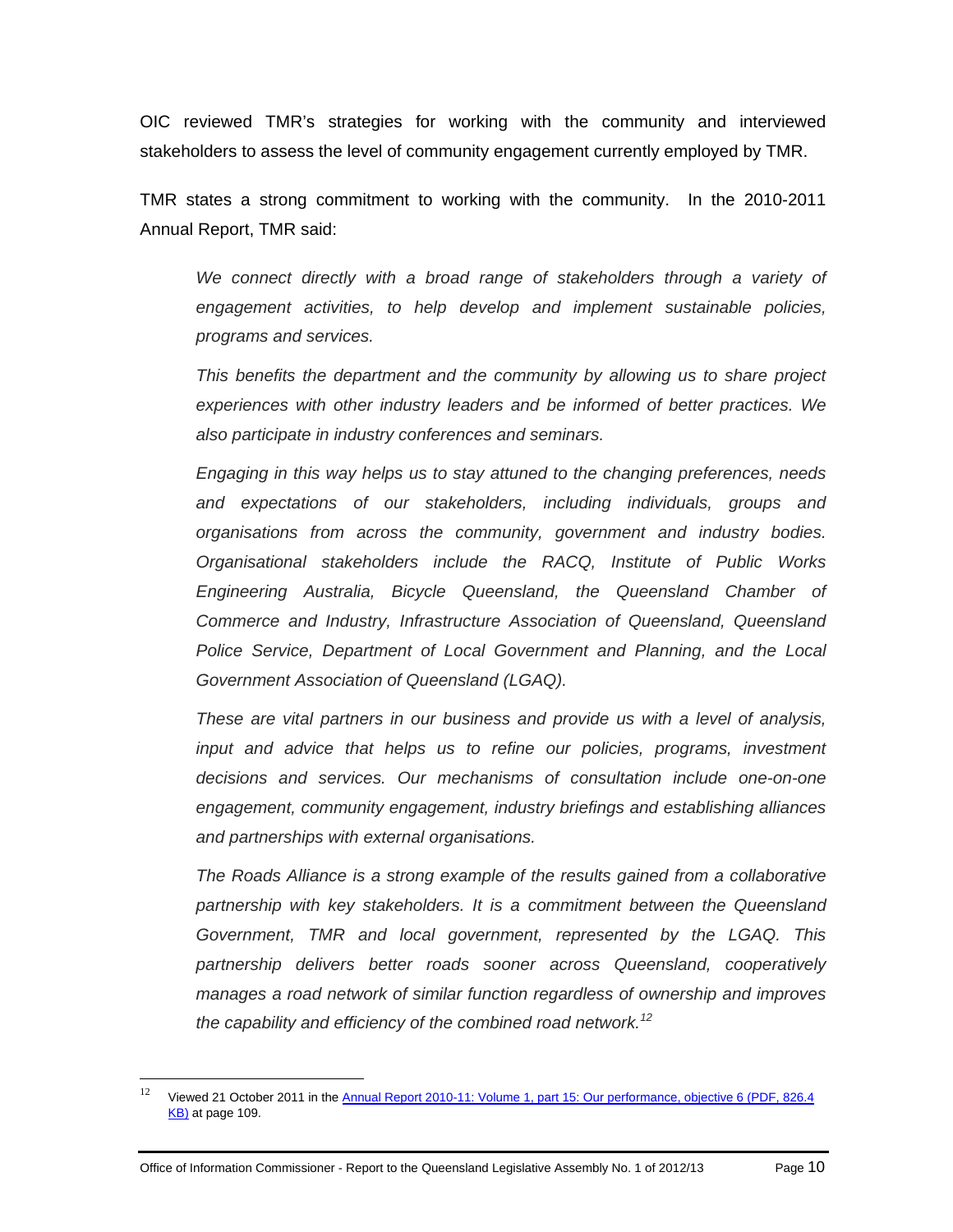OIC reviewed TMR's strategies for working with the community and interviewed stakeholders to assess the level of community engagement currently employed by TMR.

TMR states a strong commitment to working with the community. In the 2010-2011 Annual Report, TMR said:

> *We connect directly with a broad range of stakeholders through a variety of engagement activities, to help develop and implement sustainable policies, programs and services.*
>
> *This benefits the department and the community by allowing us to share project experiences with other industry leaders and be informed of better practices. We also participate in industry conferences and seminars.*
>
> *Engaging in this way helps us to stay attuned to the changing preferences, needs and expectations of our stakeholders, including individuals, groups and organisations from across the community, government and industry bodies. Organisational stakeholders include the RACQ, Institute of Public Works Engineering Australia, Bicycle Queensland, the Queensland Chamber of Commerce and Industry, Infrastructure Association of Queensland, Queensland Police Service, Department of Local Government and Planning, and the Local Government Association of Queensland (LGAQ).*
>
> *These are vital partners in our business and provide us with a level of analysis, input and advice that helps us to refine our policies, programs, investment decisions and services. Our mechanisms of consultation include one-on-one engagement, community engagement, industry briefings and establishing alliances and partnerships with external organisations.*
>
> *The Roads Alliance is a strong example of the results gained from a collaborative partnership with key stakeholders. It is a commitment between the Queensland Government, TMR and local government, represented by the LGAQ. This partnership delivers better roads sooner across Queensland, cooperatively manages a road network of similar function regardless of ownership and improves the capability and efficiency of the combined road network.*[12]

---

[12] Viewed 21 October 2011 in the Annual Report 2010-11: Volume 1, part 15: Our performance, objective 6 (PDF, 826.4 KB) at page 109.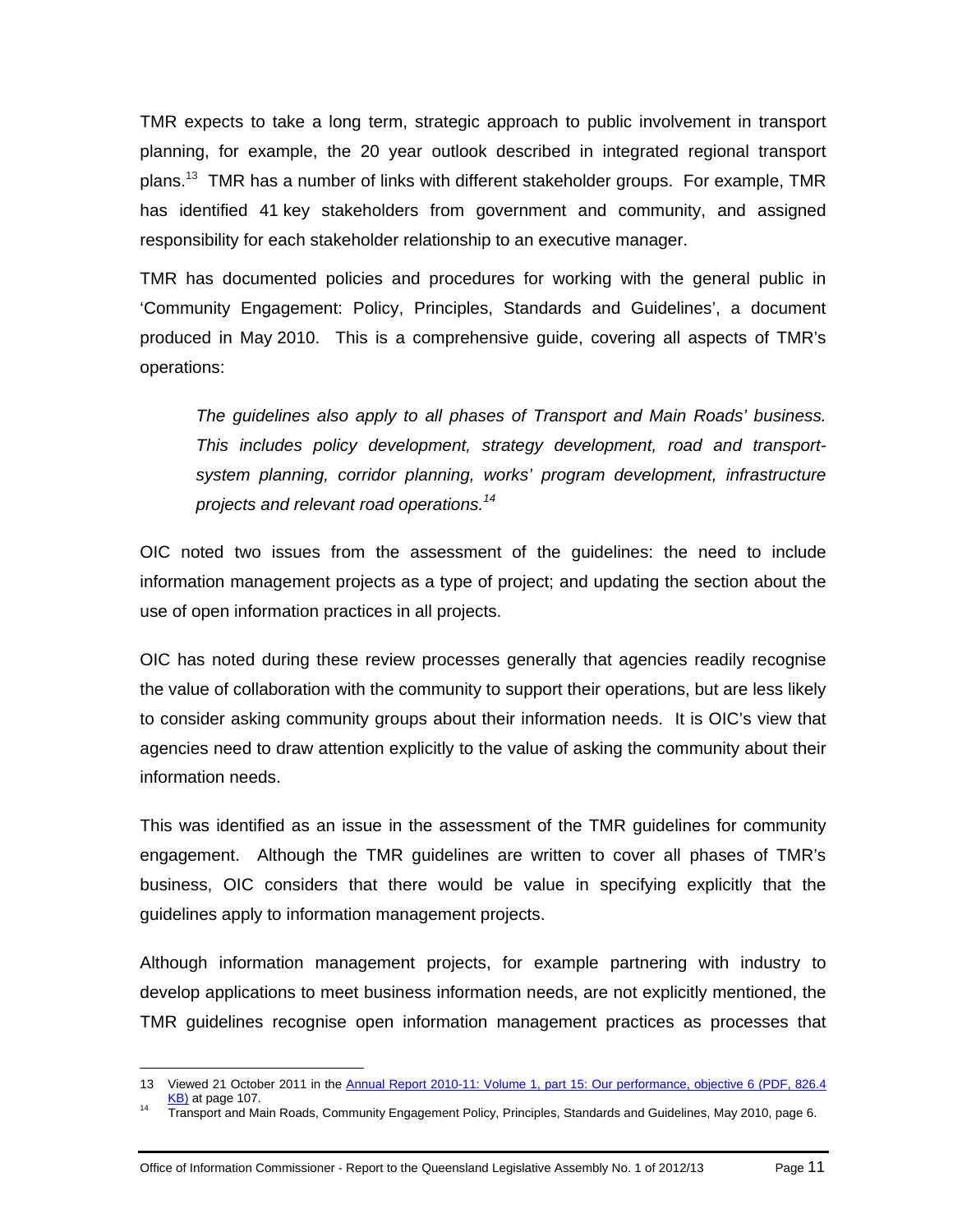TMR expects to take a long term, strategic approach to public involvement in transport planning, for example, the 20 year outlook described in integrated regional transport plans.[13] TMR has a number of links with different stakeholder groups. For example, TMR has identified 41 key stakeholders from government and community, and assigned responsibility for each stakeholder relationship to an executive manager.

TMR has documented policies and procedures for working with the general public in 'Community Engagement: Policy, Principles, Standards and Guidelines', a document produced in May 2010. This is a comprehensive guide, covering all aspects of TMR's operations:

> *The guidelines also apply to all phases of Transport and Main Roads' business. This includes policy development, strategy development, road and transport-system planning, corridor planning, works' program development, infrastructure projects and relevant road operations.*[14]

OIC noted two issues from the assessment of the guidelines: the need to include information management projects as a type of project; and updating the section about the use of open information practices in all projects.

OIC has noted during these review processes generally that agencies readily recognise the value of collaboration with the community to support their operations, but are less likely to consider asking community groups about their information needs. It is OIC's view that agencies need to draw attention explicitly to the value of asking the community about their information needs.

This was identified as an issue in the assessment of the TMR guidelines for community engagement. Although the TMR guidelines are written to cover all phases of TMR's business, OIC considers that there would be value in specifying explicitly that the guidelines apply to information management projects.

Although information management projects, for example partnering with industry to develop applications to meet business information needs, are not explicitly mentioned, the TMR guidelines recognise open information management practices as processes that

---

13 Viewed 21 October 2011 in the Annual Report 2010-11: Volume 1, part 15: Our performance, objective 6 (PDF, 826.4 KB) at page 107.

14 Transport and Main Roads, Community Engagement Policy, Principles, Standards and Guidelines, May 2010, page 6.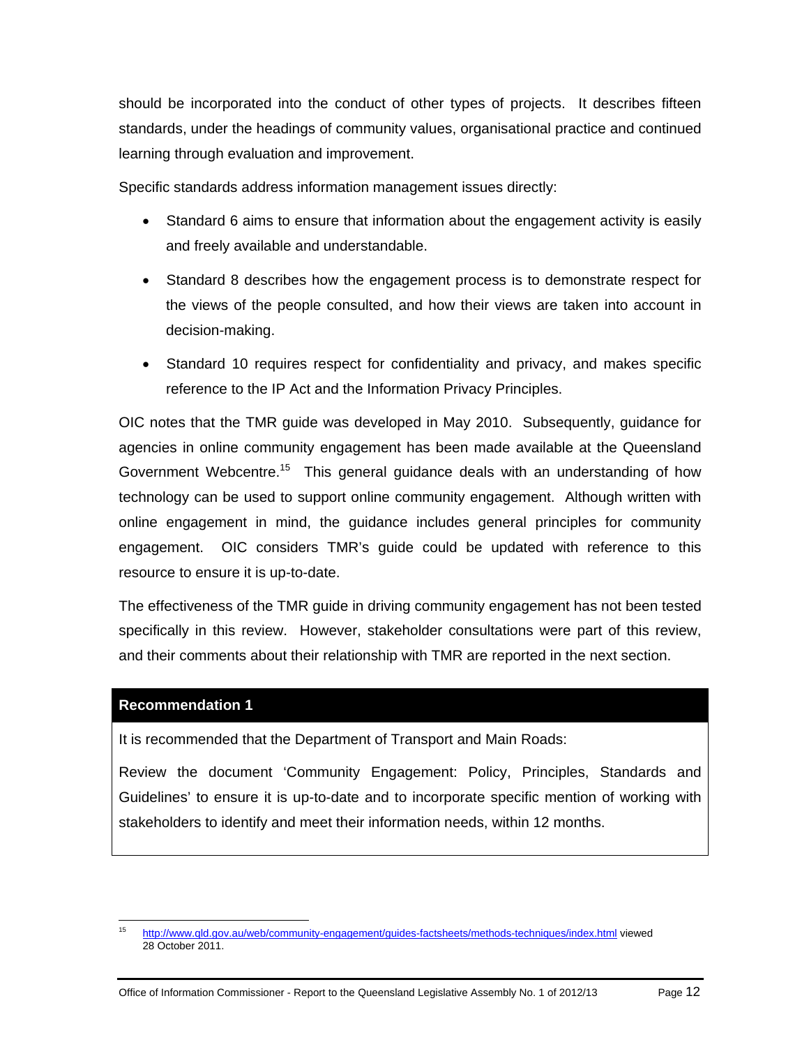should be incorporated into the conduct of other types of projects. It describes fifteen standards, under the headings of community values, organisational practice and continued learning through evaluation and improvement.

Specific standards address information management issues directly:

- Standard 6 aims to ensure that information about the engagement activity is easily and freely available and understandable.
- Standard 8 describes how the engagement process is to demonstrate respect for the views of the people consulted, and how their views are taken into account in decision-making.
- Standard 10 requires respect for confidentiality and privacy, and makes specific reference to the IP Act and the Information Privacy Principles.

OIC notes that the TMR guide was developed in May 2010. Subsequently, guidance for agencies in online community engagement has been made available at the Queensland Government Webcentre.[15] This general guidance deals with an understanding of how technology can be used to support online community engagement. Although written with online engagement in mind, the guidance includes general principles for community engagement. OIC considers TMR's guide could be updated with reference to this resource to ensure it is up-to-date.

The effectiveness of the TMR guide in driving community engagement has not been tested specifically in this review. However, stakeholder consultations were part of this review, and their comments about their relationship with TMR are reported in the next section.

| **Recommendation 1** |
| --- |
| It is recommended that the Department of Transport and Main Roads: |
| Review the document 'Community Engagement: Policy, Principles, Standards and Guidelines' to ensure it is up-to-date and to incorporate specific mention of working with stakeholders to identify and meet their information needs, within 12 months. |

[15] http://www.qld.gov.au/web/community-engagement/guides-factsheets/methods-techniques/index.html viewed 28 October 2011.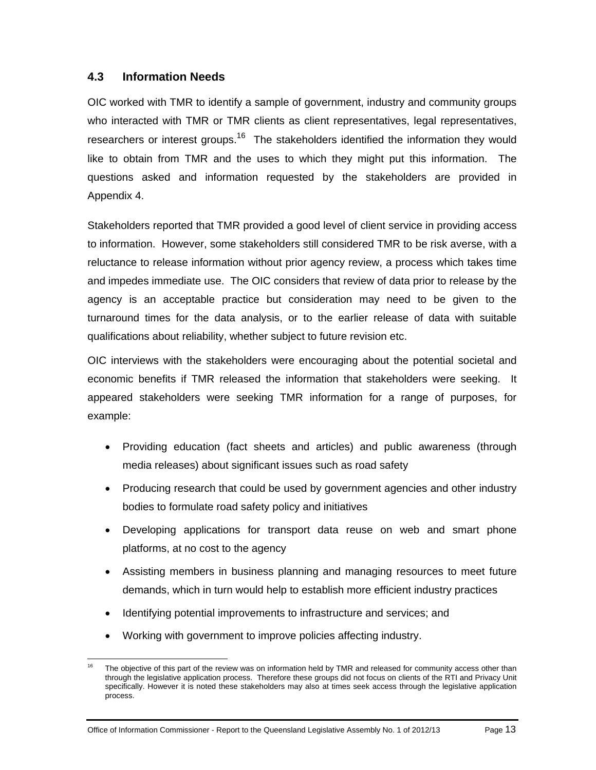### 4.3 Information Needs

OIC worked with TMR to identify a sample of government, industry and community groups who interacted with TMR or TMR clients as client representatives, legal representatives, researchers or interest groups.[16] The stakeholders identified the information they would like to obtain from TMR and the uses to which they might put this information. The questions asked and information requested by the stakeholders are provided in Appendix 4.

Stakeholders reported that TMR provided a good level of client service in providing access to information. However, some stakeholders still considered TMR to be risk averse, with a reluctance to release information without prior agency review, a process which takes time and impedes immediate use. The OIC considers that review of data prior to release by the agency is an acceptable practice but consideration may need to be given to the turnaround times for the data analysis, or to the earlier release of data with suitable qualifications about reliability, whether subject to future revision etc.

OIC interviews with the stakeholders were encouraging about the potential societal and economic benefits if TMR released the information that stakeholders were seeking. It appeared stakeholders were seeking TMR information for a range of purposes, for example:

- Providing education (fact sheets and articles) and public awareness (through media releases) about significant issues such as road safety
- Producing research that could be used by government agencies and other industry bodies to formulate road safety policy and initiatives
- Developing applications for transport data reuse on web and smart phone platforms, at no cost to the agency
- Assisting members in business planning and managing resources to meet future demands, which in turn would help to establish more efficient industry practices
- Identifying potential improvements to infrastructure and services; and
- Working with government to improve policies affecting industry.

---

[16] The objective of this part of the review was on information held by TMR and released for community access other than through the legislative application process. Therefore these groups did not focus on clients of the RTI and Privacy Unit specifically. However it is noted these stakeholders may also at times seek access through the legislative application process.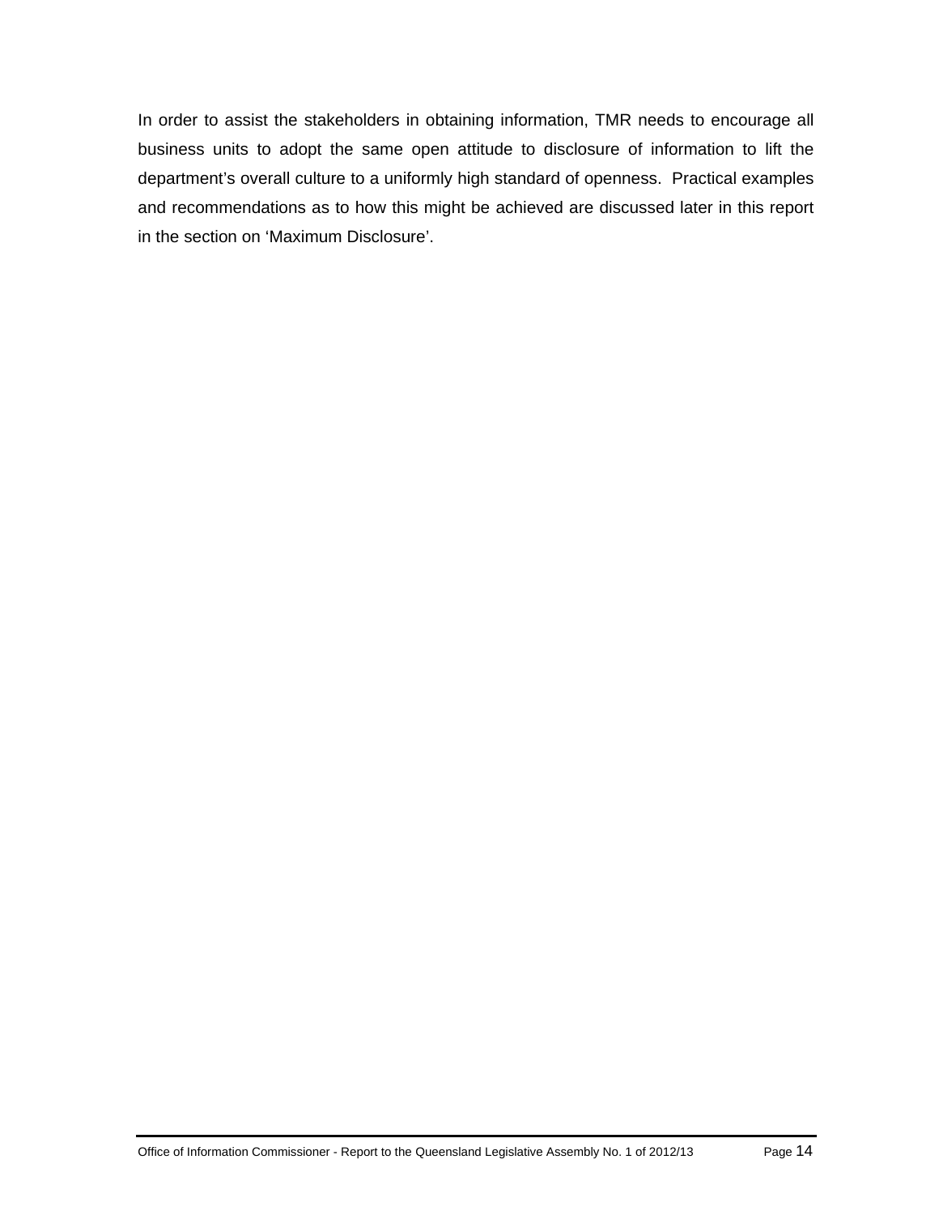In order to assist the stakeholders in obtaining information, TMR needs to encourage all business units to adopt the same open attitude to disclosure of information to lift the department's overall culture to a uniformly high standard of openness. Practical examples and recommendations as to how this might be achieved are discussed later in this report in the section on 'Maximum Disclosure'.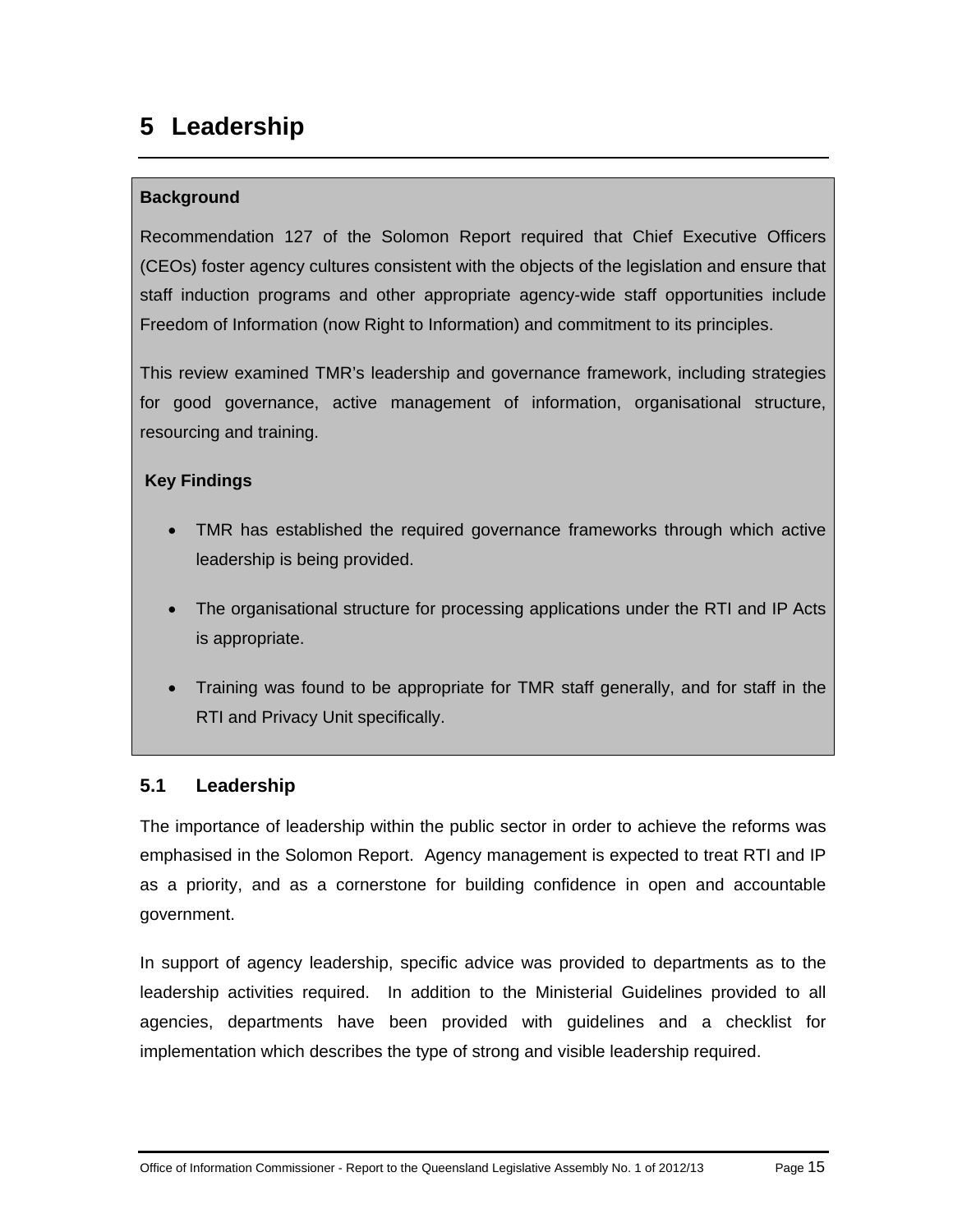# 5 Leadership

**Background**

Recommendation 127 of the Solomon Report required that Chief Executive Officers (CEOs) foster agency cultures consistent with the objects of the legislation and ensure that staff induction programs and other appropriate agency-wide staff opportunities include Freedom of Information (now Right to Information) and commitment to its principles.

This review examined TMR's leadership and governance framework, including strategies for good governance, active management of information, organisational structure, resourcing and training.

**Key Findings**

- TMR has established the required governance frameworks through which active leadership is being provided.
- The organisational structure for processing applications under the RTI and IP Acts is appropriate.
- Training was found to be appropriate for TMR staff generally, and for staff in the RTI and Privacy Unit specifically.

## 5.1 Leadership

The importance of leadership within the public sector in order to achieve the reforms was emphasised in the Solomon Report. Agency management is expected to treat RTI and IP as a priority, and as a cornerstone for building confidence in open and accountable government.

In support of agency leadership, specific advice was provided to departments as to the leadership activities required. In addition to the Ministerial Guidelines provided to all agencies, departments have been provided with guidelines and a checklist for implementation which describes the type of strong and visible leadership required.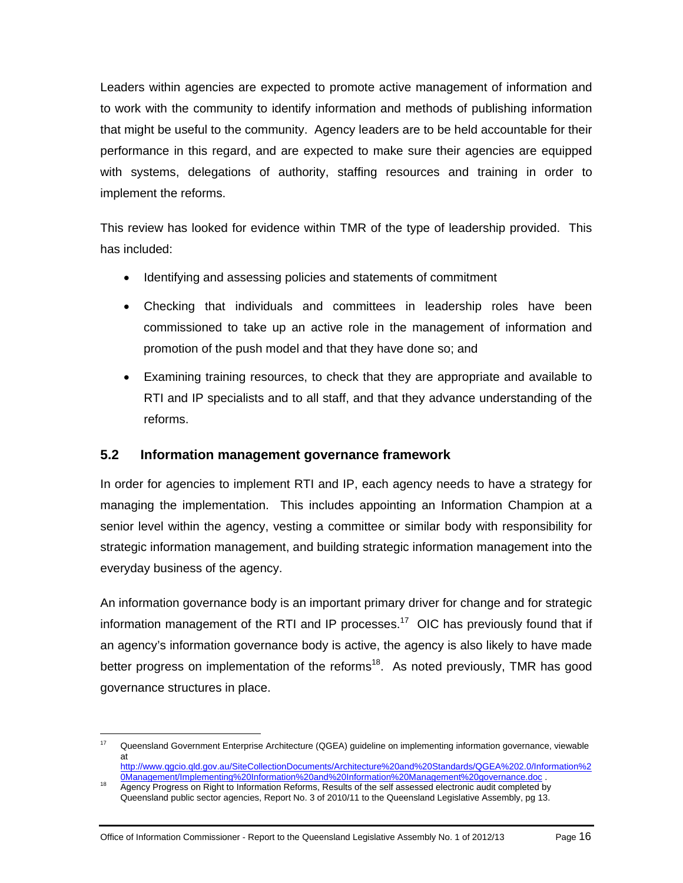Leaders within agencies are expected to promote active management of information and to work with the community to identify information and methods of publishing information that might be useful to the community. Agency leaders are to be held accountable for their performance in this regard, and are expected to make sure their agencies are equipped with systems, delegations of authority, staffing resources and training in order to implement the reforms.

This review has looked for evidence within TMR of the type of leadership provided. This has included:

- Identifying and assessing policies and statements of commitment
- Checking that individuals and committees in leadership roles have been commissioned to take up an active role in the management of information and promotion of the push model and that they have done so; and
- Examining training resources, to check that they are appropriate and available to RTI and IP specialists and to all staff, and that they advance understanding of the reforms.

## 5.2 Information management governance framework

In order for agencies to implement RTI and IP, each agency needs to have a strategy for managing the implementation. This includes appointing an Information Champion at a senior level within the agency, vesting a committee or similar body with responsibility for strategic information management, and building strategic information management into the everyday business of the agency.

An information governance body is an important primary driver for change and for strategic information management of the RTI and IP processes.[17] OIC has previously found that if an agency's information governance body is active, the agency is also likely to have made better progress on implementation of the reforms[18]. As noted previously, TMR has good governance structures in place.

---

[17] Queensland Government Enterprise Architecture (QGEA) guideline on implementing information governance, viewable at http://www.qgcio.qld.gov.au/SiteCollectionDocuments/Architecture%20and%20Standards/QGEA%202.0/Information%20Management/Implementing%20Information%20and%20Information%20Management%20governance.doc .

[18] Agency Progress on Right to Information Reforms, Results of the self assessed electronic audit completed by Queensland public sector agencies, Report No. 3 of 2010/11 to the Queensland Legislative Assembly, pg 13.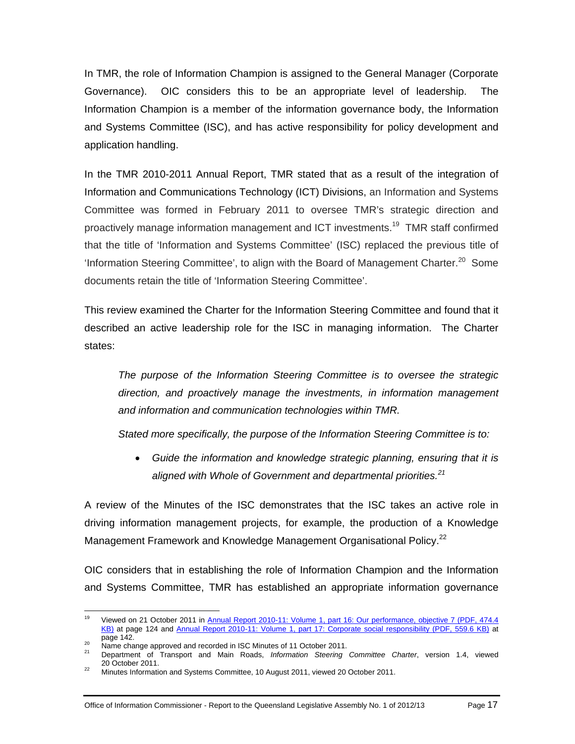In TMR, the role of Information Champion is assigned to the General Manager (Corporate Governance). OIC considers this to be an appropriate level of leadership. The Information Champion is a member of the information governance body, the Information and Systems Committee (ISC), and has active responsibility for policy development and application handling.

In the TMR 2010-2011 Annual Report, TMR stated that as a result of the integration of Information and Communications Technology (ICT) Divisions, an Information and Systems Committee was formed in February 2011 to oversee TMR's strategic direction and proactively manage information management and ICT investments.[19] TMR staff confirmed that the title of 'Information and Systems Committee' (ISC) replaced the previous title of 'Information Steering Committee', to align with the Board of Management Charter.[20] Some documents retain the title of 'Information Steering Committee'.

This review examined the Charter for the Information Steering Committee and found that it described an active leadership role for the ISC in managing information. The Charter states:

> *The purpose of the Information Steering Committee is to oversee the strategic direction, and proactively manage the investments, in information management and information and communication technologies within TMR.*
>
> *Stated more specifically, the purpose of the Information Steering Committee is to:*
>
> - *Guide the information and knowledge strategic planning, ensuring that it is aligned with Whole of Government and departmental priorities.*[21]

A review of the Minutes of the ISC demonstrates that the ISC takes an active role in driving information management projects, for example, the production of a Knowledge Management Framework and Knowledge Management Organisational Policy.[22]

OIC considers that in establishing the role of Information Champion and the Information and Systems Committee, TMR has established an appropriate information governance

---

[19] Viewed on 21 October 2011 in Annual Report 2010-11: Volume 1, part 16: Our performance, objective 7 (PDF, 474.4 KB) at page 124 and Annual Report 2010-11: Volume 1, part 17: Corporate social responsibility (PDF, 559.6 KB) at page 142.

[20] Name change approved and recorded in ISC Minutes of 11 October 2011.

[21] Department of Transport and Main Roads, *Information Steering Committee Charter*, version 1.4, viewed 20 October 2011.

[22] Minutes Information and Systems Committee, 10 August 2011, viewed 20 October 2011.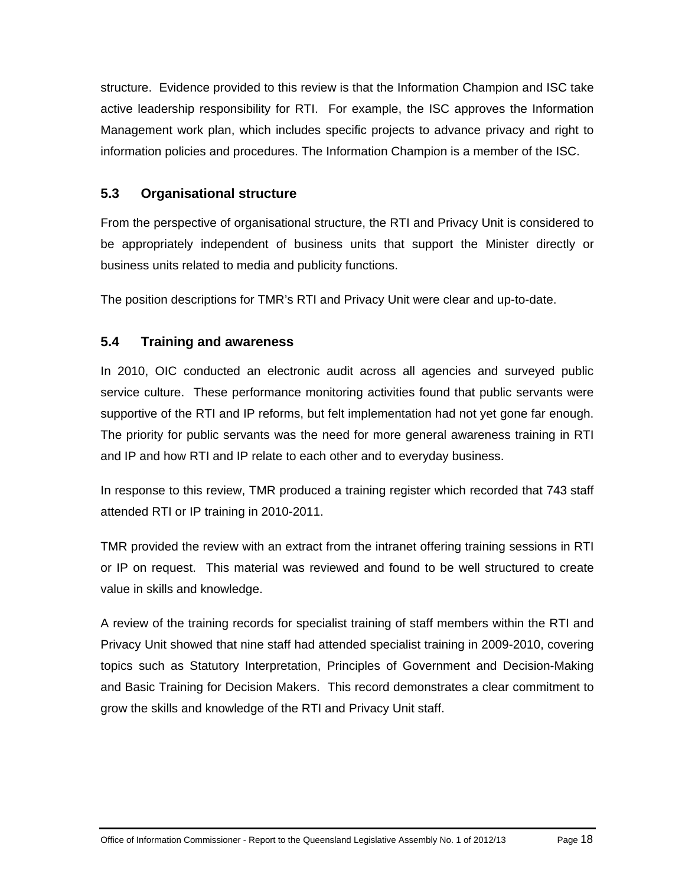structure. Evidence provided to this review is that the Information Champion and ISC take active leadership responsibility for RTI. For example, the ISC approves the Information Management work plan, which includes specific projects to advance privacy and right to information policies and procedures. The Information Champion is a member of the ISC.

### 5.3 Organisational structure

From the perspective of organisational structure, the RTI and Privacy Unit is considered to be appropriately independent of business units that support the Minister directly or business units related to media and publicity functions.

The position descriptions for TMR's RTI and Privacy Unit were clear and up-to-date.

### 5.4 Training and awareness

In 2010, OIC conducted an electronic audit across all agencies and surveyed public service culture. These performance monitoring activities found that public servants were supportive of the RTI and IP reforms, but felt implementation had not yet gone far enough. The priority for public servants was the need for more general awareness training in RTI and IP and how RTI and IP relate to each other and to everyday business.

In response to this review, TMR produced a training register which recorded that 743 staff attended RTI or IP training in 2010-2011.

TMR provided the review with an extract from the intranet offering training sessions in RTI or IP on request. This material was reviewed and found to be well structured to create value in skills and knowledge.

A review of the training records for specialist training of staff members within the RTI and Privacy Unit showed that nine staff had attended specialist training in 2009-2010, covering topics such as Statutory Interpretation, Principles of Government and Decision-Making and Basic Training for Decision Makers. This record demonstrates a clear commitment to grow the skills and knowledge of the RTI and Privacy Unit staff.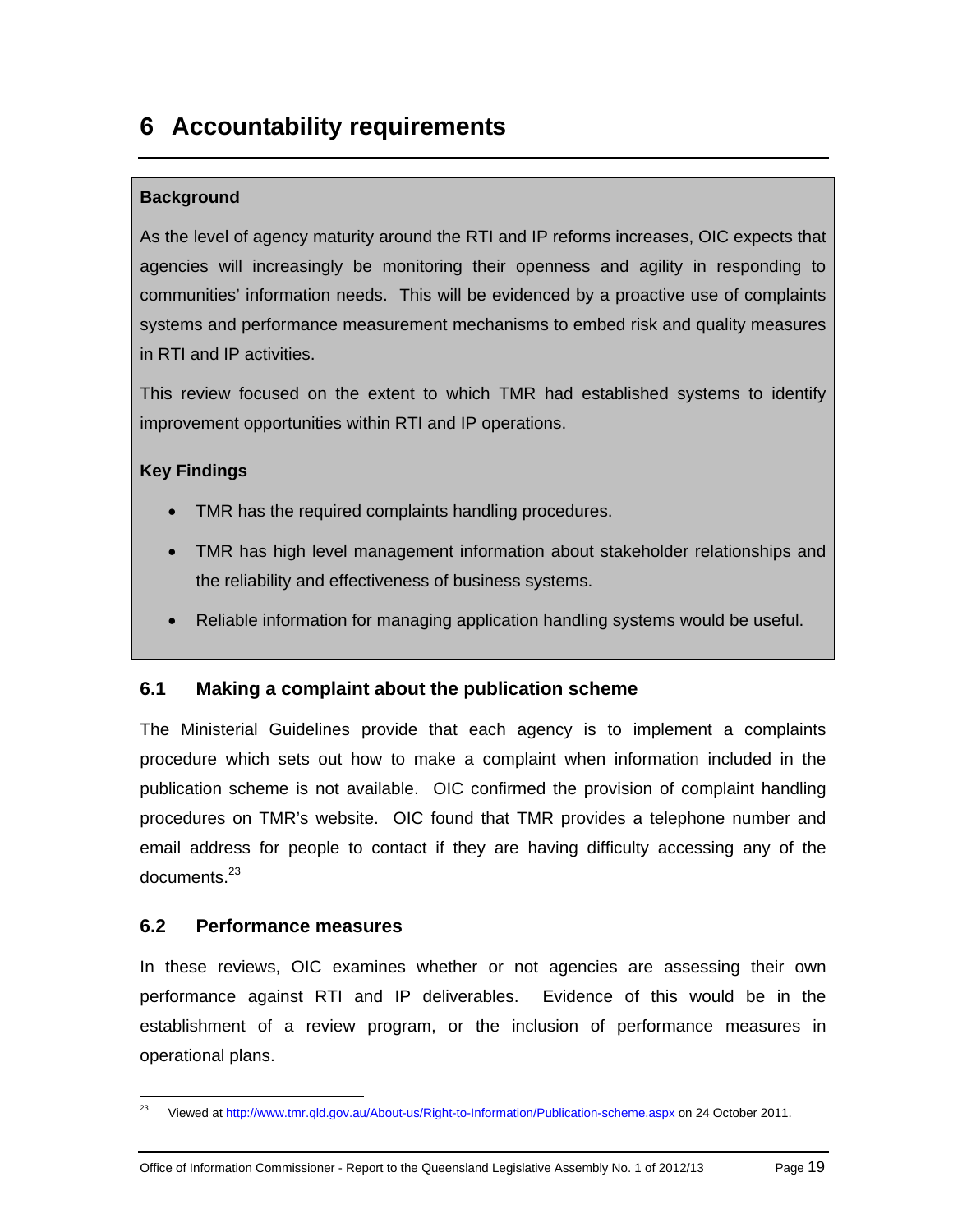# 6 Accountability requirements

**Background**

As the level of agency maturity around the RTI and IP reforms increases, OIC expects that agencies will increasingly be monitoring their openness and agility in responding to communities' information needs. This will be evidenced by a proactive use of complaints systems and performance measurement mechanisms to embed risk and quality measures in RTI and IP activities.

This review focused on the extent to which TMR had established systems to identify improvement opportunities within RTI and IP operations.

**Key Findings**

- TMR has the required complaints handling procedures.
- TMR has high level management information about stakeholder relationships and the reliability and effectiveness of business systems.
- Reliable information for managing application handling systems would be useful.

## 6.1 Making a complaint about the publication scheme

The Ministerial Guidelines provide that each agency is to implement a complaints procedure which sets out how to make a complaint when information included in the publication scheme is not available. OIC confirmed the provision of complaint handling procedures on TMR's website. OIC found that TMR provides a telephone number and email address for people to contact if they are having difficulty accessing any of the documents.[23]

## 6.2 Performance measures

In these reviews, OIC examines whether or not agencies are assessing their own performance against RTI and IP deliverables. Evidence of this would be in the establishment of a review program, or the inclusion of performance measures in operational plans.

---

[23] Viewed at http://www.tmr.qld.gov.au/About-us/Right-to-Information/Publication-scheme.aspx on 24 October 2011.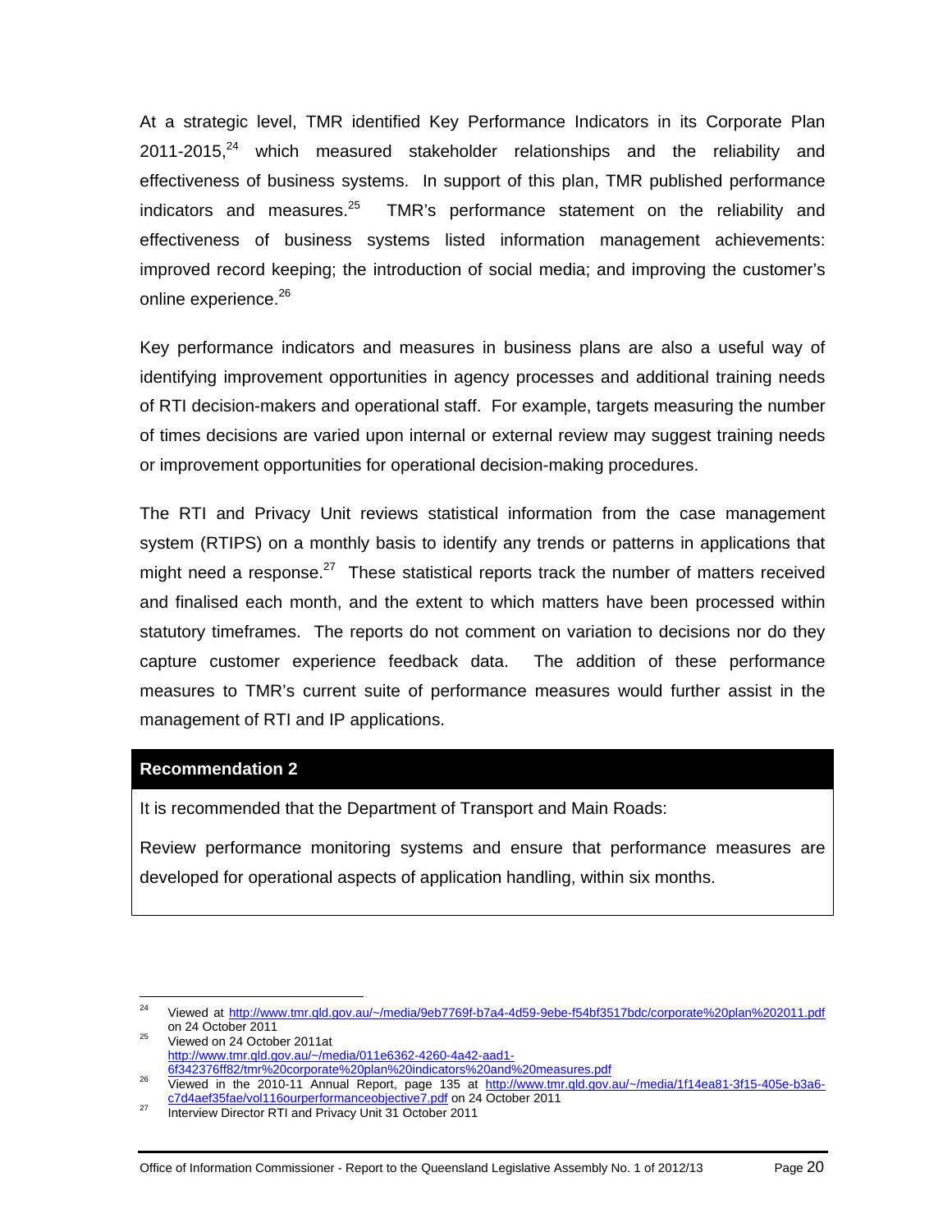At a strategic level, TMR identified Key Performance Indicators in its Corporate Plan 2011-2015,[24] which measured stakeholder relationships and the reliability and effectiveness of business systems. In support of this plan, TMR published performance indicators and measures.[25] TMR's performance statement on the reliability and effectiveness of business systems listed information management achievements: improved record keeping; the introduction of social media; and improving the customer's online experience.[26]

Key performance indicators and measures in business plans are also a useful way of identifying improvement opportunities in agency processes and additional training needs of RTI decision-makers and operational staff. For example, targets measuring the number of times decisions are varied upon internal or external review may suggest training needs or improvement opportunities for operational decision-making procedures.

The RTI and Privacy Unit reviews statistical information from the case management system (RTIPS) on a monthly basis to identify any trends or patterns in applications that might need a response.[27] These statistical reports track the number of matters received and finalised each month, and the extent to which matters have been processed within statutory timeframes. The reports do not comment on variation to decisions nor do they capture customer experience feedback data. The addition of these performance measures to TMR's current suite of performance measures would further assist in the management of RTI and IP applications.

**Recommendation 2**

It is recommended that the Department of Transport and Main Roads:

Review performance monitoring systems and ensure that performance measures are developed for operational aspects of application handling, within six months.

---

[24] Viewed at http://www.tmr.qld.gov.au/~/media/9eb7769f-b7a4-4d59-9ebe-f54bf3517bdc/corporate%20plan%202011.pdf on 24 October 2011

[25] Viewed on 24 October 2011at http://www.tmr.qld.gov.au/~/media/011e6362-4260-4a42-aad1-6f342376ff82/tmr%20corporate%20plan%20indicators%20and%20measures.pdf

[26] Viewed in the 2010-11 Annual Report, page 135 at http://www.tmr.qld.gov.au/~/media/1f14ea81-3f15-405e-b3a6-c7d4aef35fae/vol116ourperformanceobjective7.pdf on 24 October 2011

[27] Interview Director RTI and Privacy Unit 31 October 2011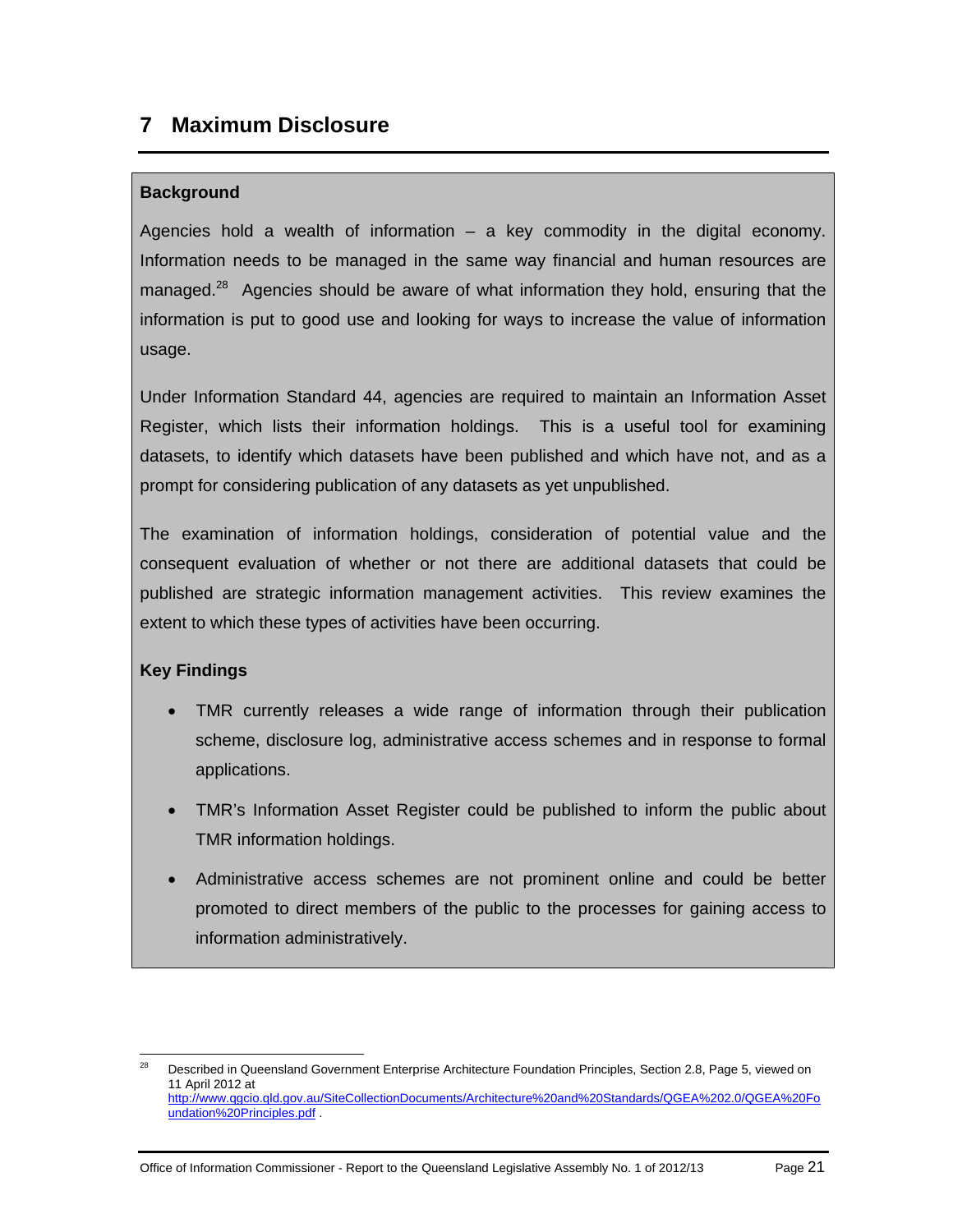# 7 Maximum Disclosure

**Background**

Agencies hold a wealth of information – a key commodity in the digital economy. Information needs to be managed in the same way financial and human resources are managed.[28] Agencies should be aware of what information they hold, ensuring that the information is put to good use and looking for ways to increase the value of information usage.

Under Information Standard 44, agencies are required to maintain an Information Asset Register, which lists their information holdings. This is a useful tool for examining datasets, to identify which datasets have been published and which have not, and as a prompt for considering publication of any datasets as yet unpublished.

The examination of information holdings, consideration of potential value and the consequent evaluation of whether or not there are additional datasets that could be published are strategic information management activities. This review examines the extent to which these types of activities have been occurring.

**Key Findings**

- TMR currently releases a wide range of information through their publication scheme, disclosure log, administrative access schemes and in response to formal applications.
- TMR's Information Asset Register could be published to inform the public about TMR information holdings.
- Administrative access schemes are not prominent online and could be better promoted to direct members of the public to the processes for gaining access to information administratively.

[28] Described in Queensland Government Enterprise Architecture Foundation Principles, Section 2.8, Page 5, viewed on 11 April 2012 at http://www.qgcio.qld.gov.au/SiteCollectionDocuments/Architecture%20and%20Standards/QGEA%202.0/QGEA%20Foundation%20Principles.pdf .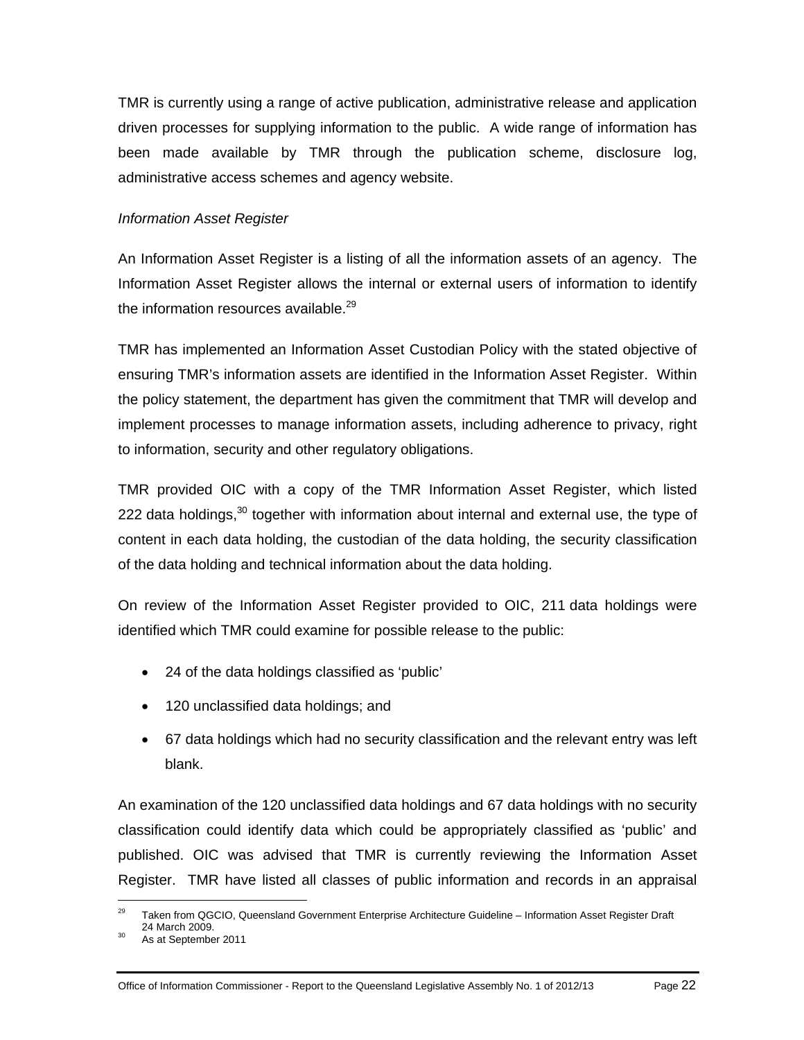TMR is currently using a range of active publication, administrative release and application driven processes for supplying information to the public. A wide range of information has been made available by TMR through the publication scheme, disclosure log, administrative access schemes and agency website.

*Information Asset Register*

An Information Asset Register is a listing of all the information assets of an agency. The Information Asset Register allows the internal or external users of information to identify the information resources available.[29]

TMR has implemented an Information Asset Custodian Policy with the stated objective of ensuring TMR's information assets are identified in the Information Asset Register. Within the policy statement, the department has given the commitment that TMR will develop and implement processes to manage information assets, including adherence to privacy, right to information, security and other regulatory obligations.

TMR provided OIC with a copy of the TMR Information Asset Register, which listed 222 data holdings,[30] together with information about internal and external use, the type of content in each data holding, the custodian of the data holding, the security classification of the data holding and technical information about the data holding.

On review of the Information Asset Register provided to OIC, 211 data holdings were identified which TMR could examine for possible release to the public:

- 24 of the data holdings classified as 'public'
- 120 unclassified data holdings; and
- 67 data holdings which had no security classification and the relevant entry was left blank.

An examination of the 120 unclassified data holdings and 67 data holdings with no security classification could identify data which could be appropriately classified as 'public' and published. OIC was advised that TMR is currently reviewing the Information Asset Register. TMR have listed all classes of public information and records in an appraisal

[29] Taken from QGCIO, Queensland Government Enterprise Architecture Guideline – Information Asset Register Draft 24 March 2009.

[30] As at September 2011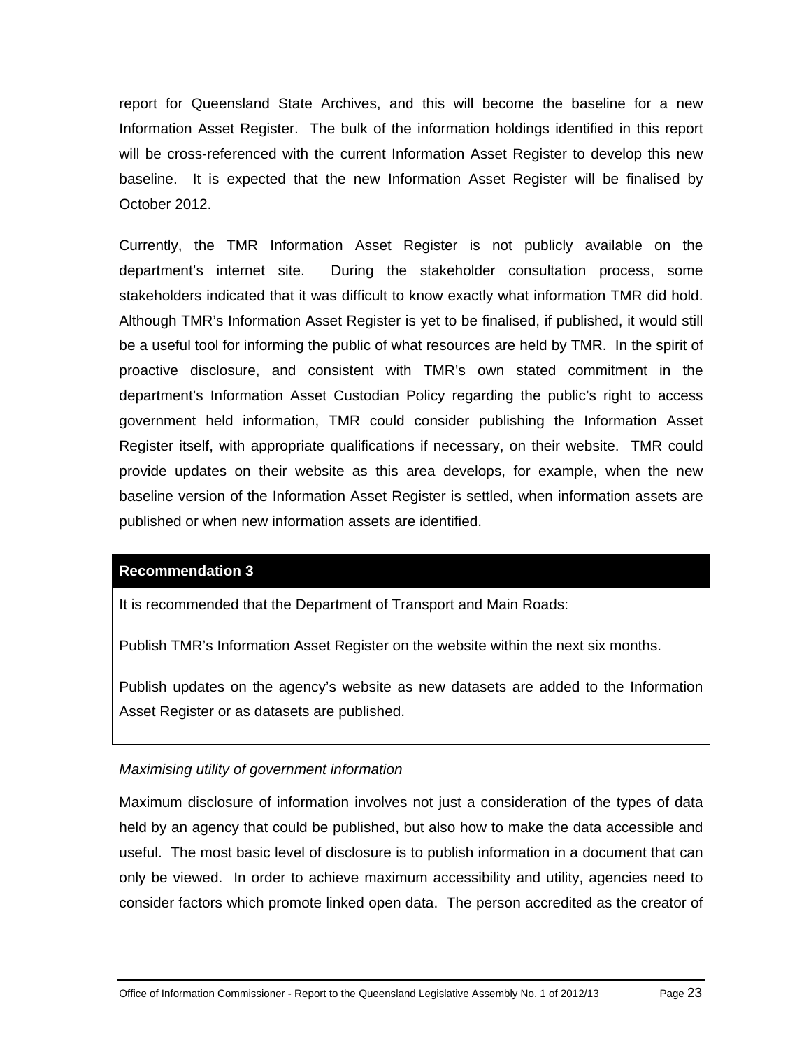report for Queensland State Archives, and this will become the baseline for a new Information Asset Register. The bulk of the information holdings identified in this report will be cross-referenced with the current Information Asset Register to develop this new baseline. It is expected that the new Information Asset Register will be finalised by October 2012.

Currently, the TMR Information Asset Register is not publicly available on the department's internet site. During the stakeholder consultation process, some stakeholders indicated that it was difficult to know exactly what information TMR did hold. Although TMR's Information Asset Register is yet to be finalised, if published, it would still be a useful tool for informing the public of what resources are held by TMR. In the spirit of proactive disclosure, and consistent with TMR's own stated commitment in the department's Information Asset Custodian Policy regarding the public's right to access government held information, TMR could consider publishing the Information Asset Register itself, with appropriate qualifications if necessary, on their website. TMR could provide updates on their website as this area develops, for example, when the new baseline version of the Information Asset Register is settled, when information assets are published or when new information assets are identified.

**Recommendation 3**

It is recommended that the Department of Transport and Main Roads:

Publish TMR's Information Asset Register on the website within the next six months.

Publish updates on the agency's website as new datasets are added to the Information Asset Register or as datasets are published.

*Maximising utility of government information*

Maximum disclosure of information involves not just a consideration of the types of data held by an agency that could be published, but also how to make the data accessible and useful. The most basic level of disclosure is to publish information in a document that can only be viewed. In order to achieve maximum accessibility and utility, agencies need to consider factors which promote linked open data. The person accredited as the creator of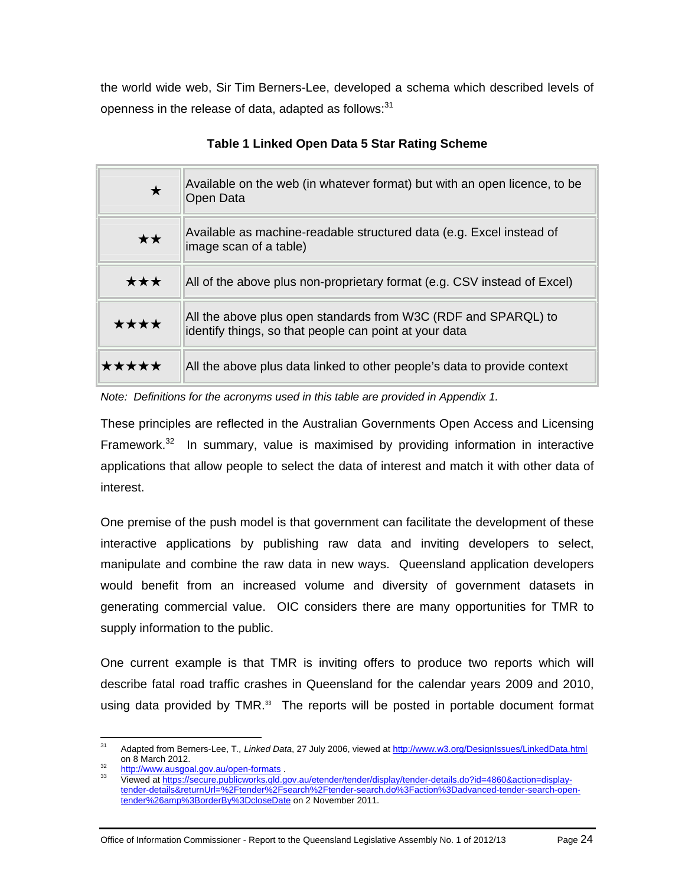the world wide web, Sir Tim Berners-Lee, developed a schema which described levels of openness in the release of data, adapted as follows:[31]

**Table 1 Linked Open Data 5 Star Rating Scheme**

| | |
|---|---|
| ★ | Available on the web (in whatever format) but with an open licence, to be Open Data |
| ★★ | Available as machine-readable structured data (e.g. Excel instead of image scan of a table) |
| ★★★ | All of the above plus non-proprietary format (e.g. CSV instead of Excel) |
| ★★★★ | All the above plus open standards from W3C (RDF and SPARQL) to identify things, so that people can point at your data |
| ★★★★★ | All the above plus data linked to other people's data to provide context |

*Note: Definitions for the acronyms used in this table are provided in Appendix 1.*

These principles are reflected in the Australian Governments Open Access and Licensing Framework.[32] In summary, value is maximised by providing information in interactive applications that allow people to select the data of interest and match it with other data of interest.

One premise of the push model is that government can facilitate the development of these interactive applications by publishing raw data and inviting developers to select, manipulate and combine the raw data in new ways. Queensland application developers would benefit from an increased volume and diversity of government datasets in generating commercial value. OIC considers there are many opportunities for TMR to supply information to the public.

One current example is that TMR is inviting offers to produce two reports which will describe fatal road traffic crashes in Queensland for the calendar years 2009 and 2010, using data provided by TMR.[33] The reports will be posted in portable document format

---

[31] Adapted from Berners-Lee, T., *Linked Data*, 27 July 2006, viewed at http://www.w3.org/DesignIssues/LinkedData.html on 8 March 2012.

[32] http://www.ausgoal.gov.au/open-formats .

[33] Viewed at https://secure.publicworks.qld.gov.au/etender/tender/display/tender-details.do?id=4860&action=display-tender-details&returnUrl=%2Ftender%2Fsearch%2Ftender-search.do%3Faction%3Dadvanced-tender-search-open-tender%26amp%3BorderBy%3DcloseDate on 2 November 2011.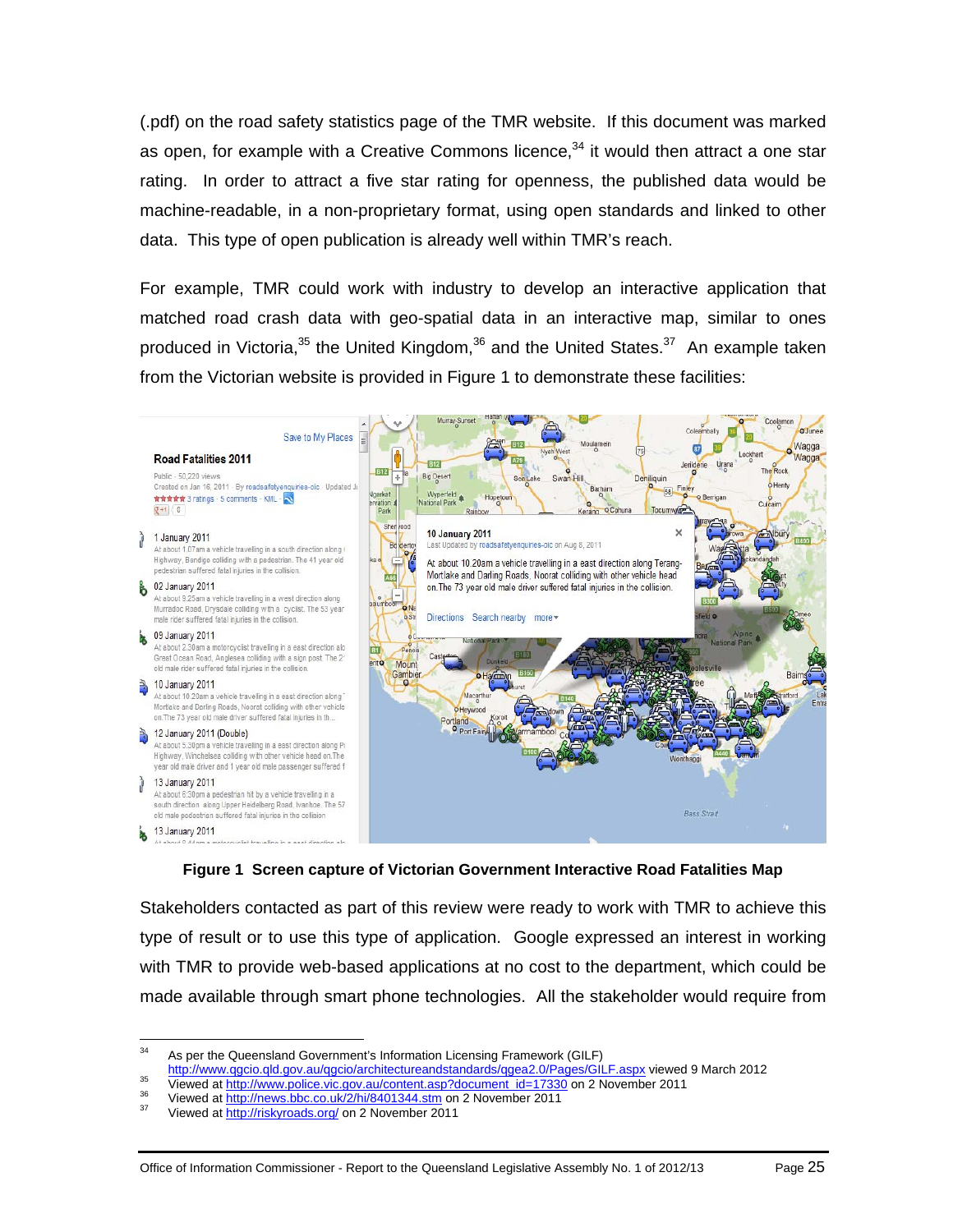(.pdf) on the road safety statistics page of the TMR website. If this document was marked as open, for example with a Creative Commons licence,[34] it would then attract a one star rating. In order to attract a five star rating for openness, the published data would be machine-readable, in a non-proprietary format, using open standards and linked to other data. This type of open publication is already well within TMR's reach.

For example, TMR could work with industry to develop an interactive application that matched road crash data with geo-spatial data in an interactive map, similar to ones produced in Victoria,[35] the United Kingdom,[36] and the United States.[37] An example taken from the Victorian website is provided in Figure 1 to demonstrate these facilities:

**Figure 1 Screen capture of Victorian Government Interactive Road Fatalities Map**

Stakeholders contacted as part of this review were ready to work with TMR to achieve this type of result or to use this type of application. Google expressed an interest in working with TMR to provide web-based applications at no cost to the department, which could be made available through smart phone technologies. All the stakeholder would require from

---

[34] As per the Queensland Government's Information Licensing Framework (GILF) http://www.qgcio.qld.gov.au/qgcio/architectureandstandards/qgea2.0/Pages/GILF.aspx viewed 9 March 2012

[35] Viewed at http://www.police.vic.gov.au/content.asp?document_id=17330 on 2 November 2011

[36] Viewed at http://news.bbc.co.uk/2/hi/8401344.stm on 2 November 2011

[37] Viewed at http://riskyroads.org/ on 2 November 2011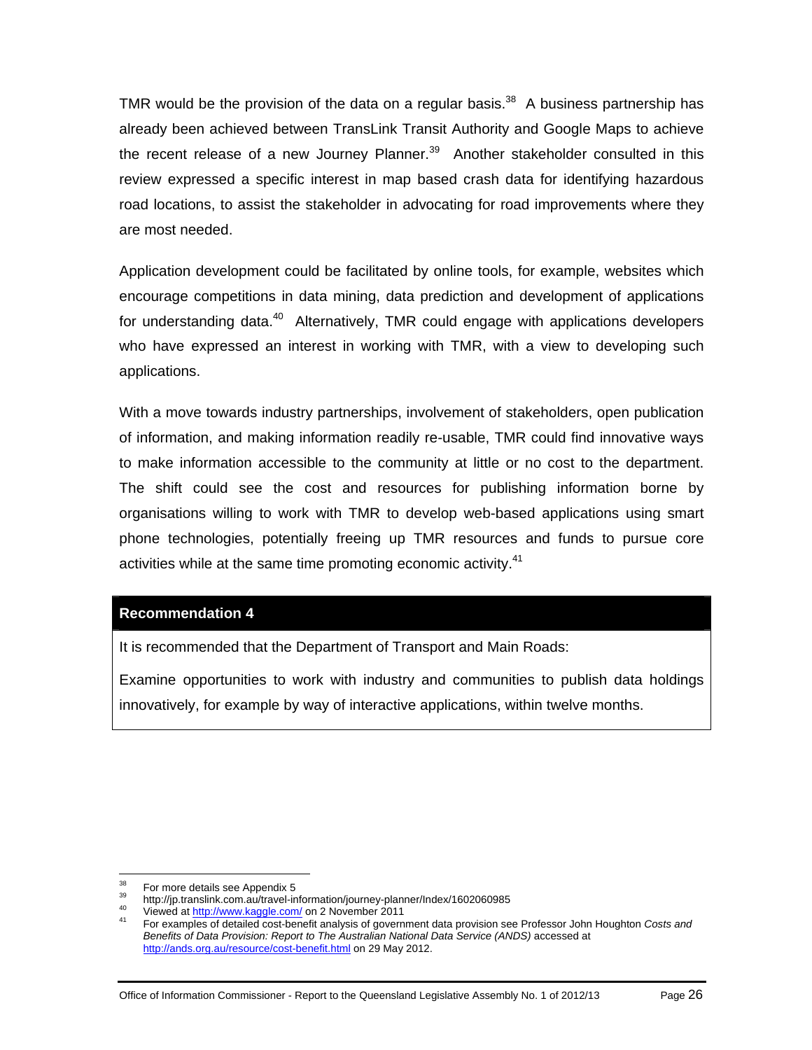TMR would be the provision of the data on a regular basis.[38] A business partnership has already been achieved between TransLink Transit Authority and Google Maps to achieve the recent release of a new Journey Planner.[39] Another stakeholder consulted in this review expressed a specific interest in map based crash data for identifying hazardous road locations, to assist the stakeholder in advocating for road improvements where they are most needed.

Application development could be facilitated by online tools, for example, websites which encourage competitions in data mining, data prediction and development of applications for understanding data.[40] Alternatively, TMR could engage with applications developers who have expressed an interest in working with TMR, with a view to developing such applications.

With a move towards industry partnerships, involvement of stakeholders, open publication of information, and making information readily re-usable, TMR could find innovative ways to make information accessible to the community at little or no cost to the department. The shift could see the cost and resources for publishing information borne by organisations willing to work with TMR to develop web-based applications using smart phone technologies, potentially freeing up TMR resources and funds to pursue core activities while at the same time promoting economic activity.[41]

**Recommendation 4**

It is recommended that the Department of Transport and Main Roads:

Examine opportunities to work with industry and communities to publish data holdings innovatively, for example by way of interactive applications, within twelve months.

---

[38] For more details see Appendix 5

[39] http://jp.translink.com.au/travel-information/journey-planner/Index/1602060985

[40] Viewed at http://www.kaggle.com/ on 2 November 2011

[41] For examples of detailed cost-benefit analysis of government data provision see Professor John Houghton *Costs and Benefits of Data Provision: Report to The Australian National Data Service (ANDS)* accessed at http://ands.org.au/resource/cost-benefit.html on 29 May 2012.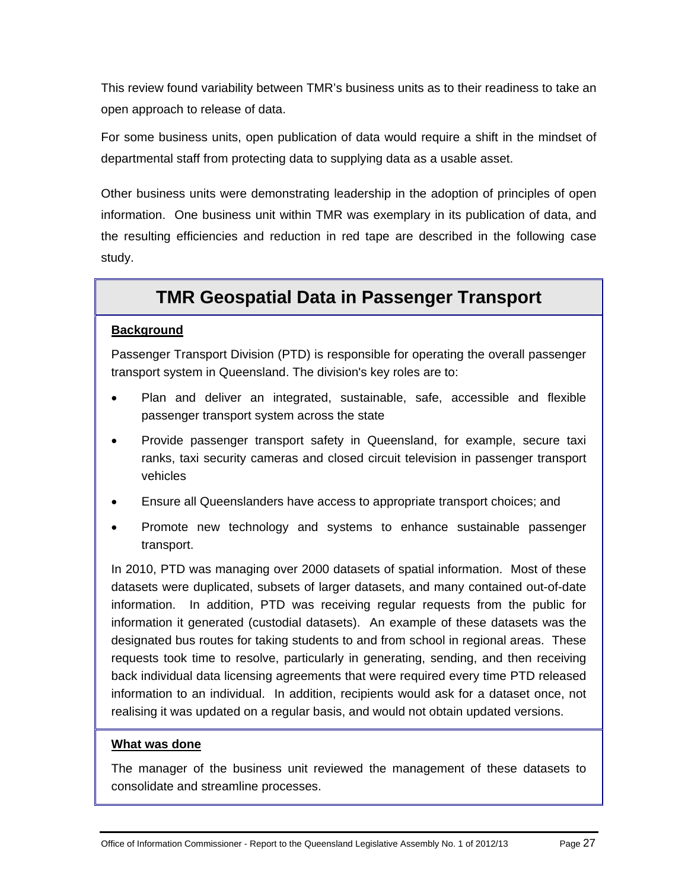This review found variability between TMR's business units as to their readiness to take an open approach to release of data.

For some business units, open publication of data would require a shift in the mindset of departmental staff from protecting data to supplying data as a usable asset.

Other business units were demonstrating leadership in the adoption of principles of open information. One business unit within TMR was exemplary in its publication of data, and the resulting efficiencies and reduction in red tape are described in the following case study.

## TMR Geospatial Data in Passenger Transport

**Background**

Passenger Transport Division (PTD) is responsible for operating the overall passenger transport system in Queensland. The division's key roles are to:

- Plan and deliver an integrated, sustainable, safe, accessible and flexible passenger transport system across the state
- Provide passenger transport safety in Queensland, for example, secure taxi ranks, taxi security cameras and closed circuit television in passenger transport vehicles
- Ensure all Queenslanders have access to appropriate transport choices; and
- Promote new technology and systems to enhance sustainable passenger transport.

In 2010, PTD was managing over 2000 datasets of spatial information. Most of these datasets were duplicated, subsets of larger datasets, and many contained out-of-date information. In addition, PTD was receiving regular requests from the public for information it generated (custodial datasets). An example of these datasets was the designated bus routes for taking students to and from school in regional areas. These requests took time to resolve, particularly in generating, sending, and then receiving back individual data licensing agreements that were required every time PTD released information to an individual. In addition, recipients would ask for a dataset once, not realising it was updated on a regular basis, and would not obtain updated versions.

**What was done**

The manager of the business unit reviewed the management of these datasets to consolidate and streamline processes.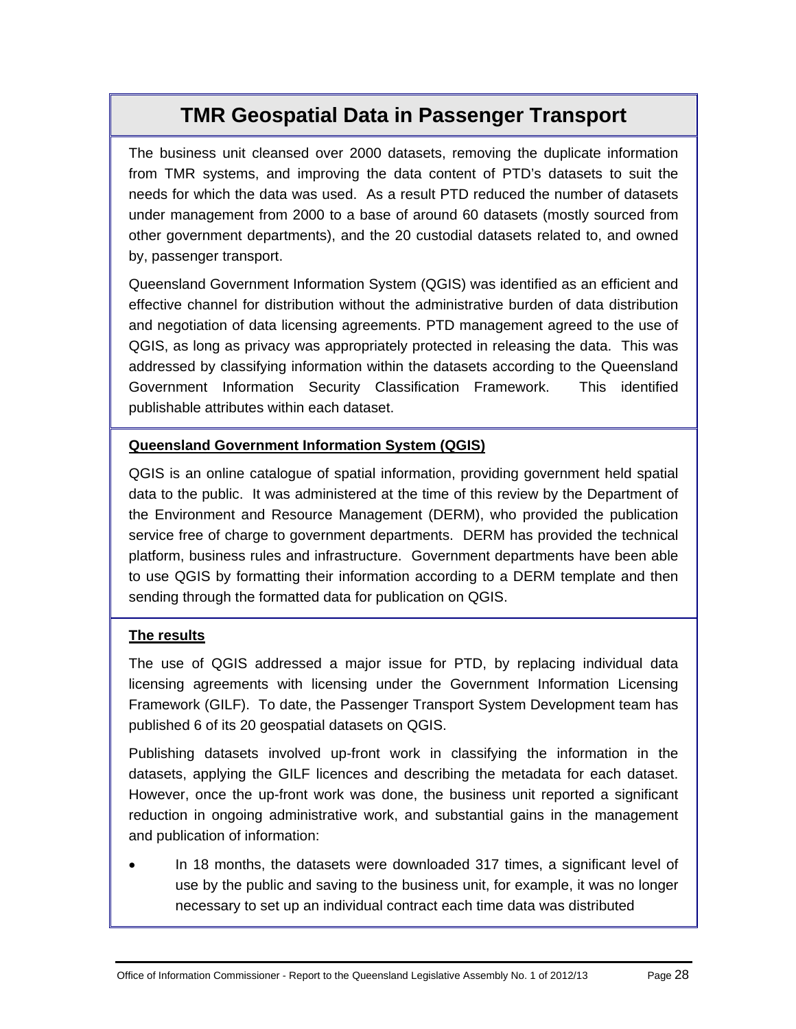## TMR Geospatial Data in Passenger Transport

The business unit cleansed over 2000 datasets, removing the duplicate information from TMR systems, and improving the data content of PTD's datasets to suit the needs for which the data was used. As a result PTD reduced the number of datasets under management from 2000 to a base of around 60 datasets (mostly sourced from other government departments), and the 20 custodial datasets related to, and owned by, passenger transport.

Queensland Government Information System (QGIS) was identified as an efficient and effective channel for distribution without the administrative burden of data distribution and negotiation of data licensing agreements. PTD management agreed to the use of QGIS, as long as privacy was appropriately protected in releasing the data. This was addressed by classifying information within the datasets according to the Queensland Government Information Security Classification Framework. This identified publishable attributes within each dataset.

**Queensland Government Information System (QGIS)**

QGIS is an online catalogue of spatial information, providing government held spatial data to the public. It was administered at the time of this review by the Department of the Environment and Resource Management (DERM), who provided the publication service free of charge to government departments. DERM has provided the technical platform, business rules and infrastructure. Government departments have been able to use QGIS by formatting their information according to a DERM template and then sending through the formatted data for publication on QGIS.

**The results**

The use of QGIS addressed a major issue for PTD, by replacing individual data licensing agreements with licensing under the Government Information Licensing Framework (GILF). To date, the Passenger Transport System Development team has published 6 of its 20 geospatial datasets on QGIS.

Publishing datasets involved up-front work in classifying the information in the datasets, applying the GILF licences and describing the metadata for each dataset. However, once the up-front work was done, the business unit reported a significant reduction in ongoing administrative work, and substantial gains in the management and publication of information:

- In 18 months, the datasets were downloaded 317 times, a significant level of use by the public and saving to the business unit, for example, it was no longer necessary to set up an individual contract each time data was distributed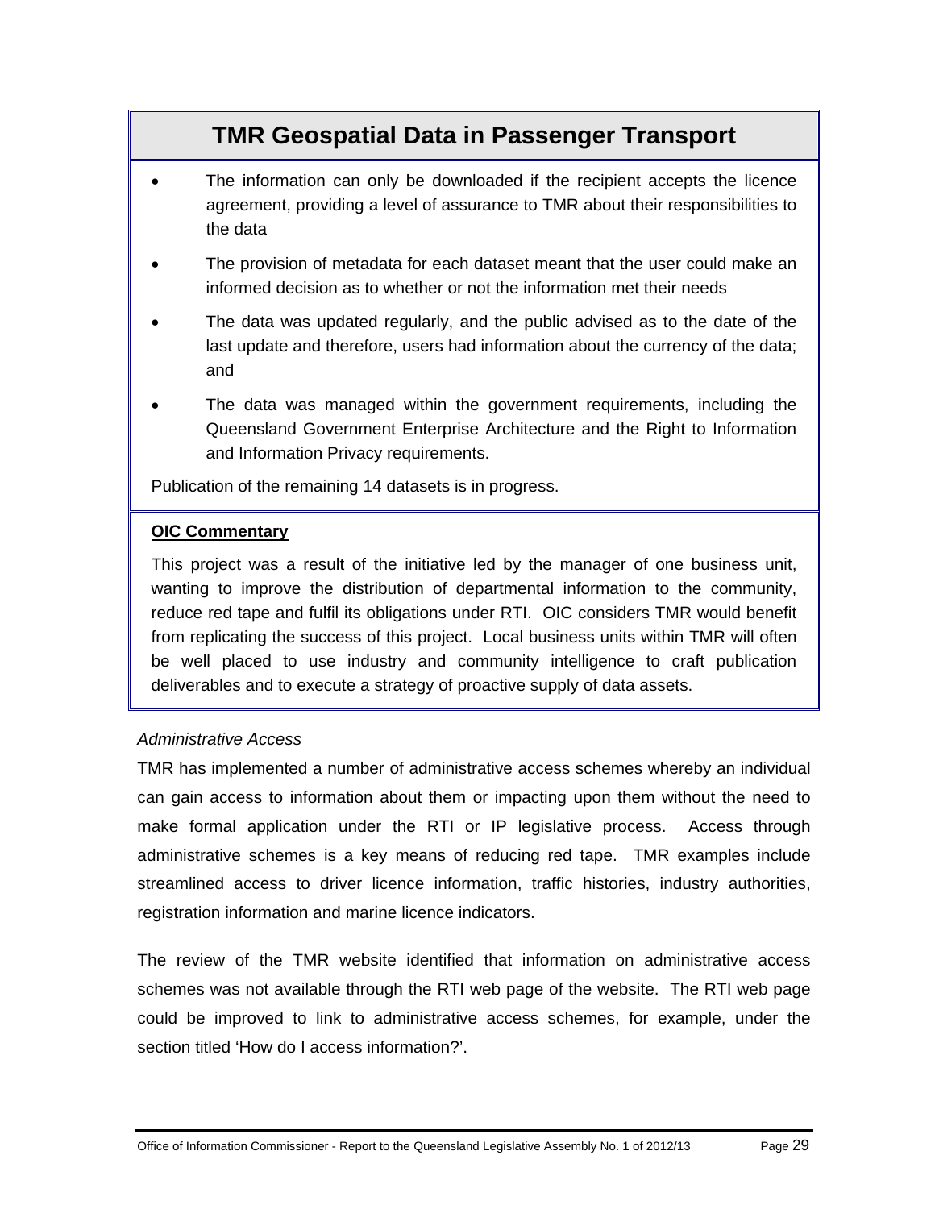## TMR Geospatial Data in Passenger Transport

- The information can only be downloaded if the recipient accepts the licence agreement, providing a level of assurance to TMR about their responsibilities to the data
- The provision of metadata for each dataset meant that the user could make an informed decision as to whether or not the information met their needs
- The data was updated regularly, and the public advised as to the date of the last update and therefore, users had information about the currency of the data; and
- The data was managed within the government requirements, including the Queensland Government Enterprise Architecture and the Right to Information and Information Privacy requirements.

Publication of the remaining 14 datasets is in progress.

**OIC Commentary**

This project was a result of the initiative led by the manager of one business unit, wanting to improve the distribution of departmental information to the community, reduce red tape and fulfil its obligations under RTI. OIC considers TMR would benefit from replicating the success of this project. Local business units within TMR will often be well placed to use industry and community intelligence to craft publication deliverables and to execute a strategy of proactive supply of data assets.

*Administrative Access*

TMR has implemented a number of administrative access schemes whereby an individual can gain access to information about them or impacting upon them without the need to make formal application under the RTI or IP legislative process. Access through administrative schemes is a key means of reducing red tape. TMR examples include streamlined access to driver licence information, traffic histories, industry authorities, registration information and marine licence indicators.

The review of the TMR website identified that information on administrative access schemes was not available through the RTI web page of the website. The RTI web page could be improved to link to administrative access schemes, for example, under the section titled 'How do I access information?'.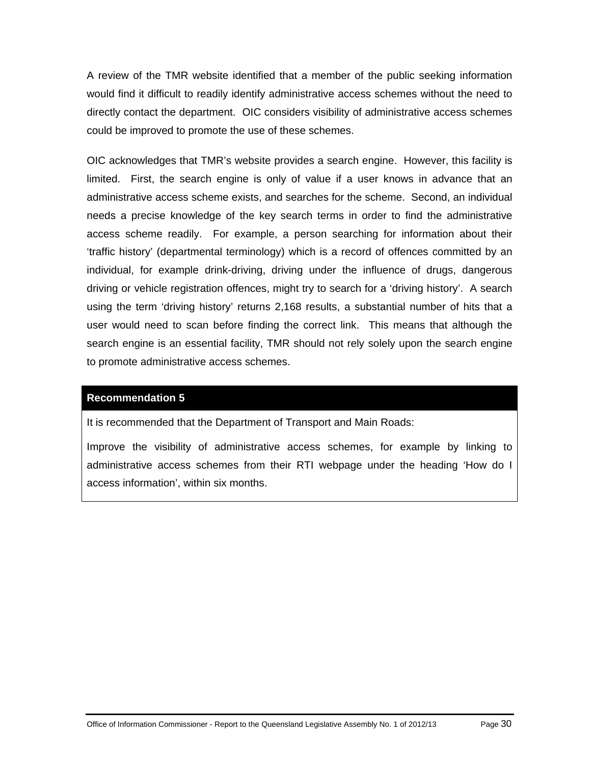A review of the TMR website identified that a member of the public seeking information would find it difficult to readily identify administrative access schemes without the need to directly contact the department. OIC considers visibility of administrative access schemes could be improved to promote the use of these schemes.

OIC acknowledges that TMR's website provides a search engine. However, this facility is limited. First, the search engine is only of value if a user knows in advance that an administrative access scheme exists, and searches for the scheme. Second, an individual needs a precise knowledge of the key search terms in order to find the administrative access scheme readily. For example, a person searching for information about their 'traffic history' (departmental terminology) which is a record of offences committed by an individual, for example drink-driving, driving under the influence of drugs, dangerous driving or vehicle registration offences, might try to search for a 'driving history'. A search using the term 'driving history' returns 2,168 results, a substantial number of hits that a user would need to scan before finding the correct link. This means that although the search engine is an essential facility, TMR should not rely solely upon the search engine to promote administrative access schemes.

| **Recommendation 5** |
|---|
| It is recommended that the Department of Transport and Main Roads:<br><br>Improve the visibility of administrative access schemes, for example by linking to administrative access schemes from their RTI webpage under the heading 'How do I access information', within six months. |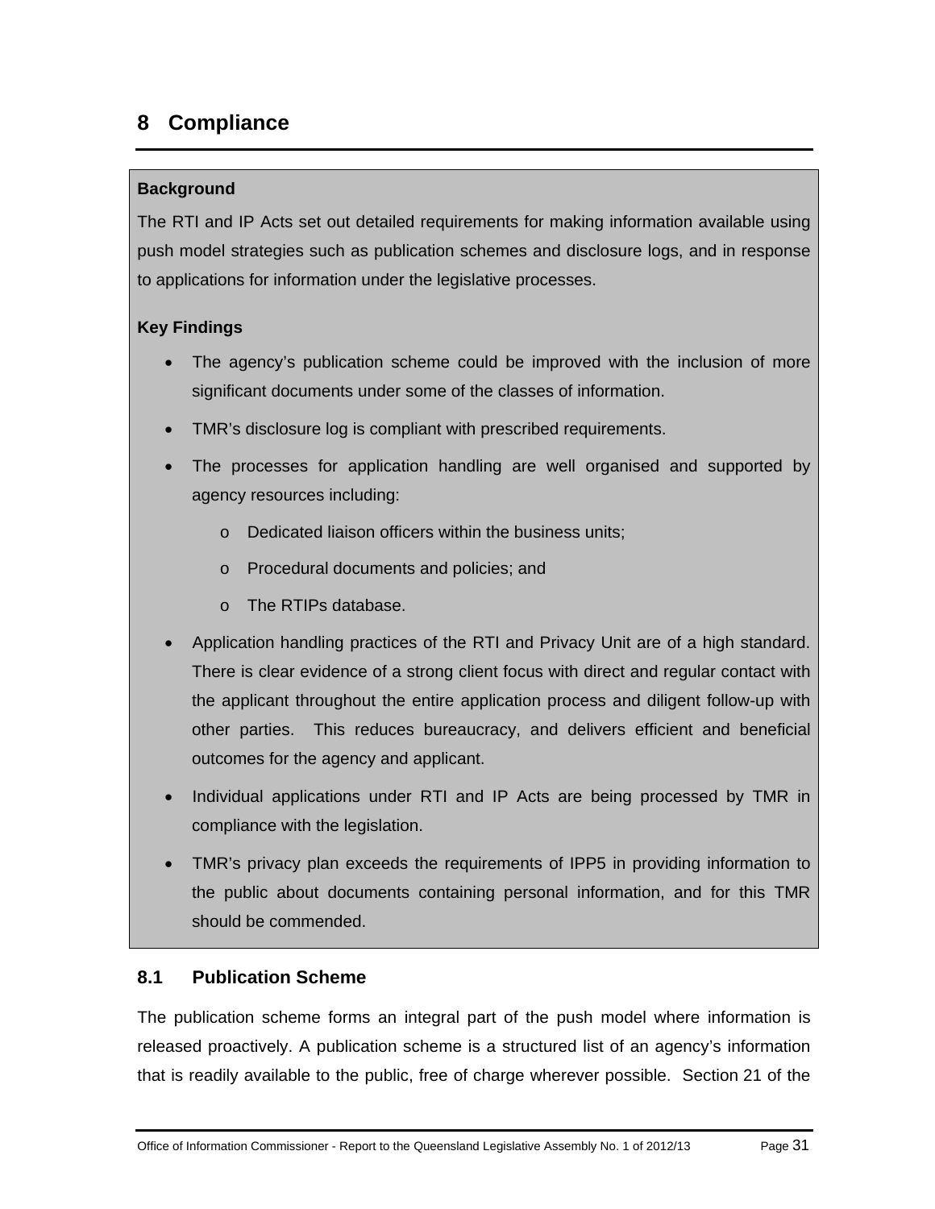# 8 Compliance

**Background**

The RTI and IP Acts set out detailed requirements for making information available using push model strategies such as publication schemes and disclosure logs, and in response to applications for information under the legislative processes.

**Key Findings**

- The agency's publication scheme could be improved with the inclusion of more significant documents under some of the classes of information.
- TMR's disclosure log is compliant with prescribed requirements.
- The processes for application handling are well organised and supported by agency resources including:
  - Dedicated liaison officers within the business units;
  - Procedural documents and policies; and
  - The RTIPs database.
- Application handling practices of the RTI and Privacy Unit are of a high standard. There is clear evidence of a strong client focus with direct and regular contact with the applicant throughout the entire application process and diligent follow-up with other parties. This reduces bureaucracy, and delivers efficient and beneficial outcomes for the agency and applicant.
- Individual applications under RTI and IP Acts are being processed by TMR in compliance with the legislation.
- TMR's privacy plan exceeds the requirements of IPP5 in providing information to the public about documents containing personal information, and for this TMR should be commended.

## 8.1 Publication Scheme

The publication scheme forms an integral part of the push model where information is released proactively. A publication scheme is a structured list of an agency's information that is readily available to the public, free of charge wherever possible. Section 21 of the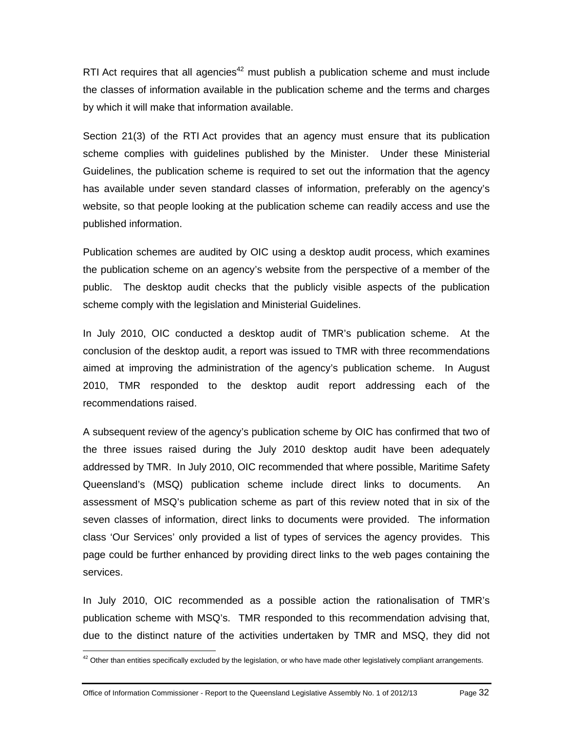RTI Act requires that all agencies[42] must publish a publication scheme and must include the classes of information available in the publication scheme and the terms and charges by which it will make that information available.

Section 21(3) of the RTI Act provides that an agency must ensure that its publication scheme complies with guidelines published by the Minister. Under these Ministerial Guidelines, the publication scheme is required to set out the information that the agency has available under seven standard classes of information, preferably on the agency's website, so that people looking at the publication scheme can readily access and use the published information.

Publication schemes are audited by OIC using a desktop audit process, which examines the publication scheme on an agency's website from the perspective of a member of the public. The desktop audit checks that the publicly visible aspects of the publication scheme comply with the legislation and Ministerial Guidelines.

In July 2010, OIC conducted a desktop audit of TMR's publication scheme. At the conclusion of the desktop audit, a report was issued to TMR with three recommendations aimed at improving the administration of the agency's publication scheme. In August 2010, TMR responded to the desktop audit report addressing each of the recommendations raised.

A subsequent review of the agency's publication scheme by OIC has confirmed that two of the three issues raised during the July 2010 desktop audit have been adequately addressed by TMR. In July 2010, OIC recommended that where possible, Maritime Safety Queensland's (MSQ) publication scheme include direct links to documents. An assessment of MSQ's publication scheme as part of this review noted that in six of the seven classes of information, direct links to documents were provided. The information class 'Our Services' only provided a list of types of services the agency provides. This page could be further enhanced by providing direct links to the web pages containing the services.

In July 2010, OIC recommended as a possible action the rationalisation of TMR's publication scheme with MSQ's. TMR responded to this recommendation advising that, due to the distinct nature of the activities undertaken by TMR and MSQ, they did not

[42] Other than entities specifically excluded by the legislation, or who have made other legislatively compliant arrangements.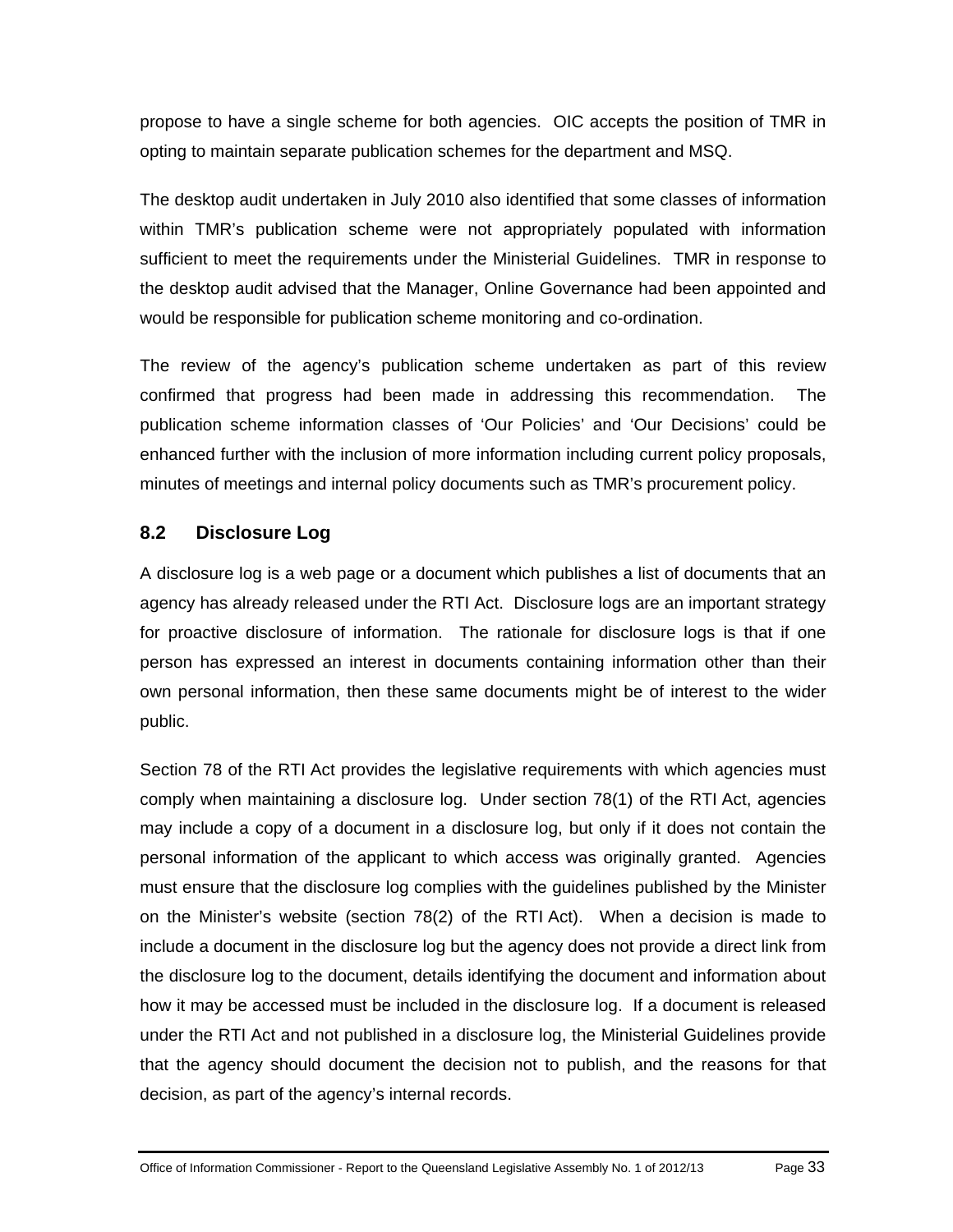propose to have a single scheme for both agencies. OIC accepts the position of TMR in opting to maintain separate publication schemes for the department and MSQ.

The desktop audit undertaken in July 2010 also identified that some classes of information within TMR's publication scheme were not appropriately populated with information sufficient to meet the requirements under the Ministerial Guidelines. TMR in response to the desktop audit advised that the Manager, Online Governance had been appointed and would be responsible for publication scheme monitoring and co-ordination.

The review of the agency's publication scheme undertaken as part of this review confirmed that progress had been made in addressing this recommendation. The publication scheme information classes of 'Our Policies' and 'Our Decisions' could be enhanced further with the inclusion of more information including current policy proposals, minutes of meetings and internal policy documents such as TMR's procurement policy.

## 8.2 Disclosure Log

A disclosure log is a web page or a document which publishes a list of documents that an agency has already released under the RTI Act. Disclosure logs are an important strategy for proactive disclosure of information. The rationale for disclosure logs is that if one person has expressed an interest in documents containing information other than their own personal information, then these same documents might be of interest to the wider public.

Section 78 of the RTI Act provides the legislative requirements with which agencies must comply when maintaining a disclosure log. Under section 78(1) of the RTI Act, agencies may include a copy of a document in a disclosure log, but only if it does not contain the personal information of the applicant to which access was originally granted. Agencies must ensure that the disclosure log complies with the guidelines published by the Minister on the Minister's website (section 78(2) of the RTI Act). When a decision is made to include a document in the disclosure log but the agency does not provide a direct link from the disclosure log to the document, details identifying the document and information about how it may be accessed must be included in the disclosure log. If a document is released under the RTI Act and not published in a disclosure log, the Ministerial Guidelines provide that the agency should document the decision not to publish, and the reasons for that decision, as part of the agency's internal records.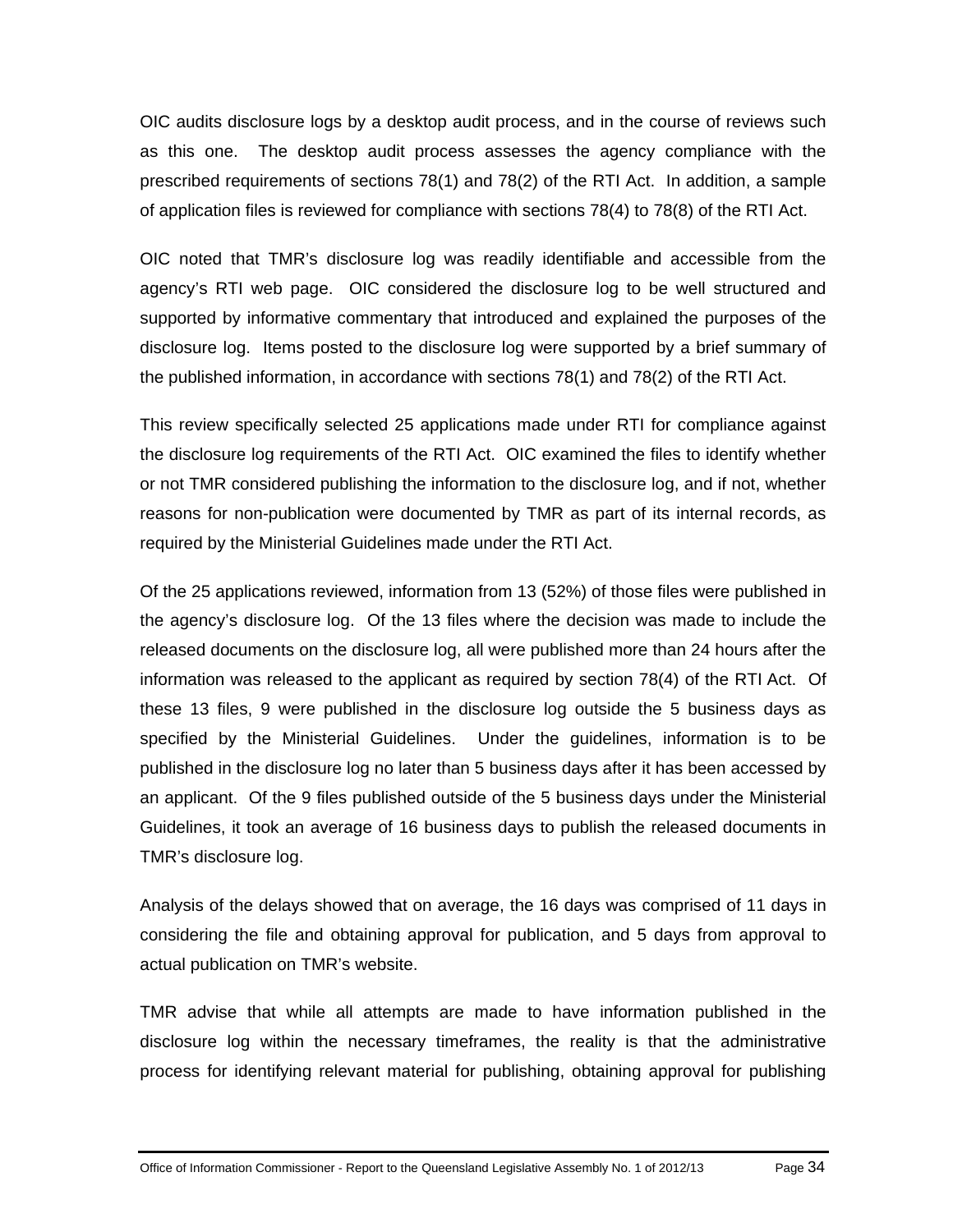OIC audits disclosure logs by a desktop audit process, and in the course of reviews such as this one. The desktop audit process assesses the agency compliance with the prescribed requirements of sections 78(1) and 78(2) of the RTI Act. In addition, a sample of application files is reviewed for compliance with sections 78(4) to 78(8) of the RTI Act.

OIC noted that TMR's disclosure log was readily identifiable and accessible from the agency's RTI web page. OIC considered the disclosure log to be well structured and supported by informative commentary that introduced and explained the purposes of the disclosure log. Items posted to the disclosure log were supported by a brief summary of the published information, in accordance with sections 78(1) and 78(2) of the RTI Act.

This review specifically selected 25 applications made under RTI for compliance against the disclosure log requirements of the RTI Act. OIC examined the files to identify whether or not TMR considered publishing the information to the disclosure log, and if not, whether reasons for non-publication were documented by TMR as part of its internal records, as required by the Ministerial Guidelines made under the RTI Act.

Of the 25 applications reviewed, information from 13 (52%) of those files were published in the agency's disclosure log. Of the 13 files where the decision was made to include the released documents on the disclosure log, all were published more than 24 hours after the information was released to the applicant as required by section 78(4) of the RTI Act. Of these 13 files, 9 were published in the disclosure log outside the 5 business days as specified by the Ministerial Guidelines. Under the guidelines, information is to be published in the disclosure log no later than 5 business days after it has been accessed by an applicant. Of the 9 files published outside of the 5 business days under the Ministerial Guidelines, it took an average of 16 business days to publish the released documents in TMR's disclosure log.

Analysis of the delays showed that on average, the 16 days was comprised of 11 days in considering the file and obtaining approval for publication, and 5 days from approval to actual publication on TMR's website.

TMR advise that while all attempts are made to have information published in the disclosure log within the necessary timeframes, the reality is that the administrative process for identifying relevant material for publishing, obtaining approval for publishing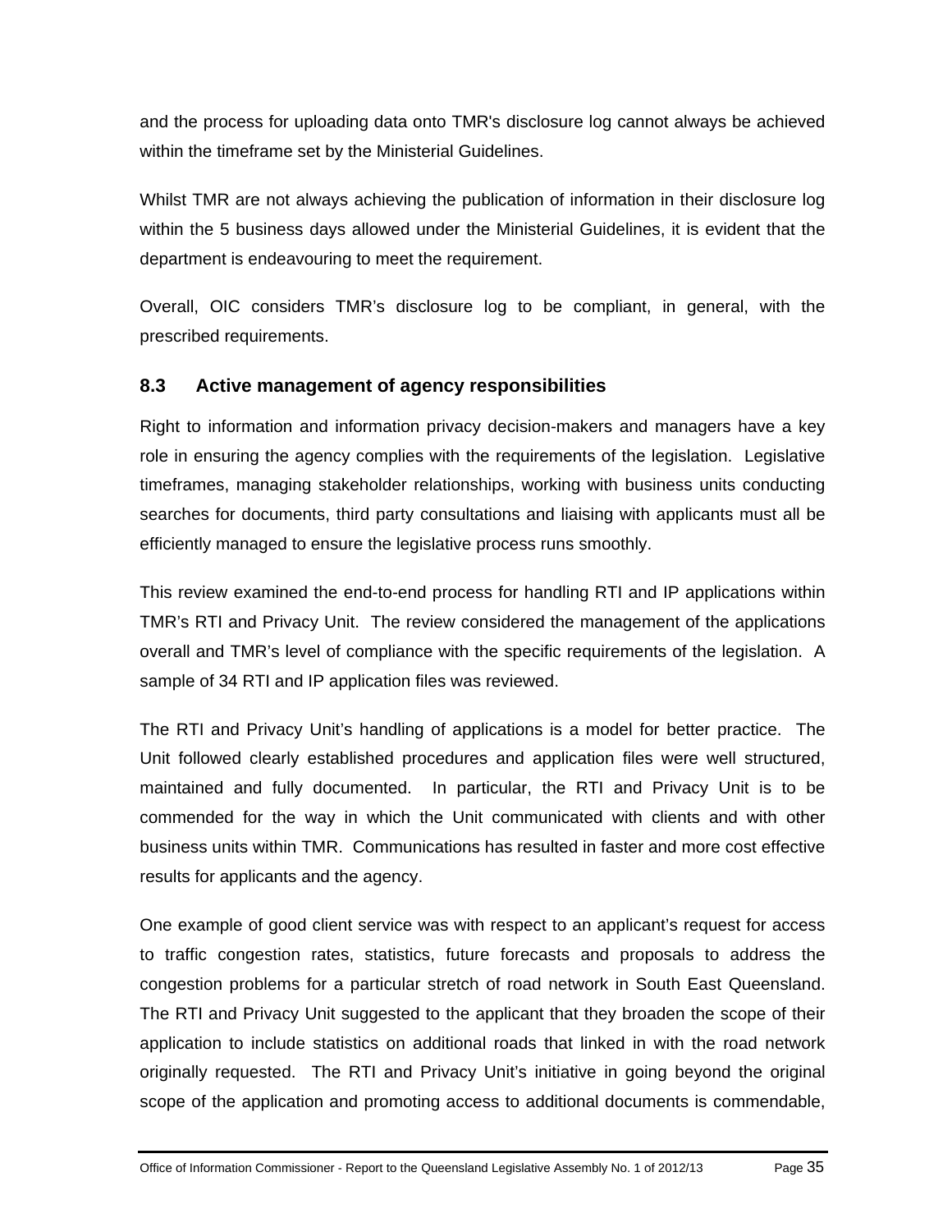and the process for uploading data onto TMR's disclosure log cannot always be achieved within the timeframe set by the Ministerial Guidelines.

Whilst TMR are not always achieving the publication of information in their disclosure log within the 5 business days allowed under the Ministerial Guidelines, it is evident that the department is endeavouring to meet the requirement.

Overall, OIC considers TMR's disclosure log to be compliant, in general, with the prescribed requirements.

### 8.3 Active management of agency responsibilities

Right to information and information privacy decision-makers and managers have a key role in ensuring the agency complies with the requirements of the legislation. Legislative timeframes, managing stakeholder relationships, working with business units conducting searches for documents, third party consultations and liaising with applicants must all be efficiently managed to ensure the legislative process runs smoothly.

This review examined the end-to-end process for handling RTI and IP applications within TMR's RTI and Privacy Unit. The review considered the management of the applications overall and TMR's level of compliance with the specific requirements of the legislation. A sample of 34 RTI and IP application files was reviewed.

The RTI and Privacy Unit's handling of applications is a model for better practice. The Unit followed clearly established procedures and application files were well structured, maintained and fully documented. In particular, the RTI and Privacy Unit is to be commended for the way in which the Unit communicated with clients and with other business units within TMR. Communications has resulted in faster and more cost effective results for applicants and the agency.

One example of good client service was with respect to an applicant's request for access to traffic congestion rates, statistics, future forecasts and proposals to address the congestion problems for a particular stretch of road network in South East Queensland. The RTI and Privacy Unit suggested to the applicant that they broaden the scope of their application to include statistics on additional roads that linked in with the road network originally requested. The RTI and Privacy Unit's initiative in going beyond the original scope of the application and promoting access to additional documents is commendable,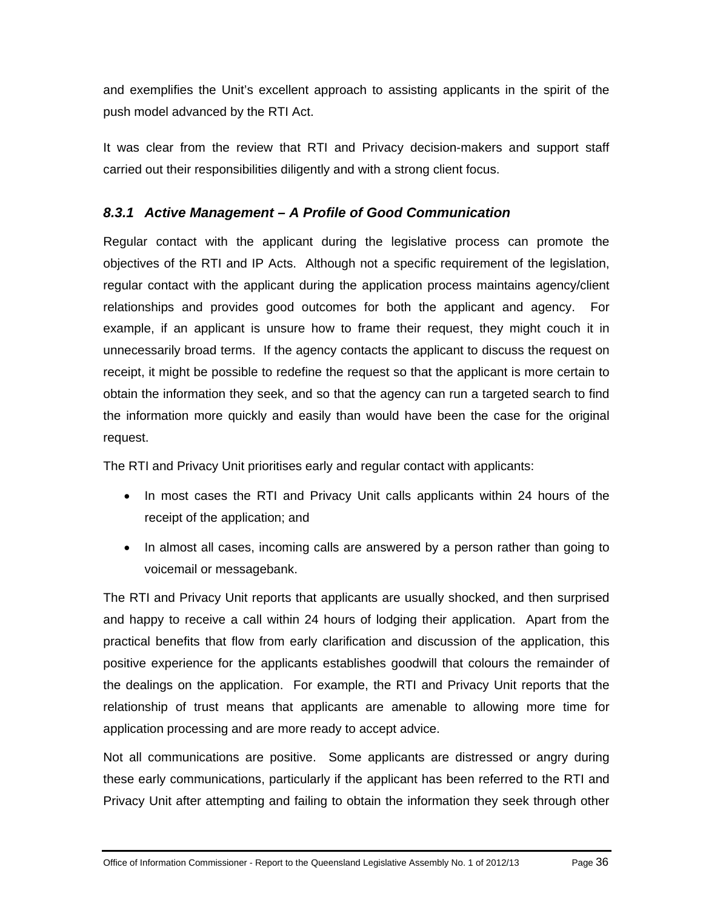and exemplifies the Unit's excellent approach to assisting applicants in the spirit of the push model advanced by the RTI Act.

It was clear from the review that RTI and Privacy decision-makers and support staff carried out their responsibilities diligently and with a strong client focus.

### *8.3.1 Active Management – A Profile of Good Communication*

Regular contact with the applicant during the legislative process can promote the objectives of the RTI and IP Acts. Although not a specific requirement of the legislation, regular contact with the applicant during the application process maintains agency/client relationships and provides good outcomes for both the applicant and agency. For example, if an applicant is unsure how to frame their request, they might couch it in unnecessarily broad terms. If the agency contacts the applicant to discuss the request on receipt, it might be possible to redefine the request so that the applicant is more certain to obtain the information they seek, and so that the agency can run a targeted search to find the information more quickly and easily than would have been the case for the original request.

The RTI and Privacy Unit prioritises early and regular contact with applicants:

- In most cases the RTI and Privacy Unit calls applicants within 24 hours of the receipt of the application; and
- In almost all cases, incoming calls are answered by a person rather than going to voicemail or messagebank.

The RTI and Privacy Unit reports that applicants are usually shocked, and then surprised and happy to receive a call within 24 hours of lodging their application. Apart from the practical benefits that flow from early clarification and discussion of the application, this positive experience for the applicants establishes goodwill that colours the remainder of the dealings on the application. For example, the RTI and Privacy Unit reports that the relationship of trust means that applicants are amenable to allowing more time for application processing and are more ready to accept advice.

Not all communications are positive. Some applicants are distressed or angry during these early communications, particularly if the applicant has been referred to the RTI and Privacy Unit after attempting and failing to obtain the information they seek through other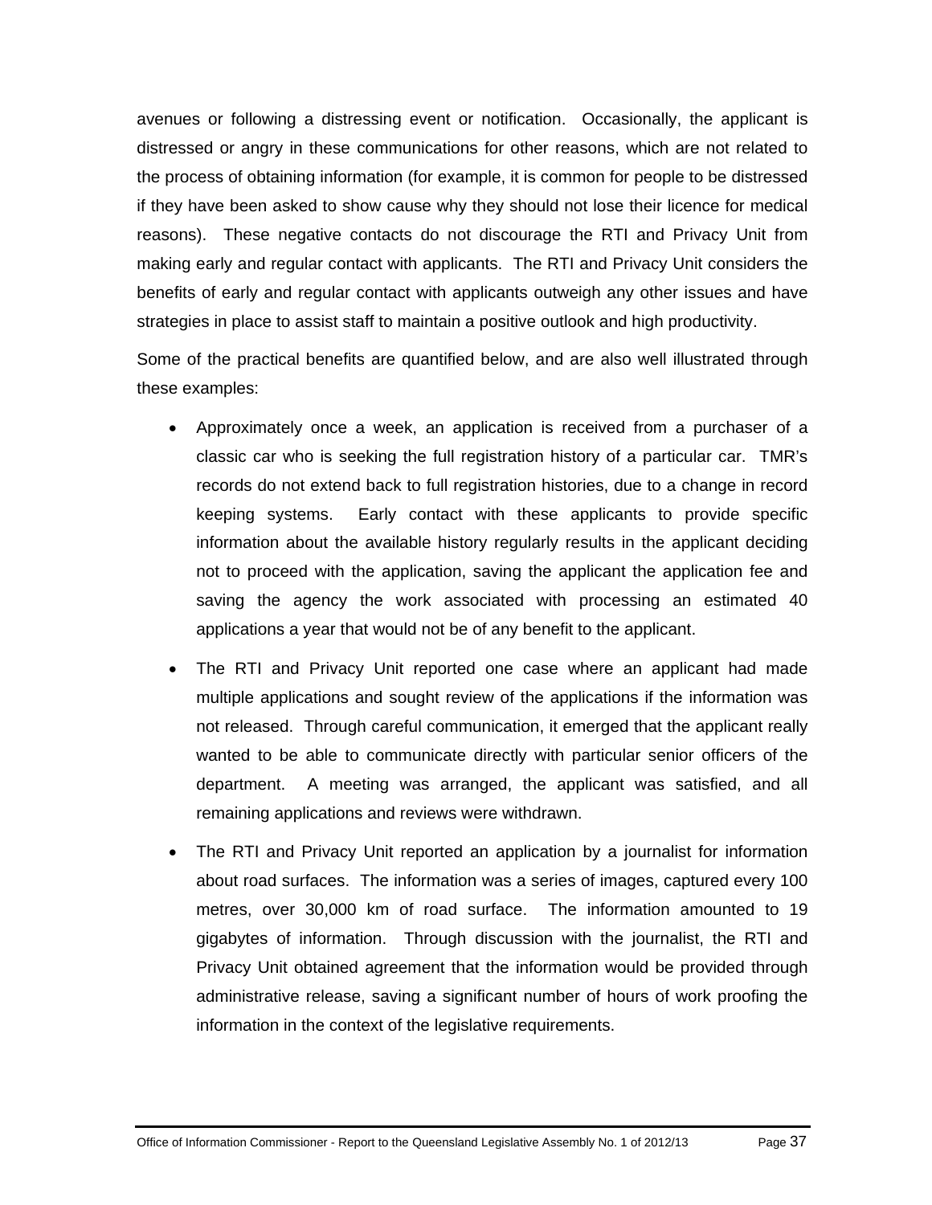avenues or following a distressing event or notification. Occasionally, the applicant is distressed or angry in these communications for other reasons, which are not related to the process of obtaining information (for example, it is common for people to be distressed if they have been asked to show cause why they should not lose their licence for medical reasons). These negative contacts do not discourage the RTI and Privacy Unit from making early and regular contact with applicants. The RTI and Privacy Unit considers the benefits of early and regular contact with applicants outweigh any other issues and have strategies in place to assist staff to maintain a positive outlook and high productivity.

Some of the practical benefits are quantified below, and are also well illustrated through these examples:

- Approximately once a week, an application is received from a purchaser of a classic car who is seeking the full registration history of a particular car. TMR's records do not extend back to full registration histories, due to a change in record keeping systems. Early contact with these applicants to provide specific information about the available history regularly results in the applicant deciding not to proceed with the application, saving the applicant the application fee and saving the agency the work associated with processing an estimated 40 applications a year that would not be of any benefit to the applicant.
- The RTI and Privacy Unit reported one case where an applicant had made multiple applications and sought review of the applications if the information was not released. Through careful communication, it emerged that the applicant really wanted to be able to communicate directly with particular senior officers of the department. A meeting was arranged, the applicant was satisfied, and all remaining applications and reviews were withdrawn.
- The RTI and Privacy Unit reported an application by a journalist for information about road surfaces. The information was a series of images, captured every 100 metres, over 30,000 km of road surface. The information amounted to 19 gigabytes of information. Through discussion with the journalist, the RTI and Privacy Unit obtained agreement that the information would be provided through administrative release, saving a significant number of hours of work proofing the information in the context of the legislative requirements.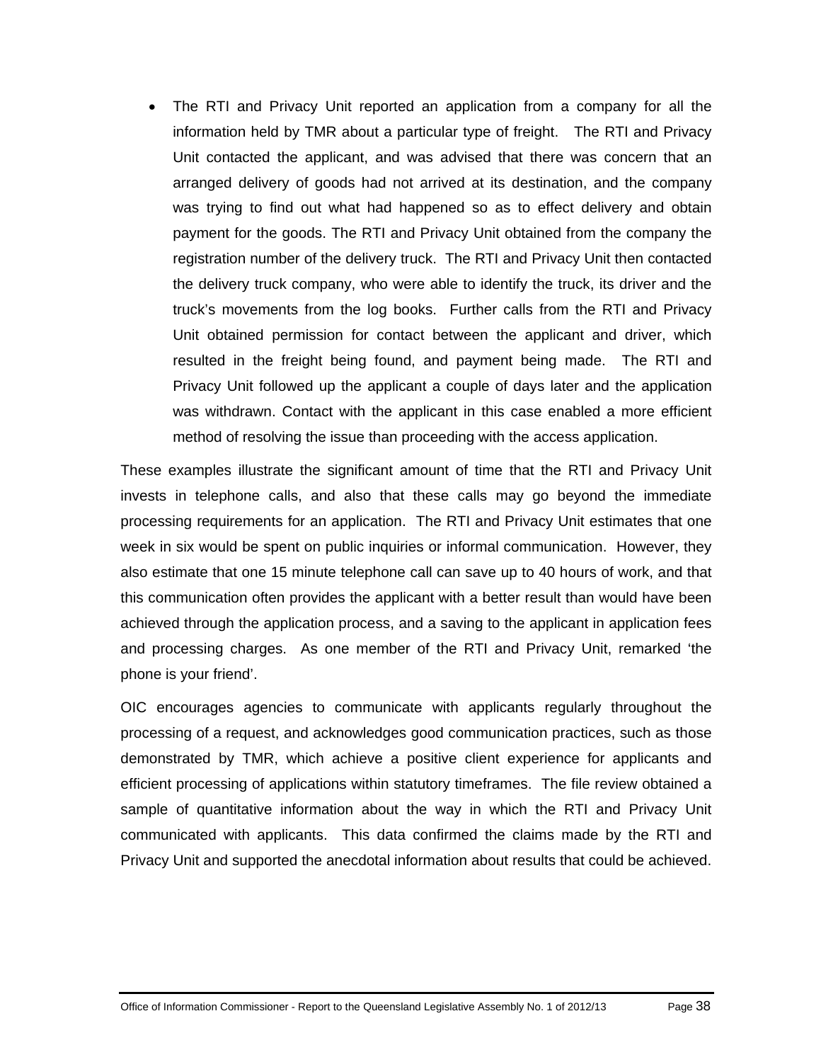- The RTI and Privacy Unit reported an application from a company for all the information held by TMR about a particular type of freight. The RTI and Privacy Unit contacted the applicant, and was advised that there was concern that an arranged delivery of goods had not arrived at its destination, and the company was trying to find out what had happened so as to effect delivery and obtain payment for the goods. The RTI and Privacy Unit obtained from the company the registration number of the delivery truck. The RTI and Privacy Unit then contacted the delivery truck company, who were able to identify the truck, its driver and the truck's movements from the log books. Further calls from the RTI and Privacy Unit obtained permission for contact between the applicant and driver, which resulted in the freight being found, and payment being made. The RTI and Privacy Unit followed up the applicant a couple of days later and the application was withdrawn. Contact with the applicant in this case enabled a more efficient method of resolving the issue than proceeding with the access application.

These examples illustrate the significant amount of time that the RTI and Privacy Unit invests in telephone calls, and also that these calls may go beyond the immediate processing requirements for an application. The RTI and Privacy Unit estimates that one week in six would be spent on public inquiries or informal communication. However, they also estimate that one 15 minute telephone call can save up to 40 hours of work, and that this communication often provides the applicant with a better result than would have been achieved through the application process, and a saving to the applicant in application fees and processing charges. As one member of the RTI and Privacy Unit, remarked 'the phone is your friend'.

OIC encourages agencies to communicate with applicants regularly throughout the processing of a request, and acknowledges good communication practices, such as those demonstrated by TMR, which achieve a positive client experience for applicants and efficient processing of applications within statutory timeframes. The file review obtained a sample of quantitative information about the way in which the RTI and Privacy Unit communicated with applicants. This data confirmed the claims made by the RTI and Privacy Unit and supported the anecdotal information about results that could be achieved.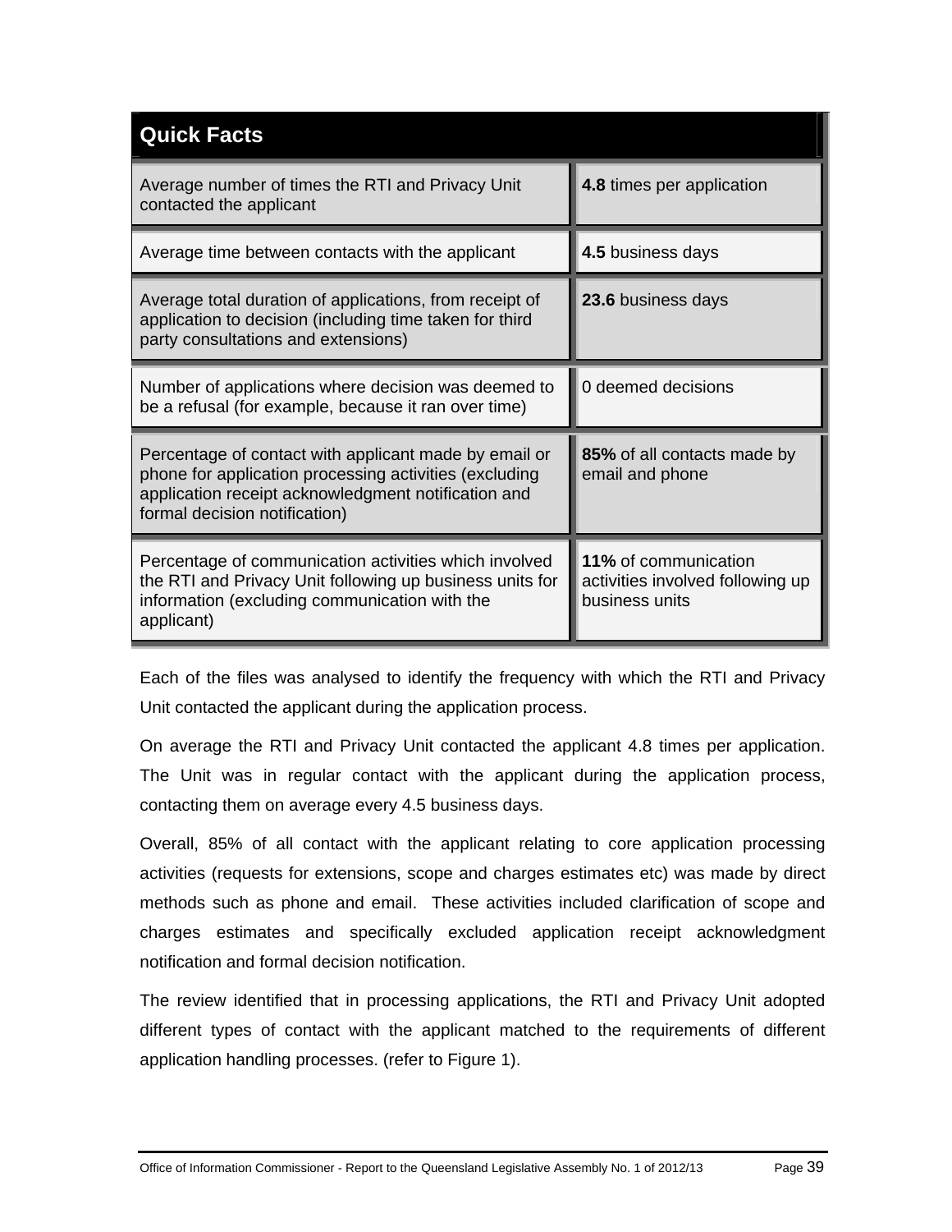| Quick Facts | |
|---|---|
| Average number of times the RTI and Privacy Unit contacted the applicant | **4.8** times per application |
| Average time between contacts with the applicant | **4.5** business days |
| Average total duration of applications, from receipt of application to decision (including time taken for third party consultations and extensions) | **23.6** business days |
| Number of applications where decision was deemed to be a refusal (for example, because it ran over time) | 0 deemed decisions |
| Percentage of contact with applicant made by email or phone for application processing activities (excluding application receipt acknowledgment notification and formal decision notification) | **85%** of all contacts made by email and phone |
| Percentage of communication activities which involved the RTI and Privacy Unit following up business units for information (excluding communication with the applicant) | **11%** of communication activities involved following up business units |

Each of the files was analysed to identify the frequency with which the RTI and Privacy Unit contacted the applicant during the application process.

On average the RTI and Privacy Unit contacted the applicant 4.8 times per application. The Unit was in regular contact with the applicant during the application process, contacting them on average every 4.5 business days.

Overall, 85% of all contact with the applicant relating to core application processing activities (requests for extensions, scope and charges estimates etc) was made by direct methods such as phone and email. These activities included clarification of scope and charges estimates and specifically excluded application receipt acknowledgment notification and formal decision notification.

The review identified that in processing applications, the RTI and Privacy Unit adopted different types of contact with the applicant matched to the requirements of different application handling processes. (refer to Figure 1).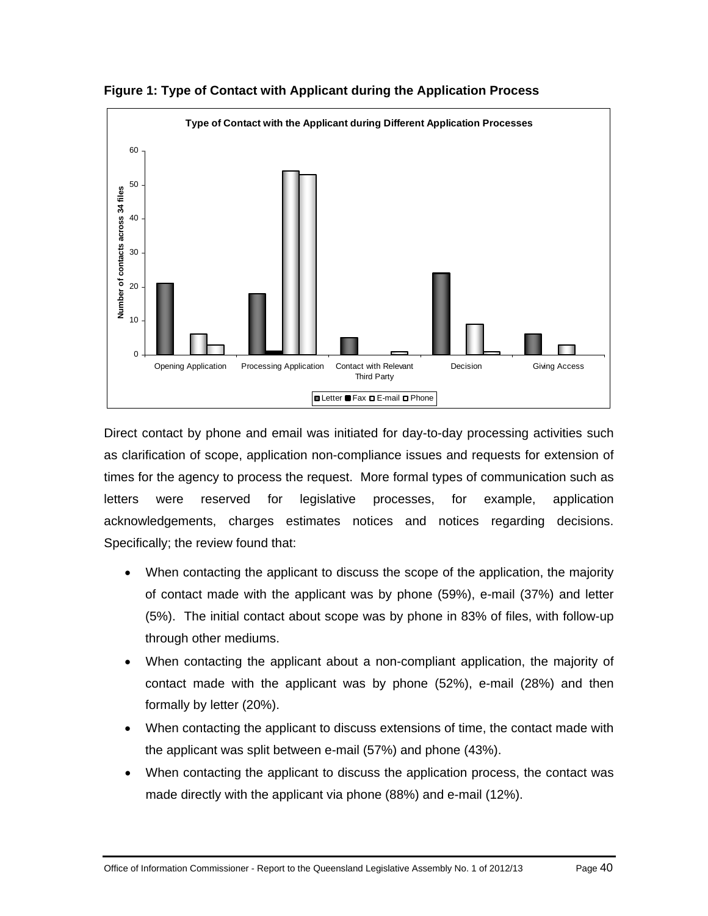**Figure 1: Type of Contact with Applicant during the Application Process**

Direct contact by phone and email was initiated for day-to-day processing activities such as clarification of scope, application non-compliance issues and requests for extension of times for the agency to process the request. More formal types of communication such as letters were reserved for legislative processes, for example, application acknowledgements, charges estimates notices and notices regarding decisions. Specifically; the review found that:

- When contacting the applicant to discuss the scope of the application, the majority of contact made with the applicant was by phone (59%), e-mail (37%) and letter (5%). The initial contact about scope was by phone in 83% of files, with follow-up through other mediums.
- When contacting the applicant about a non-compliant application, the majority of contact made with the applicant was by phone (52%), e-mail (28%) and then formally by letter (20%).
- When contacting the applicant to discuss extensions of time, the contact made with the applicant was split between e-mail (57%) and phone (43%).
- When contacting the applicant to discuss the application process, the contact was made directly with the applicant via phone (88%) and e-mail (12%).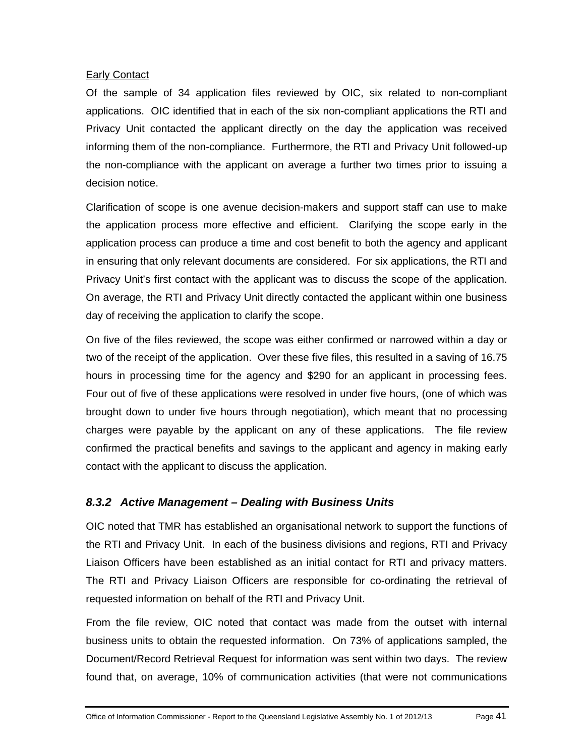Early Contact

Of the sample of 34 application files reviewed by OIC, six related to non-compliant applications. OIC identified that in each of the six non-compliant applications the RTI and Privacy Unit contacted the applicant directly on the day the application was received informing them of the non-compliance. Furthermore, the RTI and Privacy Unit followed-up the non-compliance with the applicant on average a further two times prior to issuing a decision notice.

Clarification of scope is one avenue decision-makers and support staff can use to make the application process more effective and efficient. Clarifying the scope early in the application process can produce a time and cost benefit to both the agency and applicant in ensuring that only relevant documents are considered. For six applications, the RTI and Privacy Unit's first contact with the applicant was to discuss the scope of the application. On average, the RTI and Privacy Unit directly contacted the applicant within one business day of receiving the application to clarify the scope.

On five of the files reviewed, the scope was either confirmed or narrowed within a day or two of the receipt of the application. Over these five files, this resulted in a saving of 16.75 hours in processing time for the agency and $290 for an applicant in processing fees. Four out of five of these applications were resolved in under five hours, (one of which was brought down to under five hours through negotiation), which meant that no processing charges were payable by the applicant on any of these applications. The file review confirmed the practical benefits and savings to the applicant and agency in making early contact with the applicant to discuss the application.

### *8.3.2 Active Management – Dealing with Business Units*

OIC noted that TMR has established an organisational network to support the functions of the RTI and Privacy Unit. In each of the business divisions and regions, RTI and Privacy Liaison Officers have been established as an initial contact for RTI and privacy matters. The RTI and Privacy Liaison Officers are responsible for co-ordinating the retrieval of requested information on behalf of the RTI and Privacy Unit.

From the file review, OIC noted that contact was made from the outset with internal business units to obtain the requested information. On 73% of applications sampled, the Document/Record Retrieval Request for information was sent within two days. The review found that, on average, 10% of communication activities (that were not communications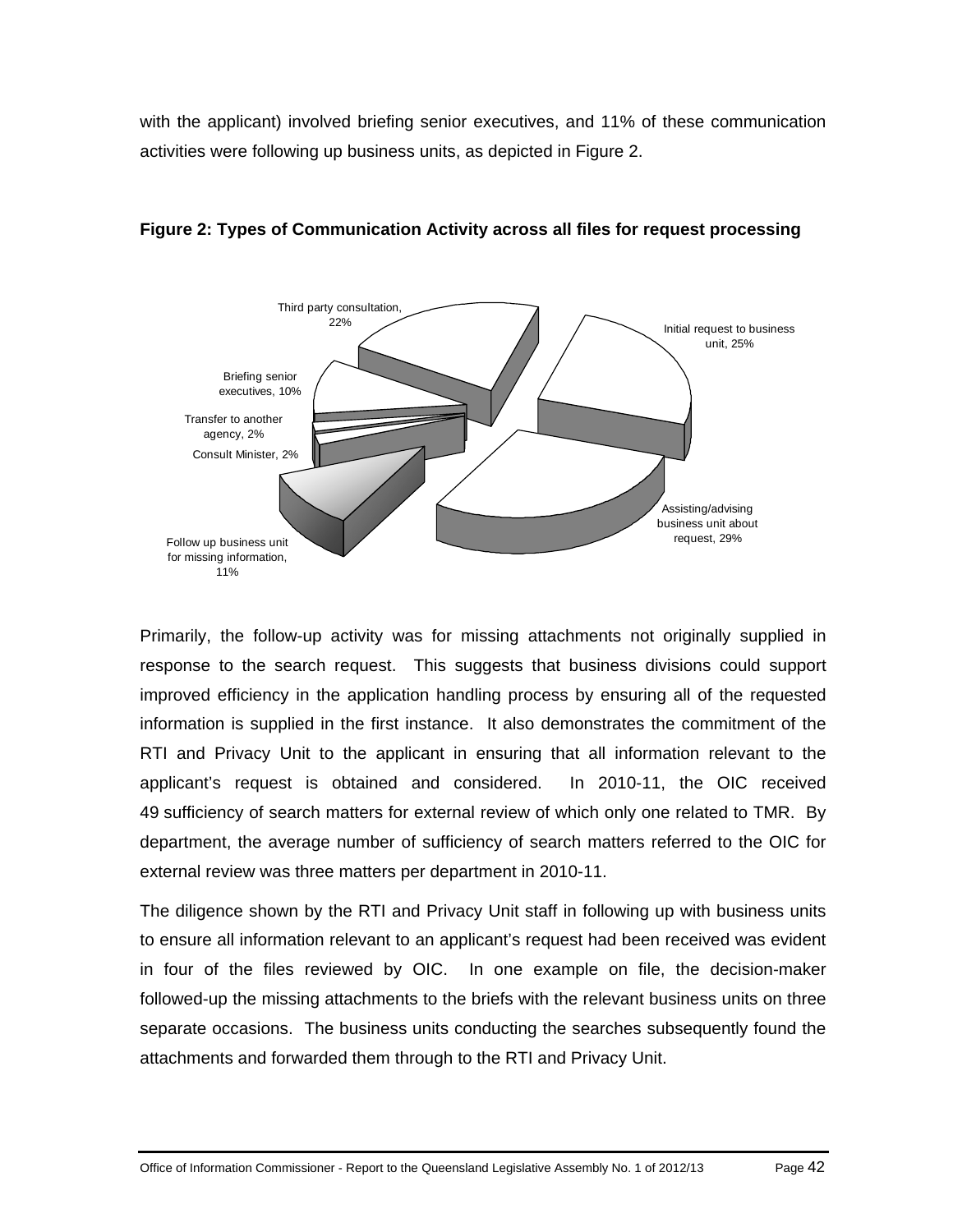with the applicant) involved briefing senior executives, and 11% of these communication activities were following up business units, as depicted in Figure 2.

**Figure 2: Types of Communication Activity across all files for request processing**

Third party consultation, 22%

Initial request to business unit, 25%

Briefing senior executives, 10%

Transfer to another agency, 2%

Consult Minister, 2%

Assisting/advising business unit about request, 29%

Follow up business unit for missing information, 11%

Primarily, the follow-up activity was for missing attachments not originally supplied in response to the search request. This suggests that business divisions could support improved efficiency in the application handling process by ensuring all of the requested information is supplied in the first instance. It also demonstrates the commitment of the RTI and Privacy Unit to the applicant in ensuring that all information relevant to the applicant's request is obtained and considered. In 2010-11, the OIC received 49 sufficiency of search matters for external review of which only one related to TMR. By department, the average number of sufficiency of search matters referred to the OIC for external review was three matters per department in 2010-11.

The diligence shown by the RTI and Privacy Unit staff in following up with business units to ensure all information relevant to an applicant's request had been received was evident in four of the files reviewed by OIC. In one example on file, the decision-maker followed-up the missing attachments to the briefs with the relevant business units on three separate occasions. The business units conducting the searches subsequently found the attachments and forwarded them through to the RTI and Privacy Unit.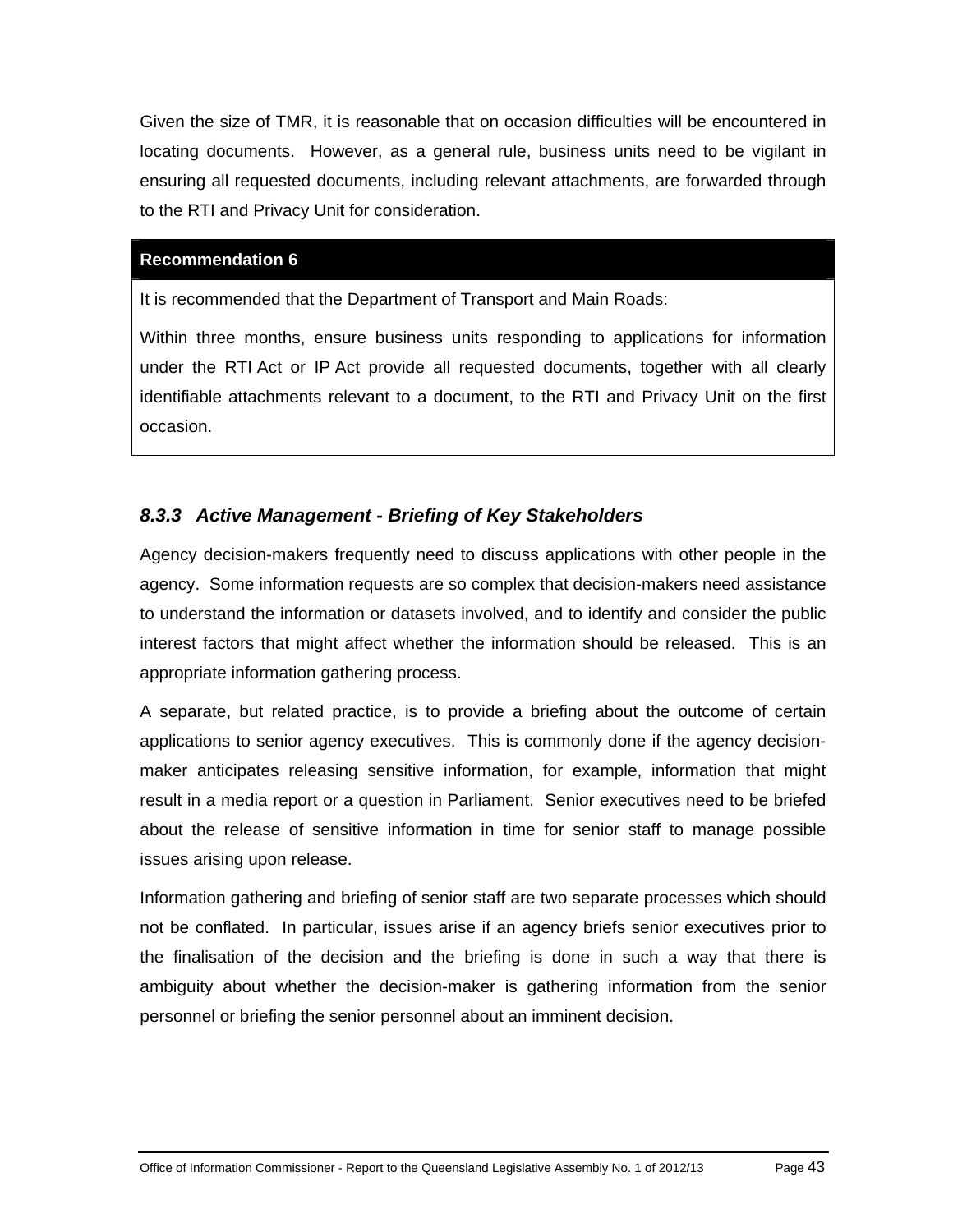Given the size of TMR, it is reasonable that on occasion difficulties will be encountered in locating documents. However, as a general rule, business units need to be vigilant in ensuring all requested documents, including relevant attachments, are forwarded through to the RTI and Privacy Unit for consideration.

| **Recommendation 6** |
| --- |
| It is recommended that the Department of Transport and Main Roads:<br><br>Within three months, ensure business units responding to applications for information under the RTI Act or IP Act provide all requested documents, together with all clearly identifiable attachments relevant to a document, to the RTI and Privacy Unit on the first occasion. |

### *8.3.3 Active Management - Briefing of Key Stakeholders*

Agency decision-makers frequently need to discuss applications with other people in the agency. Some information requests are so complex that decision-makers need assistance to understand the information or datasets involved, and to identify and consider the public interest factors that might affect whether the information should be released. This is an appropriate information gathering process.

A separate, but related practice, is to provide a briefing about the outcome of certain applications to senior agency executives. This is commonly done if the agency decision-maker anticipates releasing sensitive information, for example, information that might result in a media report or a question in Parliament. Senior executives need to be briefed about the release of sensitive information in time for senior staff to manage possible issues arising upon release.

Information gathering and briefing of senior staff are two separate processes which should not be conflated. In particular, issues arise if an agency briefs senior executives prior to the finalisation of the decision and the briefing is done in such a way that there is ambiguity about whether the decision-maker is gathering information from the senior personnel or briefing the senior personnel about an imminent decision.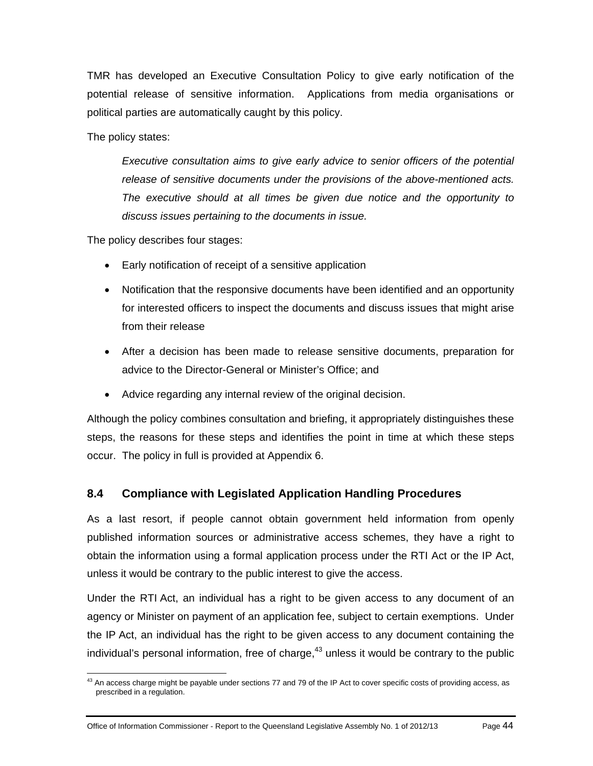TMR has developed an Executive Consultation Policy to give early notification of the potential release of sensitive information. Applications from media organisations or political parties are automatically caught by this policy.

The policy states:

> *Executive consultation aims to give early advice to senior officers of the potential release of sensitive documents under the provisions of the above-mentioned acts. The executive should at all times be given due notice and the opportunity to discuss issues pertaining to the documents in issue.*

The policy describes four stages:

- Early notification of receipt of a sensitive application
- Notification that the responsive documents have been identified and an opportunity for interested officers to inspect the documents and discuss issues that might arise from their release
- After a decision has been made to release sensitive documents, preparation for advice to the Director-General or Minister's Office; and
- Advice regarding any internal review of the original decision.

Although the policy combines consultation and briefing, it appropriately distinguishes these steps, the reasons for these steps and identifies the point in time at which these steps occur. The policy in full is provided at Appendix 6.

### 8.4 Compliance with Legislated Application Handling Procedures

As a last resort, if people cannot obtain government held information from openly published information sources or administrative access schemes, they have a right to obtain the information using a formal application process under the RTI Act or the IP Act, unless it would be contrary to the public interest to give the access.

Under the RTI Act, an individual has a right to be given access to any document of an agency or Minister on payment of an application fee, subject to certain exemptions. Under the IP Act, an individual has the right to be given access to any document containing the individual's personal information, free of charge,[43] unless it would be contrary to the public

[43] An access charge might be payable under sections 77 and 79 of the IP Act to cover specific costs of providing access, as prescribed in a regulation.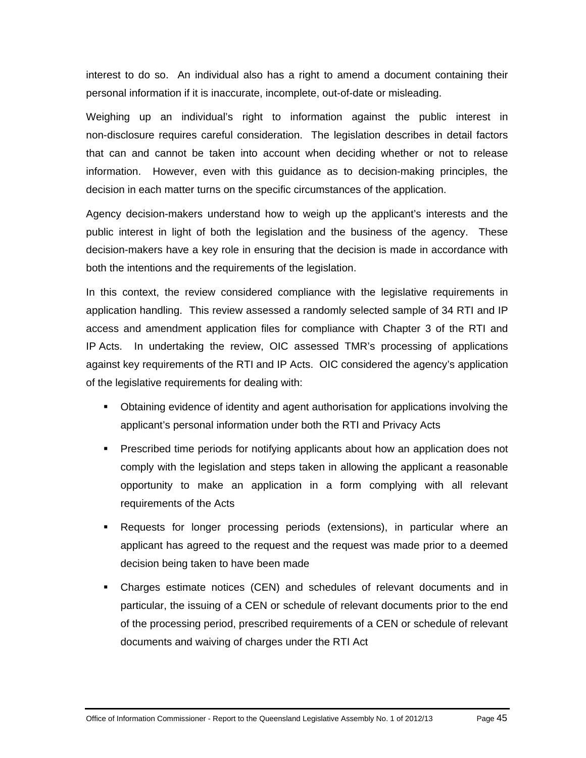interest to do so. An individual also has a right to amend a document containing their personal information if it is inaccurate, incomplete, out-of-date or misleading.

Weighing up an individual's right to information against the public interest in non-disclosure requires careful consideration. The legislation describes in detail factors that can and cannot be taken into account when deciding whether or not to release information. However, even with this guidance as to decision-making principles, the decision in each matter turns on the specific circumstances of the application.

Agency decision-makers understand how to weigh up the applicant's interests and the public interest in light of both the legislation and the business of the agency. These decision-makers have a key role in ensuring that the decision is made in accordance with both the intentions and the requirements of the legislation.

In this context, the review considered compliance with the legislative requirements in application handling. This review assessed a randomly selected sample of 34 RTI and IP access and amendment application files for compliance with Chapter 3 of the RTI and IP Acts. In undertaking the review, OIC assessed TMR's processing of applications against key requirements of the RTI and IP Acts. OIC considered the agency's application of the legislative requirements for dealing with:

- Obtaining evidence of identity and agent authorisation for applications involving the applicant's personal information under both the RTI and Privacy Acts
- Prescribed time periods for notifying applicants about how an application does not comply with the legislation and steps taken in allowing the applicant a reasonable opportunity to make an application in a form complying with all relevant requirements of the Acts
- Requests for longer processing periods (extensions), in particular where an applicant has agreed to the request and the request was made prior to a deemed decision being taken to have been made
- Charges estimate notices (CEN) and schedules of relevant documents and in particular, the issuing of a CEN or schedule of relevant documents prior to the end of the processing period, prescribed requirements of a CEN or schedule of relevant documents and waiving of charges under the RTI Act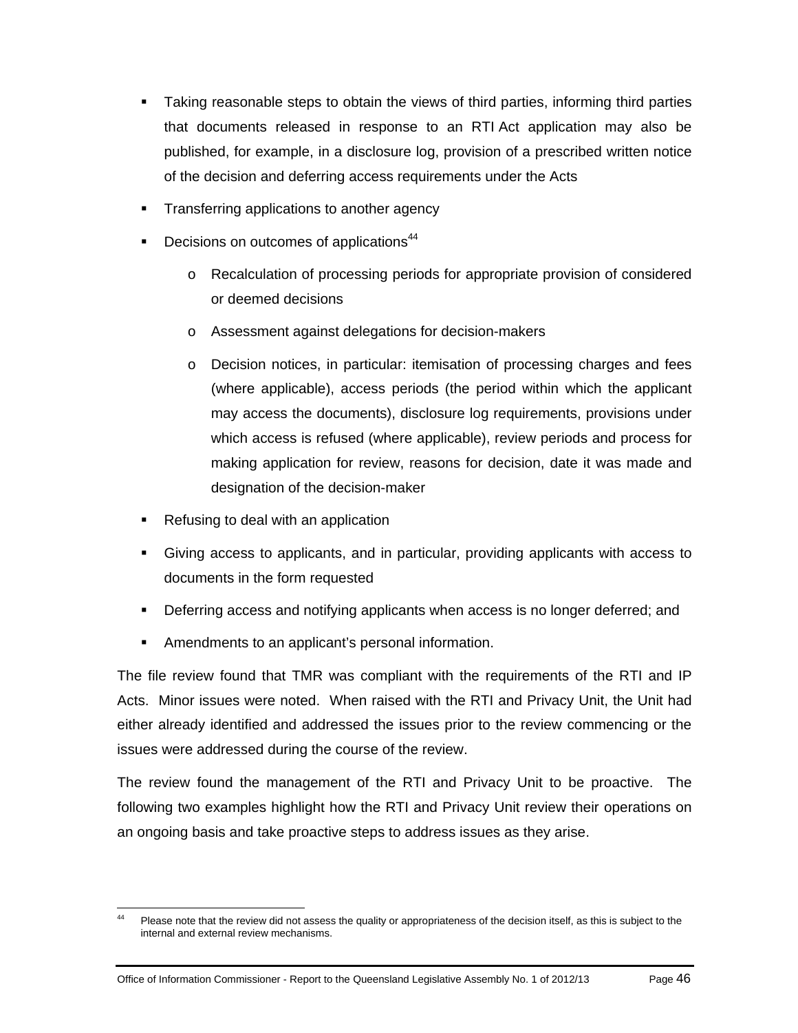- Taking reasonable steps to obtain the views of third parties, informing third parties that documents released in response to an RTI Act application may also be published, for example, in a disclosure log, provision of a prescribed written notice of the decision and deferring access requirements under the Acts
- Transferring applications to another agency
- Decisions on outcomes of applications[44]
  - Recalculation of processing periods for appropriate provision of considered or deemed decisions
  - Assessment against delegations for decision-makers
  - Decision notices, in particular: itemisation of processing charges and fees (where applicable), access periods (the period within which the applicant may access the documents), disclosure log requirements, provisions under which access is refused (where applicable), review periods and process for making application for review, reasons for decision, date it was made and designation of the decision-maker
- Refusing to deal with an application
- Giving access to applicants, and in particular, providing applicants with access to documents in the form requested
- Deferring access and notifying applicants when access is no longer deferred; and
- Amendments to an applicant's personal information.

The file review found that TMR was compliant with the requirements of the RTI and IP Acts. Minor issues were noted. When raised with the RTI and Privacy Unit, the Unit had either already identified and addressed the issues prior to the review commencing or the issues were addressed during the course of the review.

The review found the management of the RTI and Privacy Unit to be proactive. The following two examples highlight how the RTI and Privacy Unit review their operations on an ongoing basis and take proactive steps to address issues as they arise.

[44] Please note that the review did not assess the quality or appropriateness of the decision itself, as this is subject to the internal and external review mechanisms.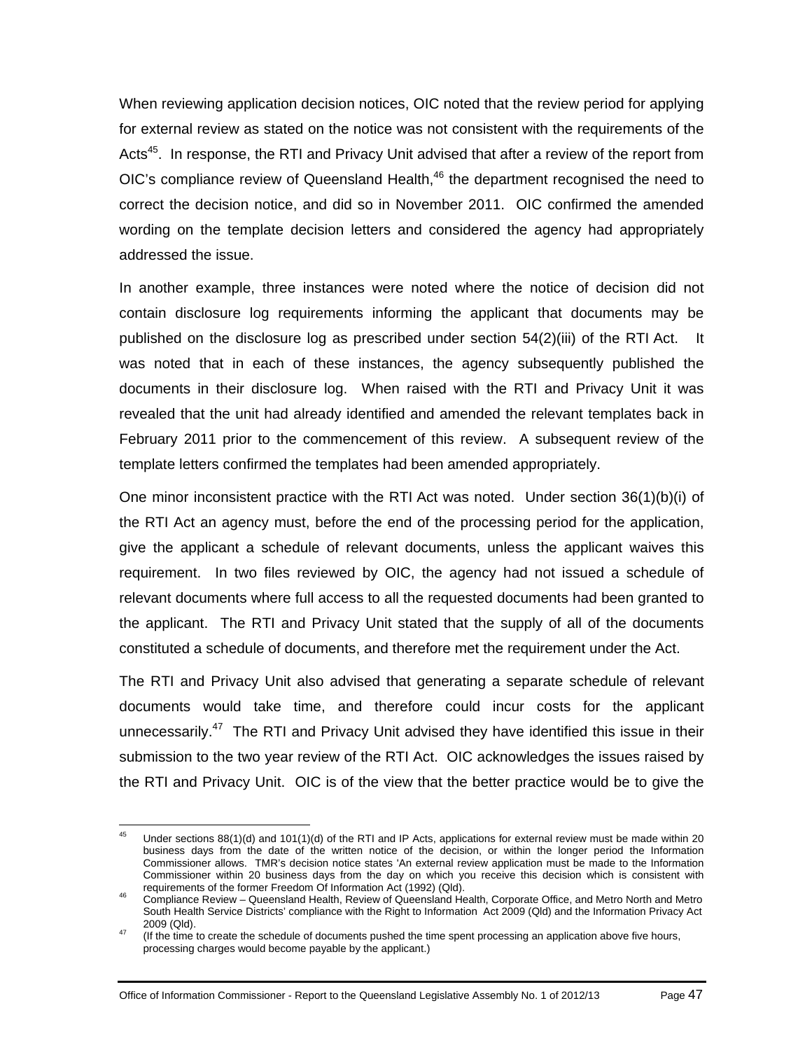When reviewing application decision notices, OIC noted that the review period for applying for external review as stated on the notice was not consistent with the requirements of the Acts[45]. In response, the RTI and Privacy Unit advised that after a review of the report from OIC's compliance review of Queensland Health,[46] the department recognised the need to correct the decision notice, and did so in November 2011. OIC confirmed the amended wording on the template decision letters and considered the agency had appropriately addressed the issue.

In another example, three instances were noted where the notice of decision did not contain disclosure log requirements informing the applicant that documents may be published on the disclosure log as prescribed under section 54(2)(iii) of the RTI Act. It was noted that in each of these instances, the agency subsequently published the documents in their disclosure log. When raised with the RTI and Privacy Unit it was revealed that the unit had already identified and amended the relevant templates back in February 2011 prior to the commencement of this review. A subsequent review of the template letters confirmed the templates had been amended appropriately.

One minor inconsistent practice with the RTI Act was noted. Under section 36(1)(b)(i) of the RTI Act an agency must, before the end of the processing period for the application, give the applicant a schedule of relevant documents, unless the applicant waives this requirement. In two files reviewed by OIC, the agency had not issued a schedule of relevant documents where full access to all the requested documents had been granted to the applicant. The RTI and Privacy Unit stated that the supply of all of the documents constituted a schedule of documents, and therefore met the requirement under the Act.

The RTI and Privacy Unit also advised that generating a separate schedule of relevant documents would take time, and therefore could incur costs for the applicant unnecessarily.[47] The RTI and Privacy Unit advised they have identified this issue in their submission to the two year review of the RTI Act. OIC acknowledges the issues raised by the RTI and Privacy Unit. OIC is of the view that the better practice would be to give the

---

[45] Under sections 88(1)(d) and 101(1)(d) of the RTI and IP Acts, applications for external review must be made within 20 business days from the date of the written notice of the decision, or within the longer period the Information Commissioner allows. TMR's decision notice states 'An external review application must be made to the Information Commissioner within 20 business days from the day on which you receive this decision which is consistent with requirements of the former Freedom Of Information Act (1992) (Qld).

[46] Compliance Review – Queensland Health, Review of Queensland Health, Corporate Office, and Metro North and Metro South Health Service Districts' compliance with the Right to Information Act 2009 (Qld) and the Information Privacy Act 2009 (Qld).

[47] (If the time to create the schedule of documents pushed the time spent processing an application above five hours, processing charges would become payable by the applicant.)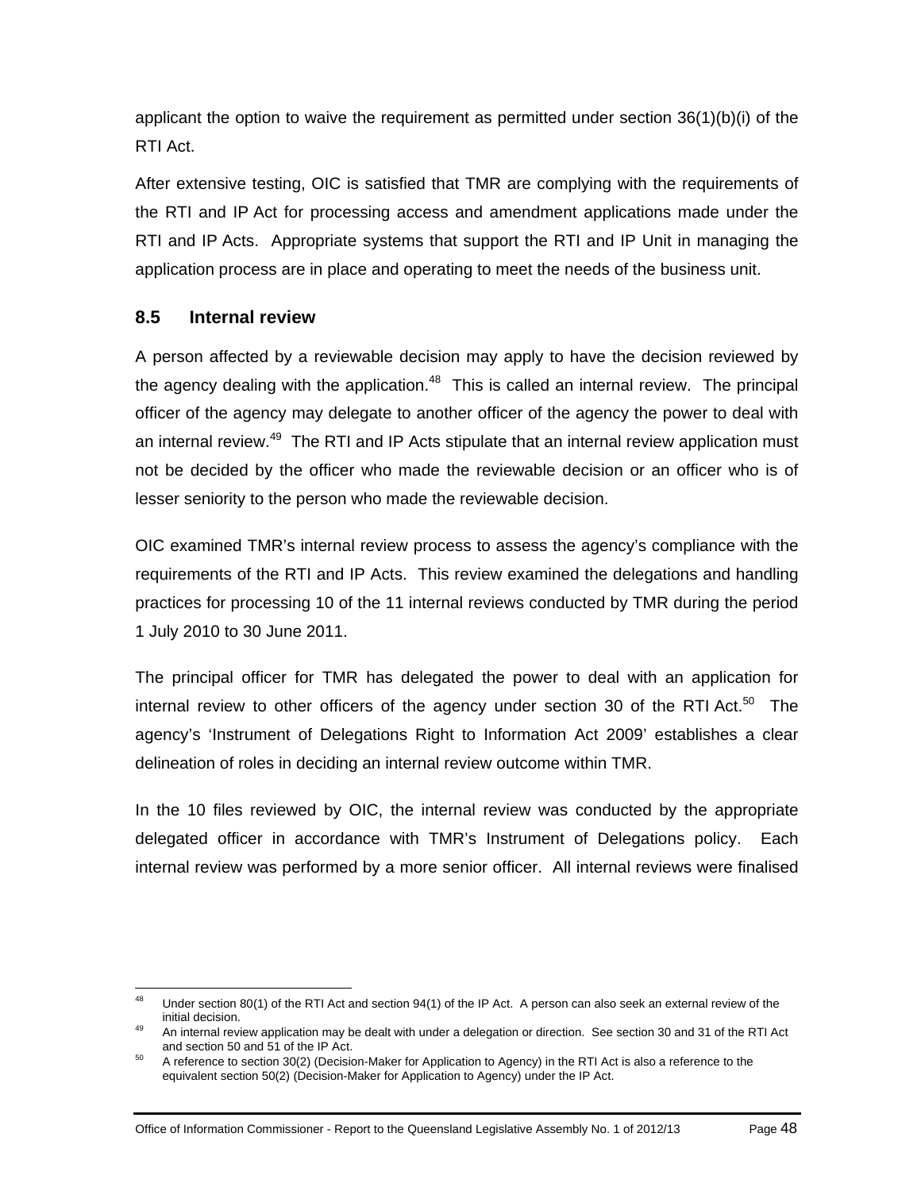applicant the option to waive the requirement as permitted under section 36(1)(b)(i) of the RTI Act.

After extensive testing, OIC is satisfied that TMR are complying with the requirements of the RTI and IP Act for processing access and amendment applications made under the RTI and IP Acts. Appropriate systems that support the RTI and IP Unit in managing the application process are in place and operating to meet the needs of the business unit.

### 8.5 Internal review

A person affected by a reviewable decision may apply to have the decision reviewed by the agency dealing with the application.[48] This is called an internal review. The principal officer of the agency may delegate to another officer of the agency the power to deal with an internal review.[49] The RTI and IP Acts stipulate that an internal review application must not be decided by the officer who made the reviewable decision or an officer who is of lesser seniority to the person who made the reviewable decision.

OIC examined TMR's internal review process to assess the agency's compliance with the requirements of the RTI and IP Acts. This review examined the delegations and handling practices for processing 10 of the 11 internal reviews conducted by TMR during the period 1 July 2010 to 30 June 2011.

The principal officer for TMR has delegated the power to deal with an application for internal review to other officers of the agency under section 30 of the RTI Act.[50] The agency's 'Instrument of Delegations Right to Information Act 2009' establishes a clear delineation of roles in deciding an internal review outcome within TMR.

In the 10 files reviewed by OIC, the internal review was conducted by the appropriate delegated officer in accordance with TMR's Instrument of Delegations policy. Each internal review was performed by a more senior officer. All internal reviews were finalised

---

[48] Under section 80(1) of the RTI Act and section 94(1) of the IP Act. A person can also seek an external review of the initial decision.

[49] An internal review application may be dealt with under a delegation or direction. See section 30 and 31 of the RTI Act and section 50 and 51 of the IP Act.

[50] A reference to section 30(2) (Decision-Maker for Application to Agency) in the RTI Act is also a reference to the equivalent section 50(2) (Decision-Maker for Application to Agency) under the IP Act.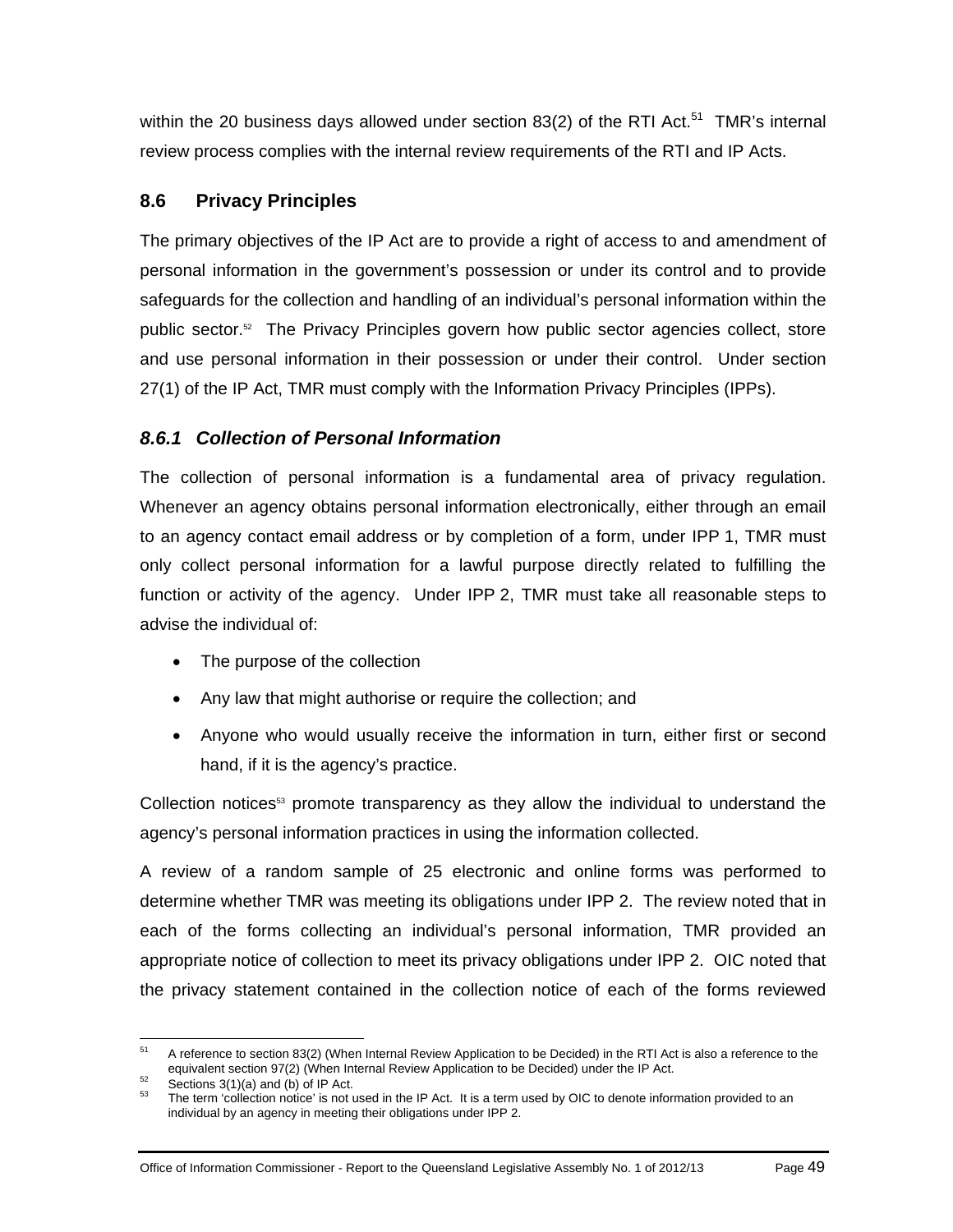within the 20 business days allowed under section 83(2) of the RTI Act.[51] TMR's internal review process complies with the internal review requirements of the RTI and IP Acts.

## 8.6 Privacy Principles

The primary objectives of the IP Act are to provide a right of access to and amendment of personal information in the government's possession or under its control and to provide safeguards for the collection and handling of an individual's personal information within the public sector.[52] The Privacy Principles govern how public sector agencies collect, store and use personal information in their possession or under their control. Under section 27(1) of the IP Act, TMR must comply with the Information Privacy Principles (IPPs).

### *8.6.1 Collection of Personal Information*

The collection of personal information is a fundamental area of privacy regulation. Whenever an agency obtains personal information electronically, either through an email to an agency contact email address or by completion of a form, under IPP 1, TMR must only collect personal information for a lawful purpose directly related to fulfilling the function or activity of the agency. Under IPP 2, TMR must take all reasonable steps to advise the individual of:

- The purpose of the collection
- Any law that might authorise or require the collection; and
- Anyone who would usually receive the information in turn, either first or second hand, if it is the agency's practice.

Collection notices[53] promote transparency as they allow the individual to understand the agency's personal information practices in using the information collected.

A review of a random sample of 25 electronic and online forms was performed to determine whether TMR was meeting its obligations under IPP 2. The review noted that in each of the forms collecting an individual's personal information, TMR provided an appropriate notice of collection to meet its privacy obligations under IPP 2. OIC noted that the privacy statement contained in the collection notice of each of the forms reviewed

---

[51] A reference to section 83(2) (When Internal Review Application to be Decided) in the RTI Act is also a reference to the equivalent section 97(2) (When Internal Review Application to be Decided) under the IP Act.

[52] Sections 3(1)(a) and (b) of IP Act.

[53] The term 'collection notice' is not used in the IP Act. It is a term used by OIC to denote information provided to an individual by an agency in meeting their obligations under IPP 2.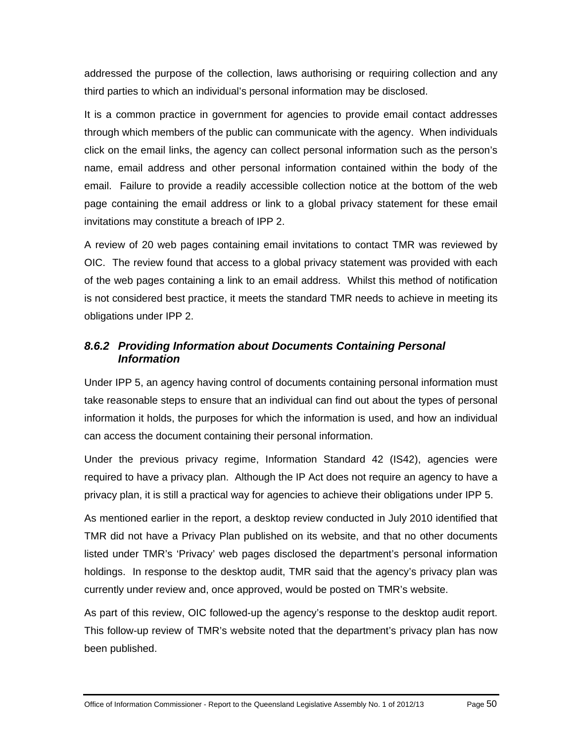addressed the purpose of the collection, laws authorising or requiring collection and any third parties to which an individual's personal information may be disclosed.

It is a common practice in government for agencies to provide email contact addresses through which members of the public can communicate with the agency. When individuals click on the email links, the agency can collect personal information such as the person's name, email address and other personal information contained within the body of the email. Failure to provide a readily accessible collection notice at the bottom of the web page containing the email address or link to a global privacy statement for these email invitations may constitute a breach of IPP 2.

A review of 20 web pages containing email invitations to contact TMR was reviewed by OIC. The review found that access to a global privacy statement was provided with each of the web pages containing a link to an email address. Whilst this method of notification is not considered best practice, it meets the standard TMR needs to achieve in meeting its obligations under IPP 2.

### *8.6.2 Providing Information about Documents Containing Personal Information*

Under IPP 5, an agency having control of documents containing personal information must take reasonable steps to ensure that an individual can find out about the types of personal information it holds, the purposes for which the information is used, and how an individual can access the document containing their personal information.

Under the previous privacy regime, Information Standard 42 (IS42), agencies were required to have a privacy plan. Although the IP Act does not require an agency to have a privacy plan, it is still a practical way for agencies to achieve their obligations under IPP 5.

As mentioned earlier in the report, a desktop review conducted in July 2010 identified that TMR did not have a Privacy Plan published on its website, and that no other documents listed under TMR's 'Privacy' web pages disclosed the department's personal information holdings. In response to the desktop audit, TMR said that the agency's privacy plan was currently under review and, once approved, would be posted on TMR's website.

As part of this review, OIC followed-up the agency's response to the desktop audit report. This follow-up review of TMR's website noted that the department's privacy plan has now been published.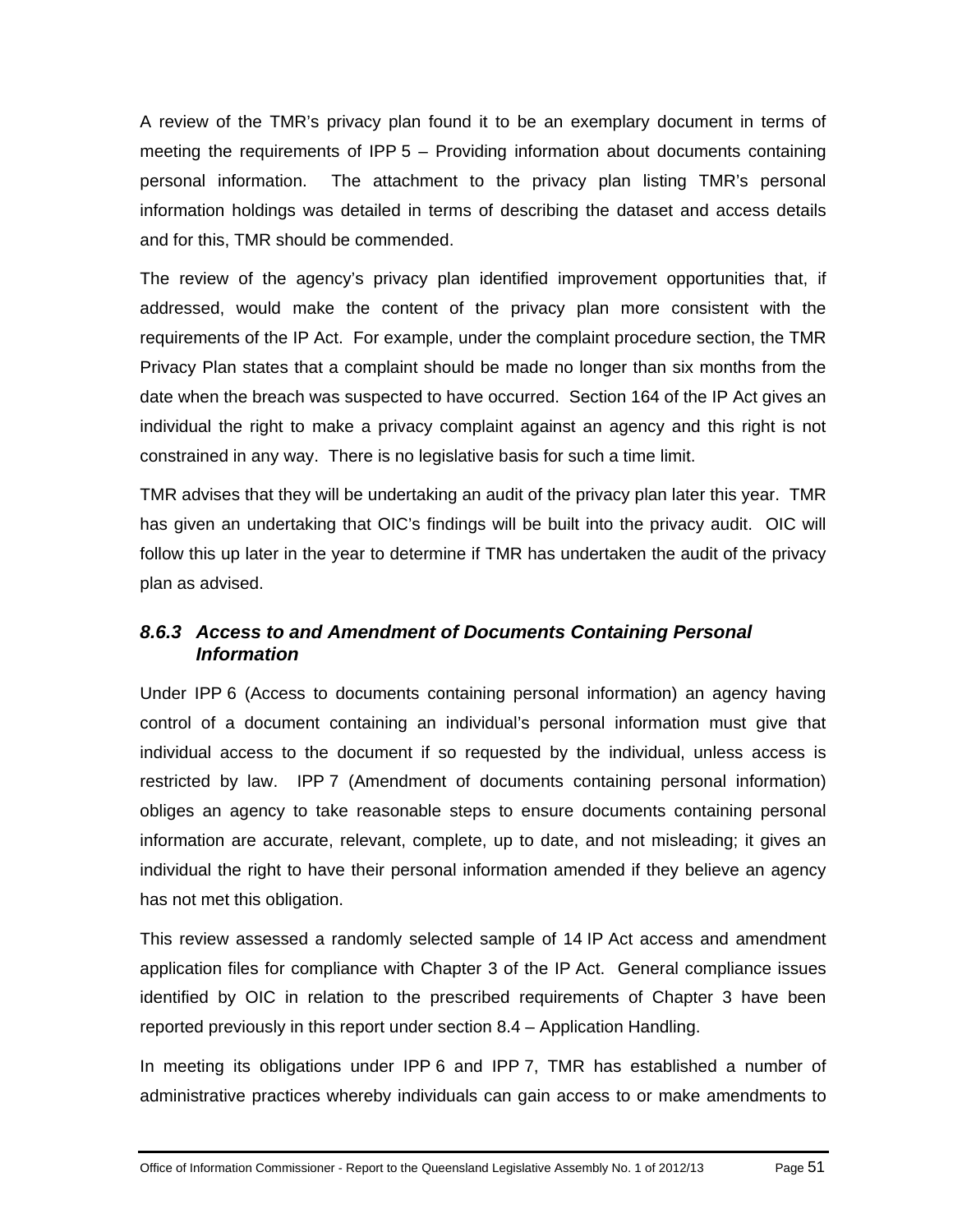A review of the TMR's privacy plan found it to be an exemplary document in terms of meeting the requirements of IPP 5 – Providing information about documents containing personal information. The attachment to the privacy plan listing TMR's personal information holdings was detailed in terms of describing the dataset and access details and for this, TMR should be commended.

The review of the agency's privacy plan identified improvement opportunities that, if addressed, would make the content of the privacy plan more consistent with the requirements of the IP Act. For example, under the complaint procedure section, the TMR Privacy Plan states that a complaint should be made no longer than six months from the date when the breach was suspected to have occurred. Section 164 of the IP Act gives an individual the right to make a privacy complaint against an agency and this right is not constrained in any way. There is no legislative basis for such a time limit.

TMR advises that they will be undertaking an audit of the privacy plan later this year. TMR has given an undertaking that OIC's findings will be built into the privacy audit. OIC will follow this up later in the year to determine if TMR has undertaken the audit of the privacy plan as advised.

### *8.6.3 Access to and Amendment of Documents Containing Personal Information*

Under IPP 6 (Access to documents containing personal information) an agency having control of a document containing an individual's personal information must give that individual access to the document if so requested by the individual, unless access is restricted by law. IPP 7 (Amendment of documents containing personal information) obliges an agency to take reasonable steps to ensure documents containing personal information are accurate, relevant, complete, up to date, and not misleading; it gives an individual the right to have their personal information amended if they believe an agency has not met this obligation.

This review assessed a randomly selected sample of 14 IP Act access and amendment application files for compliance with Chapter 3 of the IP Act. General compliance issues identified by OIC in relation to the prescribed requirements of Chapter 3 have been reported previously in this report under section 8.4 – Application Handling.

In meeting its obligations under IPP 6 and IPP 7, TMR has established a number of administrative practices whereby individuals can gain access to or make amendments to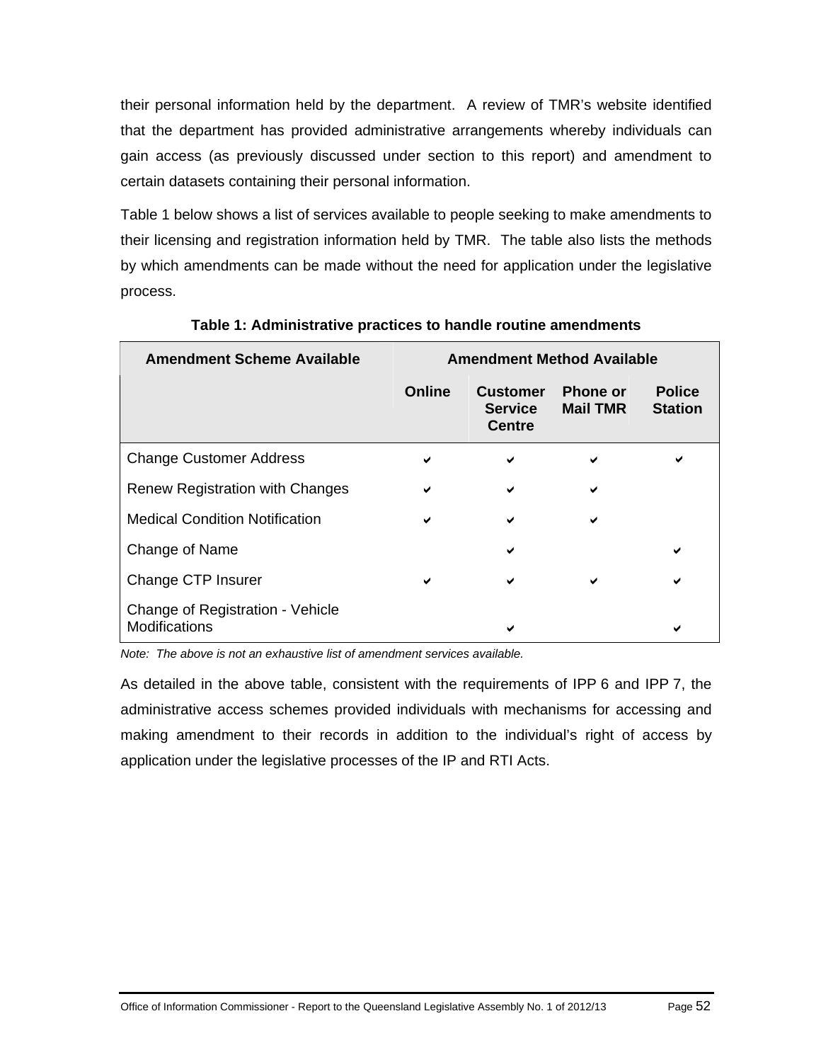their personal information held by the department. A review of TMR's website identified that the department has provided administrative arrangements whereby individuals can gain access (as previously discussed under section to this report) and amendment to certain datasets containing their personal information.

Table 1 below shows a list of services available to people seeking to make amendments to their licensing and registration information held by TMR. The table also lists the methods by which amendments can be made without the need for application under the legislative process.

**Table 1: Administrative practices to handle routine amendments**

| Amendment Scheme Available | Amendment Method Available | | | |
|---|---|---|---|---|
| | **Online** | **Customer Service Centre** | **Phone or Mail TMR** | **Police Station** |
| Change Customer Address | ✔ | ✔ | ✔ | ✔ |
| Renew Registration with Changes | ✔ | ✔ | ✔ | |
| Medical Condition Notification | ✔ | ✔ | ✔ | |
| Change of Name | | ✔ | | ✔ |
| Change CTP Insurer | ✔ | ✔ | ✔ | ✔ |
| Change of Registration - Vehicle Modifications | | ✔ | | ✔ |

*Note: The above is not an exhaustive list of amendment services available.*

As detailed in the above table, consistent with the requirements of IPP 6 and IPP 7, the administrative access schemes provided individuals with mechanisms for accessing and making amendment to their records in addition to the individual's right of access by application under the legislative processes of the IP and RTI Acts.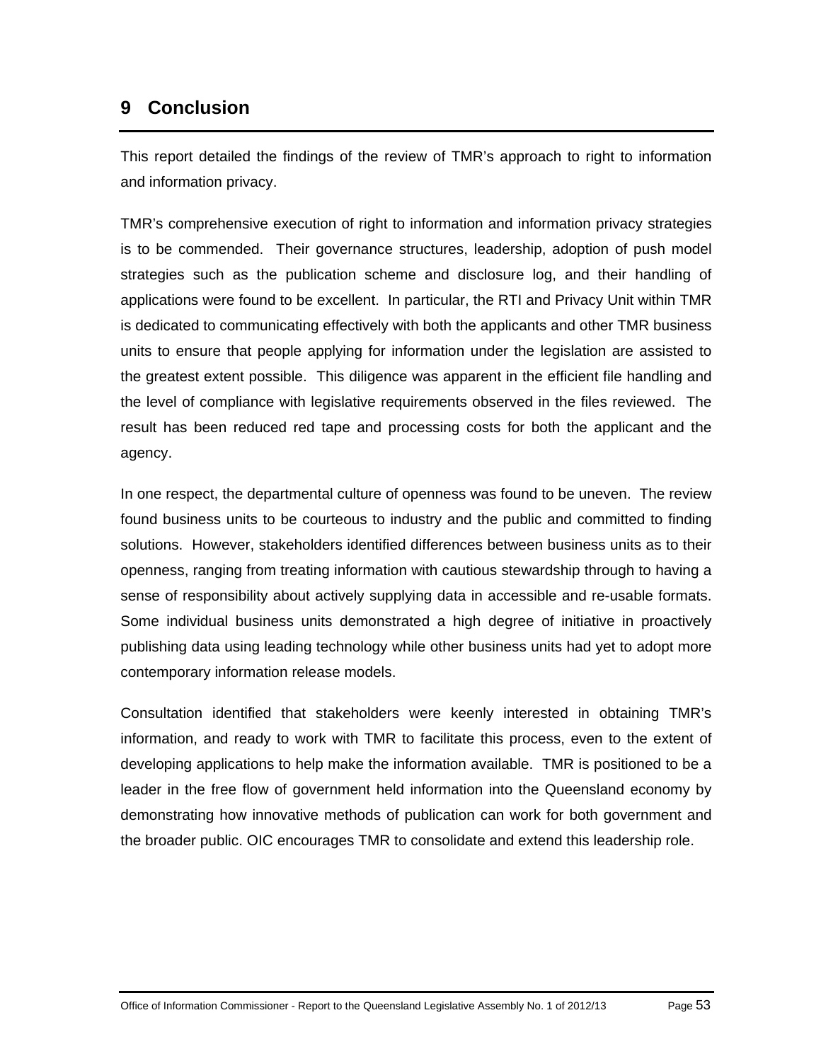# 9 Conclusion

This report detailed the findings of the review of TMR's approach to right to information and information privacy.

TMR's comprehensive execution of right to information and information privacy strategies is to be commended. Their governance structures, leadership, adoption of push model strategies such as the publication scheme and disclosure log, and their handling of applications were found to be excellent. In particular, the RTI and Privacy Unit within TMR is dedicated to communicating effectively with both the applicants and other TMR business units to ensure that people applying for information under the legislation are assisted to the greatest extent possible. This diligence was apparent in the efficient file handling and the level of compliance with legislative requirements observed in the files reviewed. The result has been reduced red tape and processing costs for both the applicant and the agency.

In one respect, the departmental culture of openness was found to be uneven. The review found business units to be courteous to industry and the public and committed to finding solutions. However, stakeholders identified differences between business units as to their openness, ranging from treating information with cautious stewardship through to having a sense of responsibility about actively supplying data in accessible and re-usable formats. Some individual business units demonstrated a high degree of initiative in proactively publishing data using leading technology while other business units had yet to adopt more contemporary information release models.

Consultation identified that stakeholders were keenly interested in obtaining TMR's information, and ready to work with TMR to facilitate this process, even to the extent of developing applications to help make the information available. TMR is positioned to be a leader in the free flow of government held information into the Queensland economy by demonstrating how innovative methods of publication can work for both government and the broader public. OIC encourages TMR to consolidate and extend this leadership role.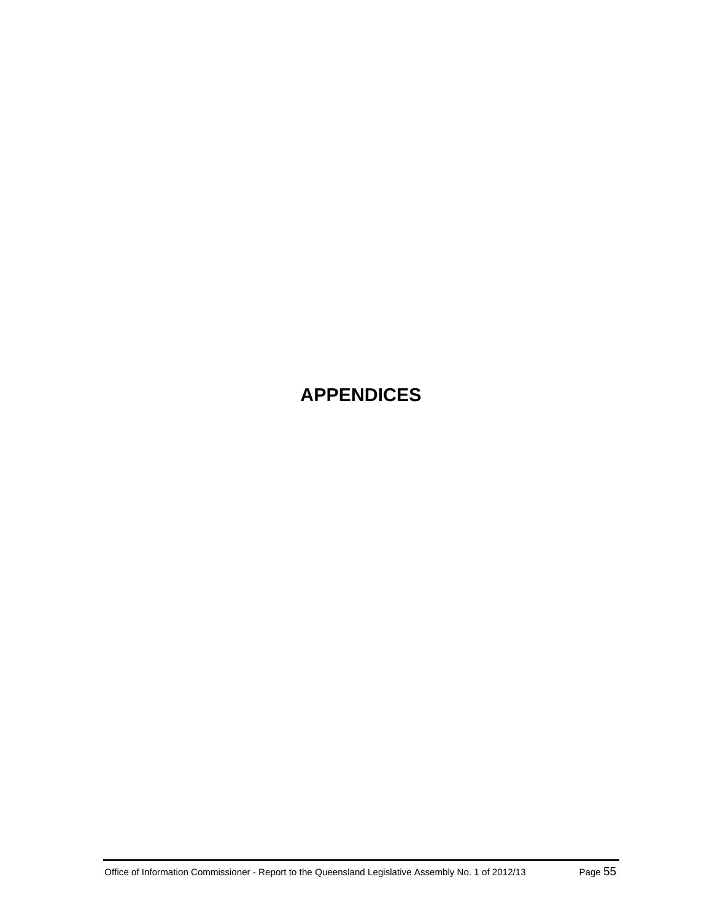# APPENDICES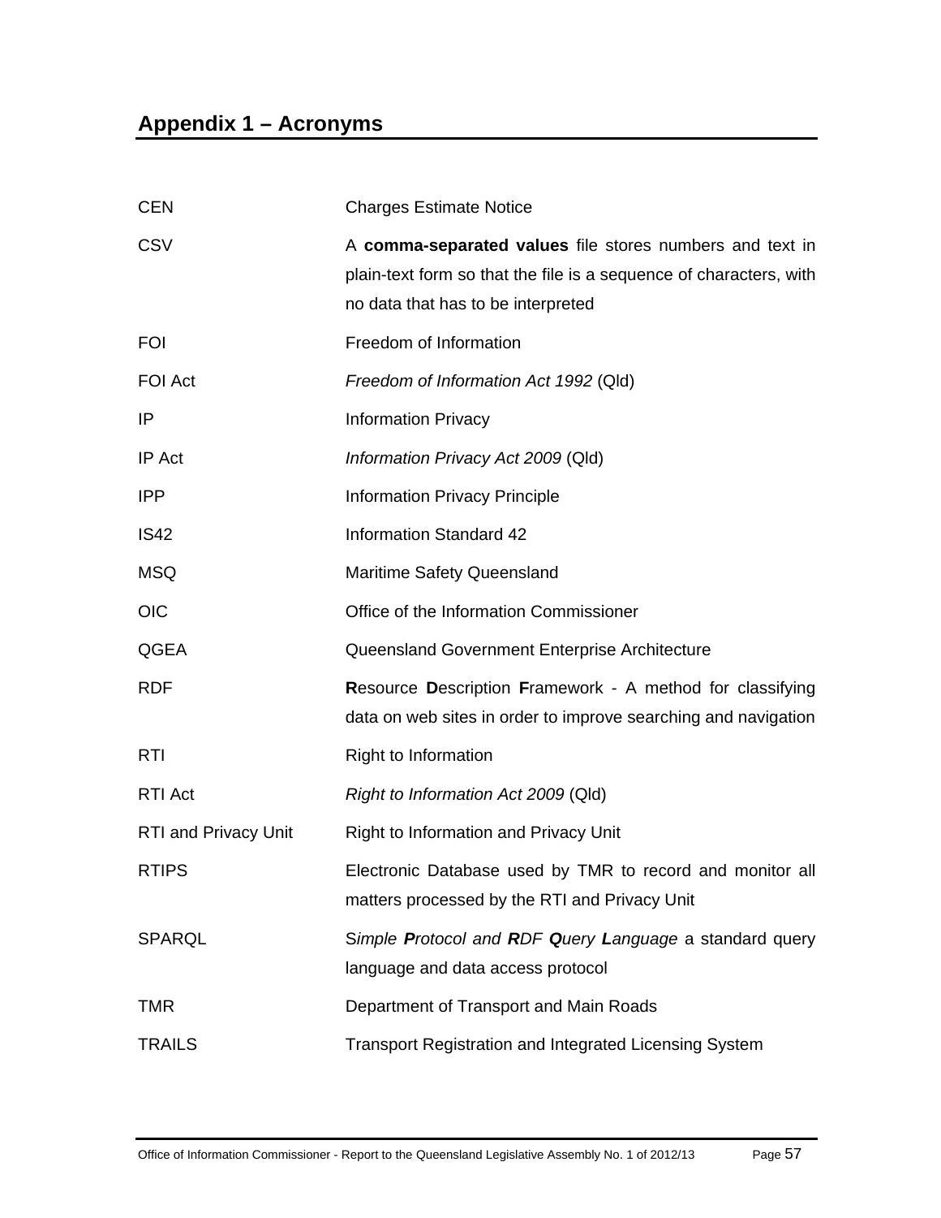# Appendix 1 – Acronyms

| | |
|---|---|
| CEN | Charges Estimate Notice |
| CSV | A **comma-separated values** file stores numbers and text in plain-text form so that the file is a sequence of characters, with no data that has to be interpreted |
| FOI | Freedom of Information |
| FOI Act | *Freedom of Information Act 1992* (Qld) |
| IP | Information Privacy |
| IP Act | *Information Privacy Act 2009* (Qld) |
| IPP | Information Privacy Principle |
| IS42 | Information Standard 42 |
| MSQ | Maritime Safety Queensland |
| OIC | Office of the Information Commissioner |
| QGEA | Queensland Government Enterprise Architecture |
| RDF | **R**esource **D**escription **F**ramework - A method for classifying data on web sites in order to improve searching and navigation |
| RTI | Right to Information |
| RTI Act | *Right to Information Act 2009* (Qld) |
| RTI and Privacy Unit | Right to Information and Privacy Unit |
| RTIPS | Electronic Database used by TMR to record and monitor all matters processed by the RTI and Privacy Unit |
| SPARQL | S*imple* ***P****rotocol and* ***R****DF* ***Q****uery* ***L****anguage* a standard query language and data access protocol |
| TMR | Department of Transport and Main Roads |
| TRAILS | Transport Registration and Integrated Licensing System |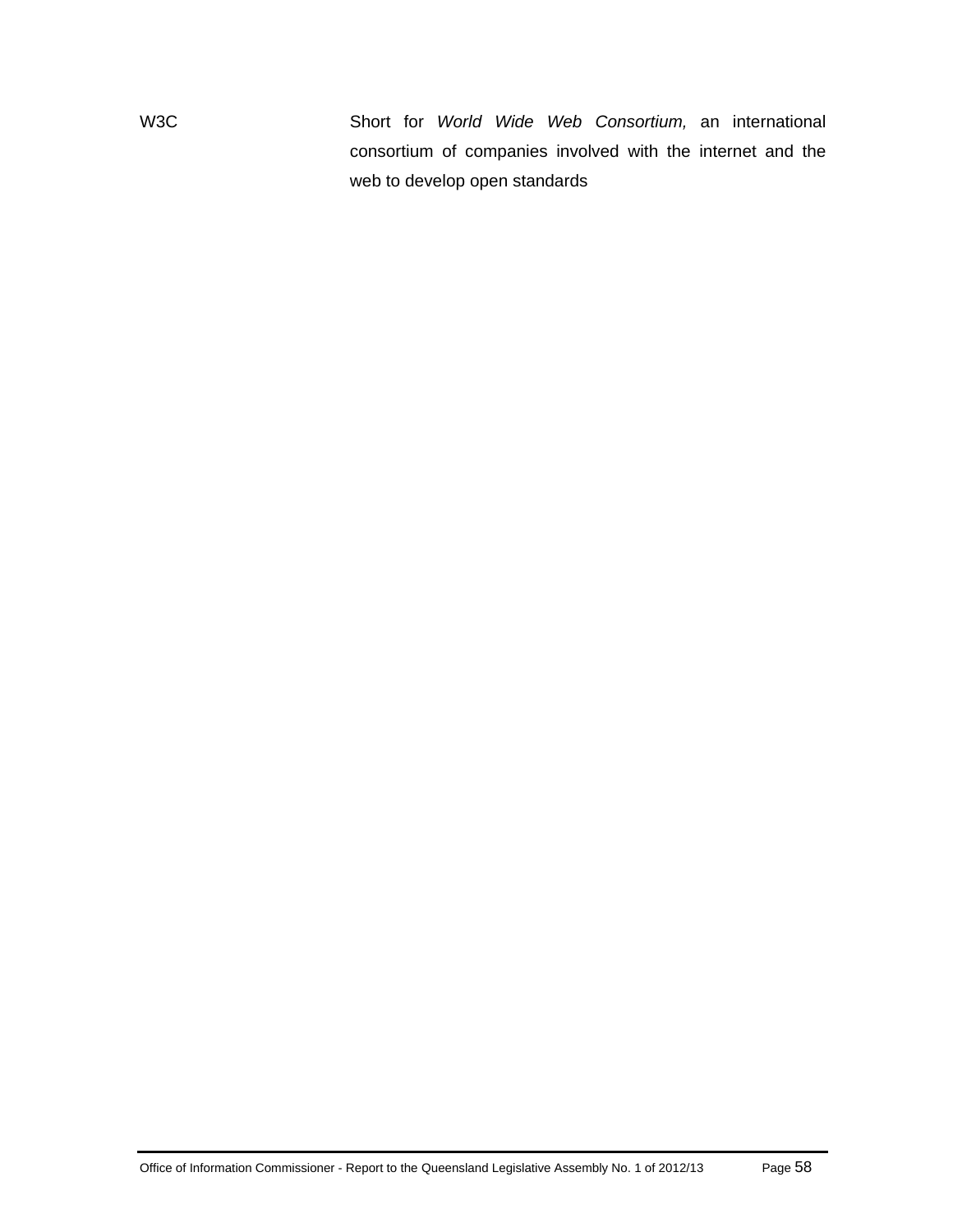| | |
|---|---|
| W3C | Short for *World Wide Web Consortium,* an international consortium of companies involved with the internet and the web to develop open standards |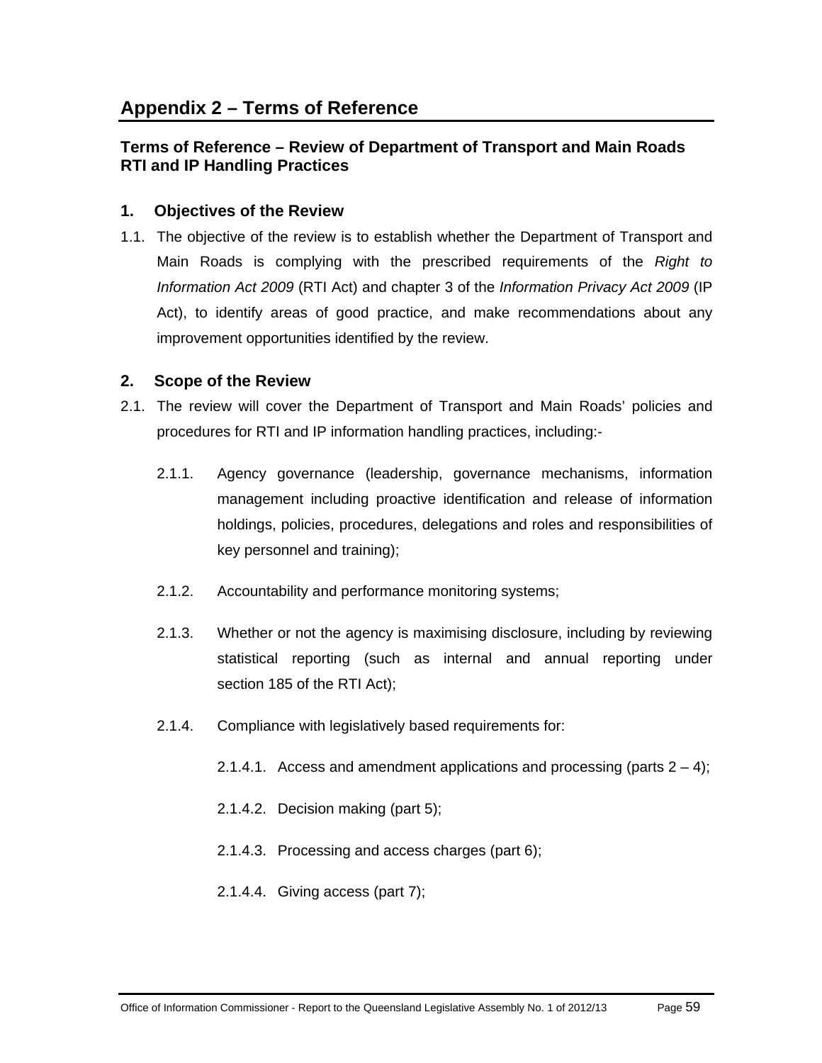# Appendix 2 – Terms of Reference

## Terms of Reference – Review of Department of Transport and Main Roads RTI and IP Handling Practices

### 1. Objectives of the Review

1.1. The objective of the review is to establish whether the Department of Transport and Main Roads is complying with the prescribed requirements of the *Right to Information Act 2009* (RTI Act) and chapter 3 of the *Information Privacy Act 2009* (IP Act), to identify areas of good practice, and make recommendations about any improvement opportunities identified by the review.

### 2. Scope of the Review

2.1. The review will cover the Department of Transport and Main Roads' policies and procedures for RTI and IP information handling practices, including:-

- 2.1.1. Agency governance (leadership, governance mechanisms, information management including proactive identification and release of information holdings, policies, procedures, delegations and roles and responsibilities of key personnel and training);
- 2.1.2. Accountability and performance monitoring systems;
- 2.1.3. Whether or not the agency is maximising disclosure, including by reviewing statistical reporting (such as internal and annual reporting under section 185 of the RTI Act);
- 2.1.4. Compliance with legislatively based requirements for:
  - 2.1.4.1. Access and amendment applications and processing (parts 2 – 4);
  - 2.1.4.2. Decision making (part 5);
  - 2.1.4.3. Processing and access charges (part 6);
  - 2.1.4.4. Giving access (part 7);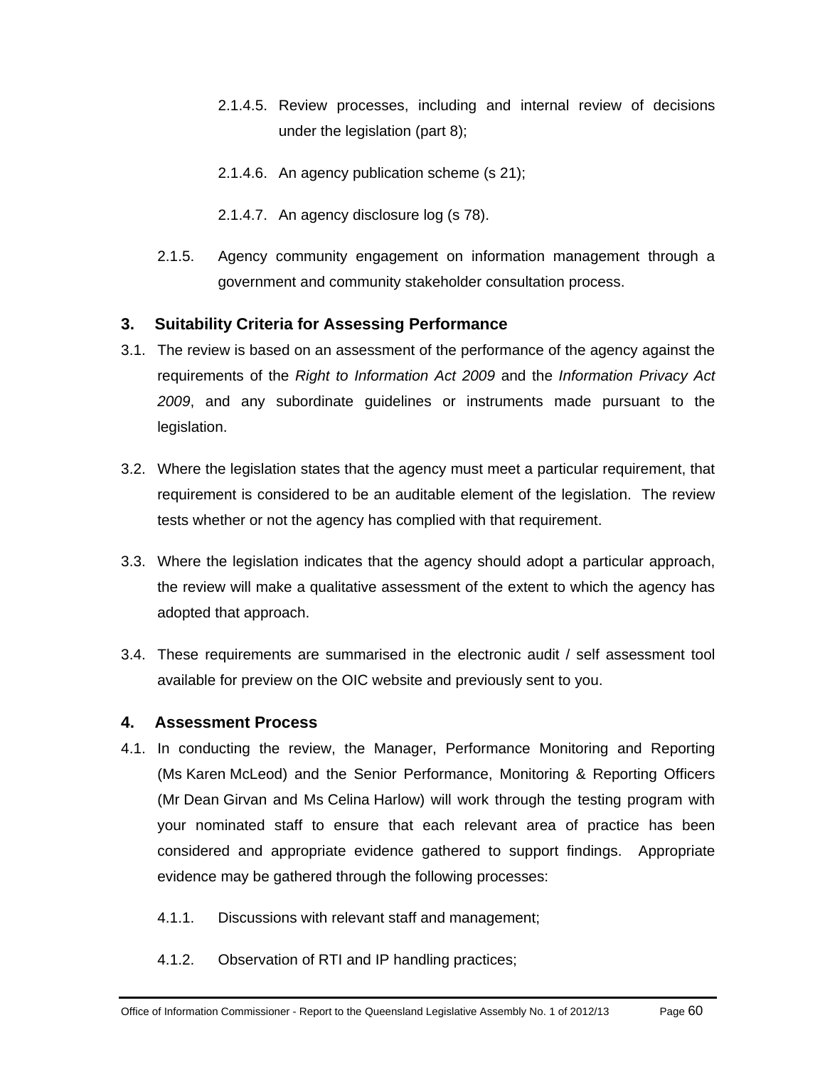2.1.4.5. Review processes, including and internal review of decisions under the legislation (part 8);

2.1.4.6. An agency publication scheme (s 21);

2.1.4.7. An agency disclosure log (s 78).

2.1.5. Agency community engagement on information management through a government and community stakeholder consultation process.

## 3. Suitability Criteria for Assessing Performance

3.1. The review is based on an assessment of the performance of the agency against the requirements of the *Right to Information Act 2009* and the *Information Privacy Act 2009*, and any subordinate guidelines or instruments made pursuant to the legislation.

3.2. Where the legislation states that the agency must meet a particular requirement, that requirement is considered to be an auditable element of the legislation. The review tests whether or not the agency has complied with that requirement.

3.3. Where the legislation indicates that the agency should adopt a particular approach, the review will make a qualitative assessment of the extent to which the agency has adopted that approach.

3.4. These requirements are summarised in the electronic audit / self assessment tool available for preview on the OIC website and previously sent to you.

## 4. Assessment Process

4.1. In conducting the review, the Manager, Performance Monitoring and Reporting (Ms Karen McLeod) and the Senior Performance, Monitoring & Reporting Officers (Mr Dean Girvan and Ms Celina Harlow) will work through the testing program with your nominated staff to ensure that each relevant area of practice has been considered and appropriate evidence gathered to support findings. Appropriate evidence may be gathered through the following processes:

4.1.1. Discussions with relevant staff and management;

4.1.2. Observation of RTI and IP handling practices;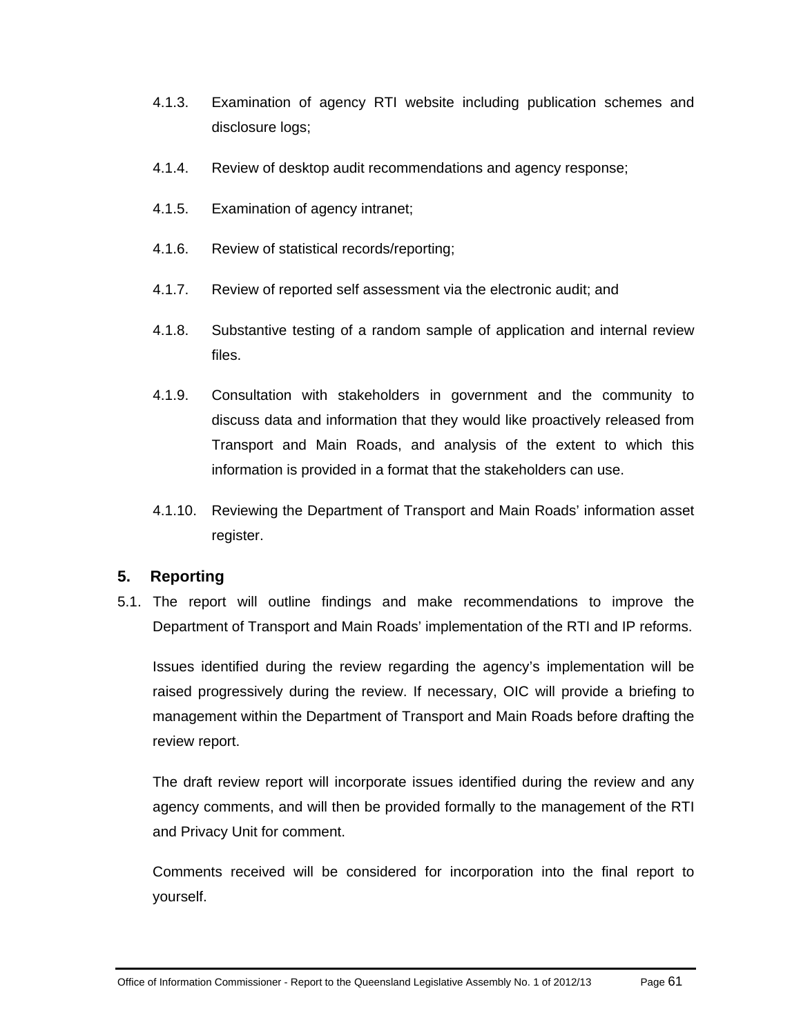4.1.3. Examination of agency RTI website including publication schemes and disclosure logs;

4.1.4. Review of desktop audit recommendations and agency response;

4.1.5. Examination of agency intranet;

4.1.6. Review of statistical records/reporting;

4.1.7. Review of reported self assessment via the electronic audit; and

4.1.8. Substantive testing of a random sample of application and internal review files.

4.1.9. Consultation with stakeholders in government and the community to discuss data and information that they would like proactively released from Transport and Main Roads, and analysis of the extent to which this information is provided in a format that the stakeholders can use.

4.1.10. Reviewing the Department of Transport and Main Roads' information asset register.

## 5. Reporting

5.1. The report will outline findings and make recommendations to improve the Department of Transport and Main Roads' implementation of the RTI and IP reforms.

Issues identified during the review regarding the agency's implementation will be raised progressively during the review. If necessary, OIC will provide a briefing to management within the Department of Transport and Main Roads before drafting the review report.

The draft review report will incorporate issues identified during the review and any agency comments, and will then be provided formally to the management of the RTI and Privacy Unit for comment.

Comments received will be considered for incorporation into the final report to yourself.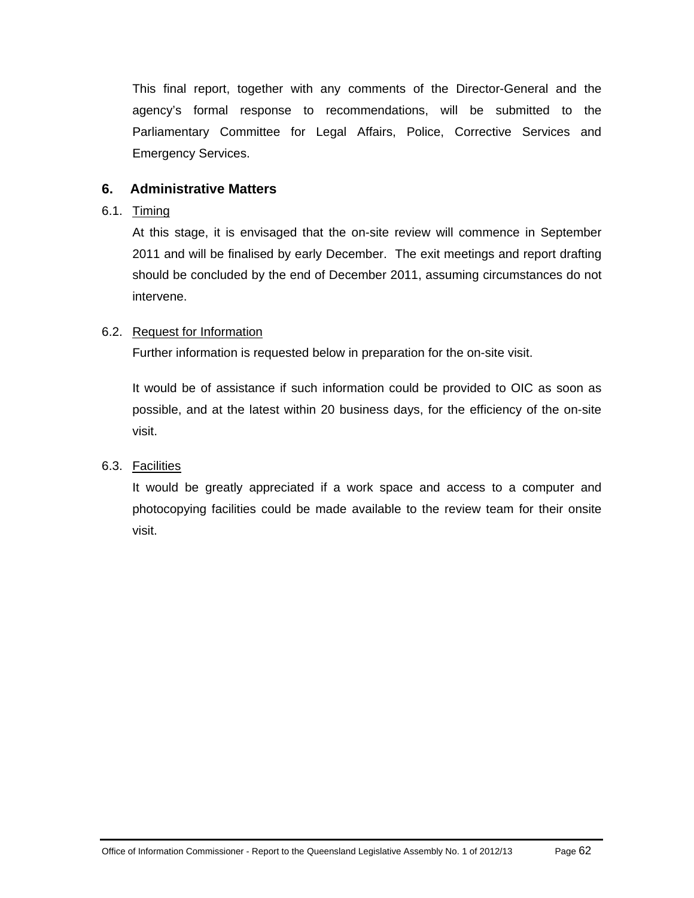This final report, together with any comments of the Director-General and the agency's formal response to recommendations, will be submitted to the Parliamentary Committee for Legal Affairs, Police, Corrective Services and Emergency Services.

## 6. Administrative Matters

6.1. Timing

At this stage, it is envisaged that the on-site review will commence in September 2011 and will be finalised by early December. The exit meetings and report drafting should be concluded by the end of December 2011, assuming circumstances do not intervene.

6.2. Request for Information

Further information is requested below in preparation for the on-site visit.

It would be of assistance if such information could be provided to OIC as soon as possible, and at the latest within 20 business days, for the efficiency of the on-site visit.

6.3. Facilities

It would be greatly appreciated if a work space and access to a computer and photocopying facilities could be made available to the review team for their onsite visit.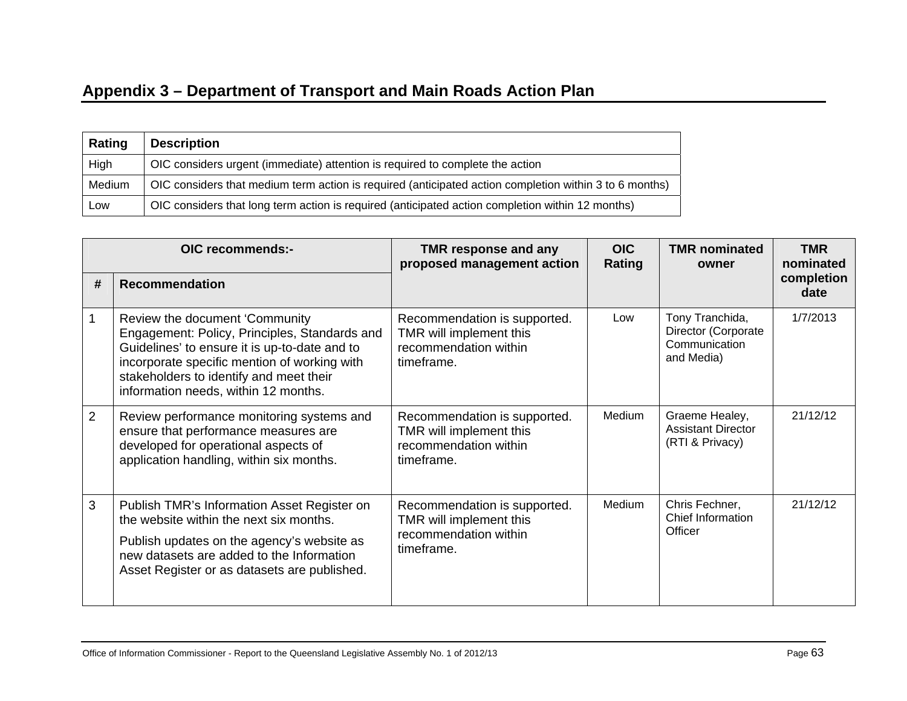## Appendix 3 – Department of Transport and Main Roads Action Plan

| Rating | Description |
|---|---|
| High | OIC considers urgent (immediate) attention is required to complete the action |
| Medium | OIC considers that medium term action is required (anticipated action completion within 3 to 6 months) |
| Low | OIC considers that long term action is required (anticipated action completion within 12 months) |

| OIC recommends:- | | TMR response and any proposed management action | OIC Rating | TMR nominated owner | TMR nominated completion date |
|---|---|---|---|---|---|
| # | Recommendation | | | | |
| 1 | Review the document 'Community Engagement: Policy, Principles, Standards and Guidelines' to ensure it is up-to-date and to incorporate specific mention of working with stakeholders to identify and meet their information needs, within 12 months. | Recommendation is supported. TMR will implement this recommendation within timeframe. | Low | Tony Tranchida, Director (Corporate Communication and Media) | 1/7/2013 |
| 2 | Review performance monitoring systems and ensure that performance measures are developed for operational aspects of application handling, within six months. | Recommendation is supported. TMR will implement this recommendation within timeframe. | Medium | Graeme Healey, Assistant Director (RTI & Privacy) | 21/12/12 |
| 3 | Publish TMR's Information Asset Register on the website within the next six months.<br><br>Publish updates on the agency's website as new datasets are added to the Information Asset Register or as datasets are published. | Recommendation is supported. TMR will implement this recommendation within timeframe. | Medium | Chris Fechner, Chief Information Officer | 21/12/12 |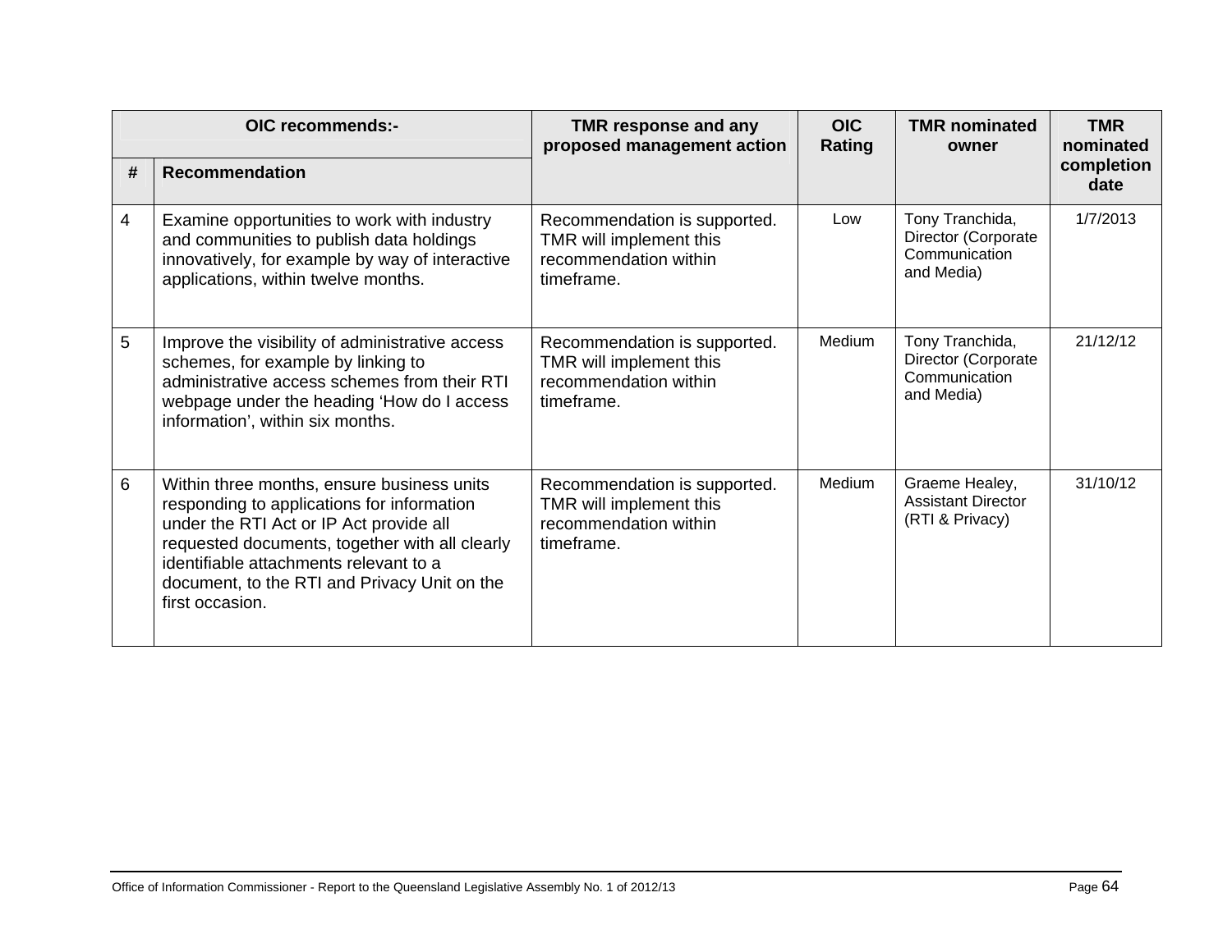| OIC recommends:- | | TMR response and any proposed management action | OIC Rating | TMR nominated owner | TMR nominated completion date |
|---|---|---|---|---|---|
| # | Recommendation | | | | |
| 4 | Examine opportunities to work with industry and communities to publish data holdings innovatively, for example by way of interactive applications, within twelve months. | Recommendation is supported. TMR will implement this recommendation within timeframe. | Low | Tony Tranchida, Director (Corporate Communication and Media) | 1/7/2013 |
| 5 | Improve the visibility of administrative access schemes, for example by linking to administrative access schemes from their RTI webpage under the heading 'How do I access information', within six months. | Recommendation is supported. TMR will implement this recommendation within timeframe. | Medium | Tony Tranchida, Director (Corporate Communication and Media) | 21/12/12 |
| 6 | Within three months, ensure business units responding to applications for information under the RTI Act or IP Act provide all requested documents, together with all clearly identifiable attachments relevant to a document, to the RTI and Privacy Unit on the first occasion. | Recommendation is supported. TMR will implement this recommendation within timeframe. | Medium | Graeme Healey, Assistant Director (RTI & Privacy) | 31/10/12 |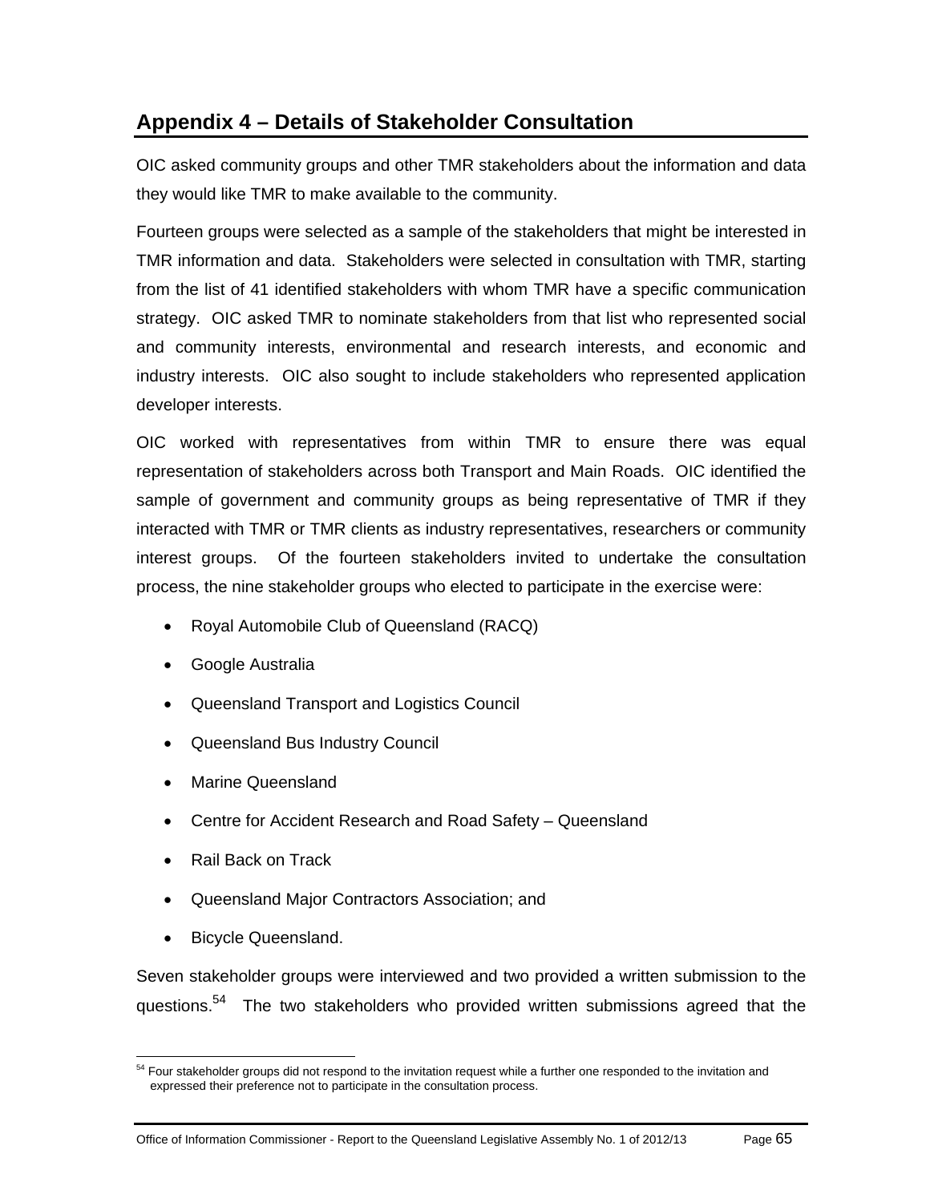## Appendix 4 – Details of Stakeholder Consultation

OIC asked community groups and other TMR stakeholders about the information and data they would like TMR to make available to the community.

Fourteen groups were selected as a sample of the stakeholders that might be interested in TMR information and data. Stakeholders were selected in consultation with TMR, starting from the list of 41 identified stakeholders with whom TMR have a specific communication strategy. OIC asked TMR to nominate stakeholders from that list who represented social and community interests, environmental and research interests, and economic and industry interests. OIC also sought to include stakeholders who represented application developer interests.

OIC worked with representatives from within TMR to ensure there was equal representation of stakeholders across both Transport and Main Roads. OIC identified the sample of government and community groups as being representative of TMR if they interacted with TMR or TMR clients as industry representatives, researchers or community interest groups. Of the fourteen stakeholders invited to undertake the consultation process, the nine stakeholder groups who elected to participate in the exercise were:

- Royal Automobile Club of Queensland (RACQ)
- Google Australia
- Queensland Transport and Logistics Council
- Queensland Bus Industry Council
- Marine Queensland
- Centre for Accident Research and Road Safety – Queensland
- Rail Back on Track
- Queensland Major Contractors Association; and
- Bicycle Queensland.

Seven stakeholder groups were interviewed and two provided a written submission to the questions.[54] The two stakeholders who provided written submissions agreed that the

[54] Four stakeholder groups did not respond to the invitation request while a further one responded to the invitation and expressed their preference not to participate in the consultation process.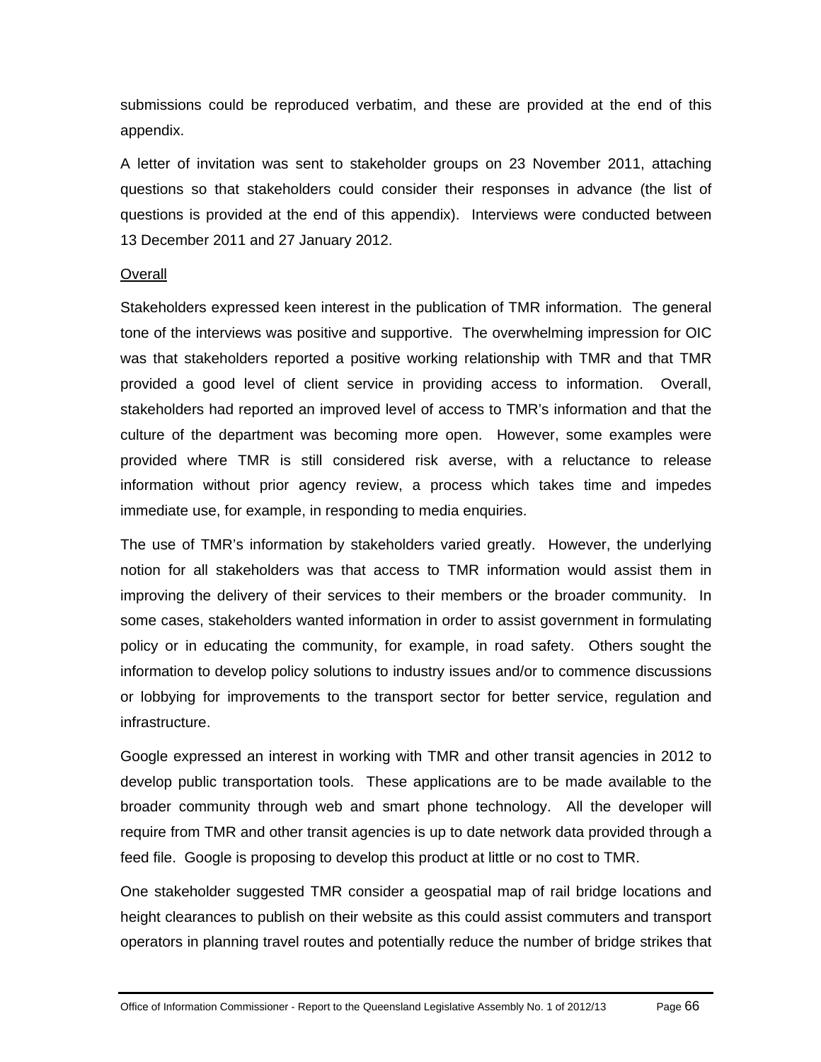submissions could be reproduced verbatim, and these are provided at the end of this appendix.

A letter of invitation was sent to stakeholder groups on 23 November 2011, attaching questions so that stakeholders could consider their responses in advance (the list of questions is provided at the end of this appendix). Interviews were conducted between 13 December 2011 and 27 January 2012.

<u>Overall</u>

Stakeholders expressed keen interest in the publication of TMR information. The general tone of the interviews was positive and supportive. The overwhelming impression for OIC was that stakeholders reported a positive working relationship with TMR and that TMR provided a good level of client service in providing access to information. Overall, stakeholders had reported an improved level of access to TMR's information and that the culture of the department was becoming more open. However, some examples were provided where TMR is still considered risk averse, with a reluctance to release information without prior agency review, a process which takes time and impedes immediate use, for example, in responding to media enquiries.

The use of TMR's information by stakeholders varied greatly. However, the underlying notion for all stakeholders was that access to TMR information would assist them in improving the delivery of their services to their members or the broader community. In some cases, stakeholders wanted information in order to assist government in formulating policy or in educating the community, for example, in road safety. Others sought the information to develop policy solutions to industry issues and/or to commence discussions or lobbying for improvements to the transport sector for better service, regulation and infrastructure.

Google expressed an interest in working with TMR and other transit agencies in 2012 to develop public transportation tools. These applications are to be made available to the broader community through web and smart phone technology. All the developer will require from TMR and other transit agencies is up to date network data provided through a feed file. Google is proposing to develop this product at little or no cost to TMR.

One stakeholder suggested TMR consider a geospatial map of rail bridge locations and height clearances to publish on their website as this could assist commuters and transport operators in planning travel routes and potentially reduce the number of bridge strikes that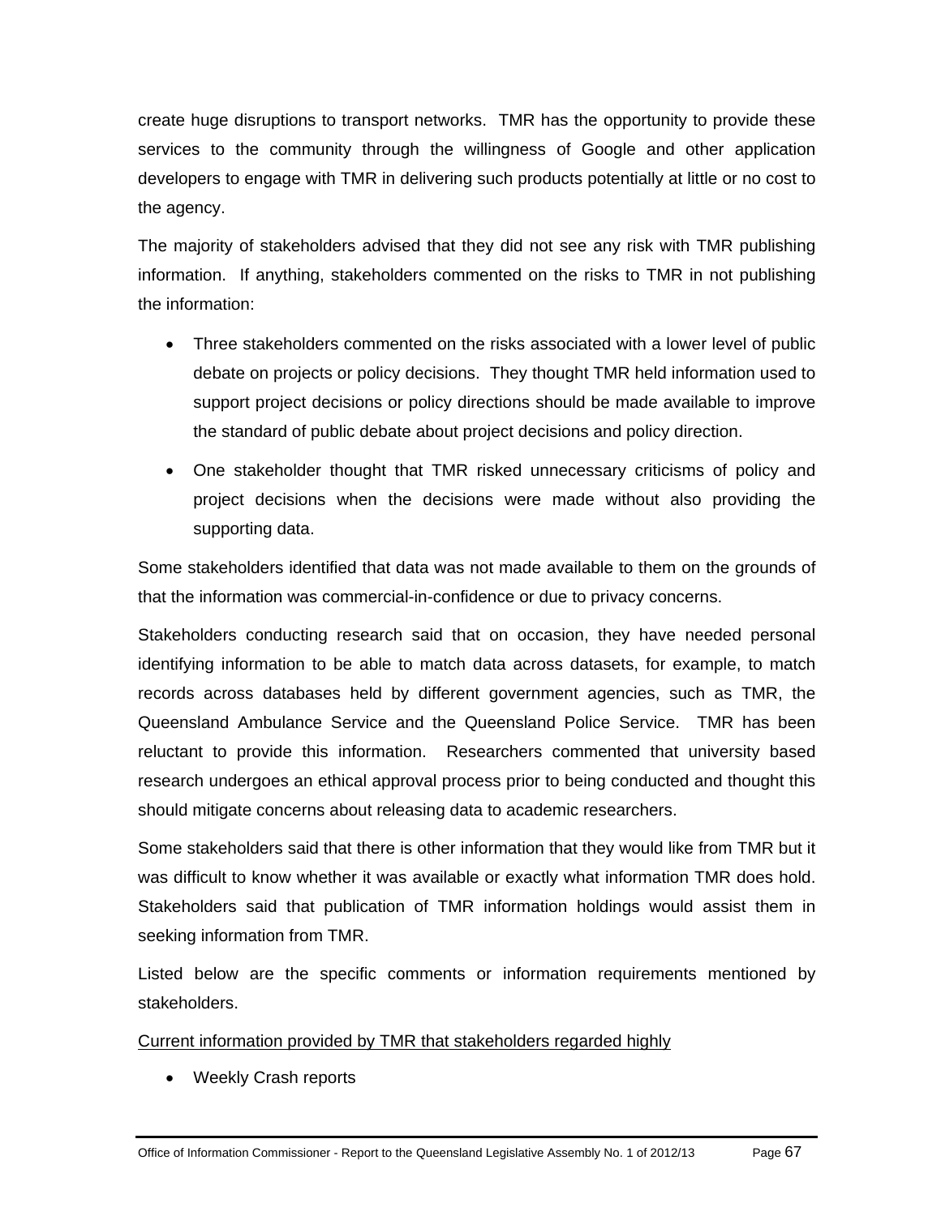create huge disruptions to transport networks. TMR has the opportunity to provide these services to the community through the willingness of Google and other application developers to engage with TMR in delivering such products potentially at little or no cost to the agency.

The majority of stakeholders advised that they did not see any risk with TMR publishing information. If anything, stakeholders commented on the risks to TMR in not publishing the information:

- Three stakeholders commented on the risks associated with a lower level of public debate on projects or policy decisions. They thought TMR held information used to support project decisions or policy directions should be made available to improve the standard of public debate about project decisions and policy direction.
- One stakeholder thought that TMR risked unnecessary criticisms of policy and project decisions when the decisions were made without also providing the supporting data.

Some stakeholders identified that data was not made available to them on the grounds of that the information was commercial-in-confidence or due to privacy concerns.

Stakeholders conducting research said that on occasion, they have needed personal identifying information to be able to match data across datasets, for example, to match records across databases held by different government agencies, such as TMR, the Queensland Ambulance Service and the Queensland Police Service. TMR has been reluctant to provide this information. Researchers commented that university based research undergoes an ethical approval process prior to being conducted and thought this should mitigate concerns about releasing data to academic researchers.

Some stakeholders said that there is other information that they would like from TMR but it was difficult to know whether it was available or exactly what information TMR does hold. Stakeholders said that publication of TMR information holdings would assist them in seeking information from TMR.

Listed below are the specific comments or information requirements mentioned by stakeholders.

<u>Current information provided by TMR that stakeholders regarded highly</u>

- Weekly Crash reports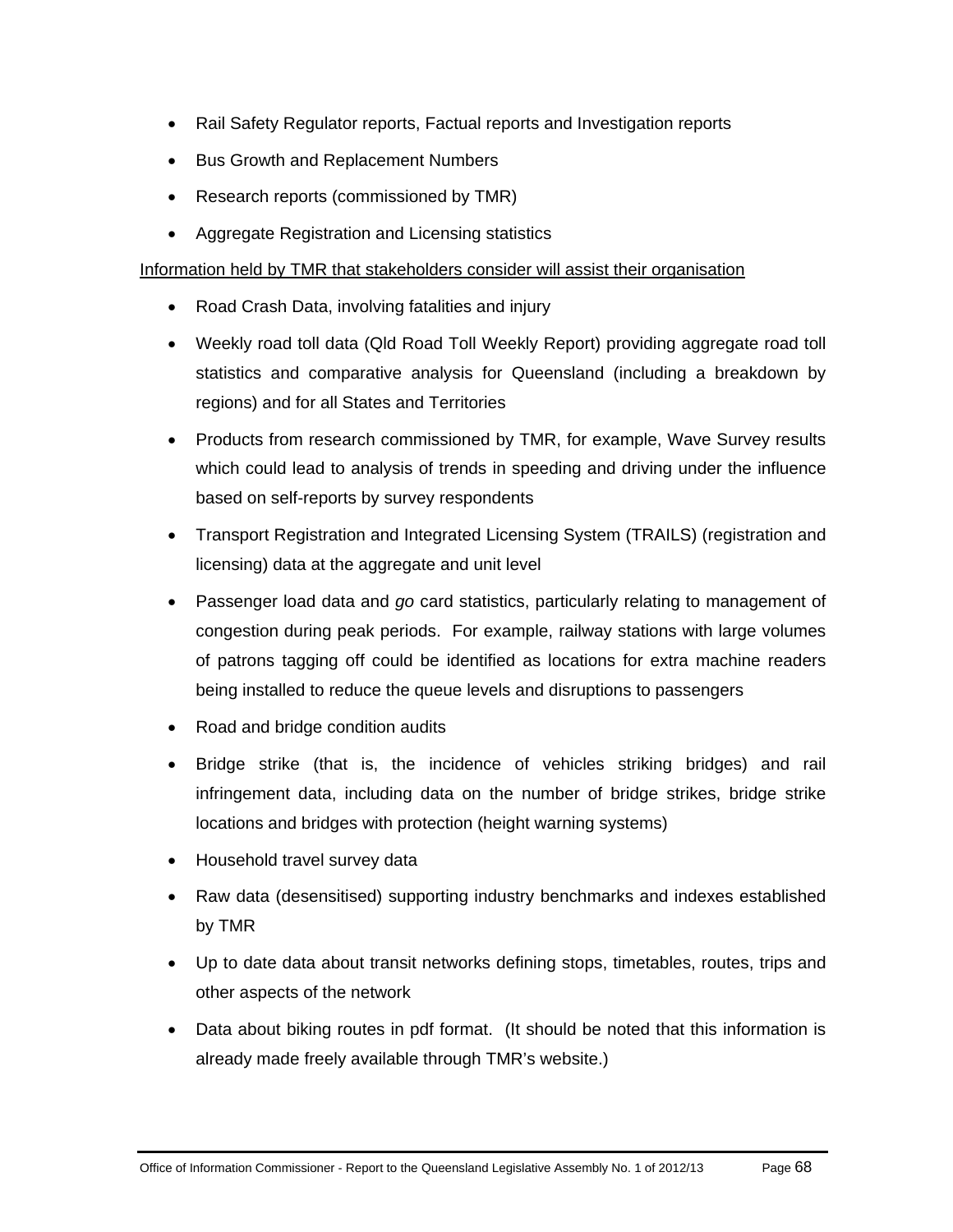- Rail Safety Regulator reports, Factual reports and Investigation reports
- Bus Growth and Replacement Numbers
- Research reports (commissioned by TMR)
- Aggregate Registration and Licensing statistics

<u>Information held by TMR that stakeholders consider will assist their organisation</u>

- Road Crash Data, involving fatalities and injury
- Weekly road toll data (Qld Road Toll Weekly Report) providing aggregate road toll statistics and comparative analysis for Queensland (including a breakdown by regions) and for all States and Territories
- Products from research commissioned by TMR, for example, Wave Survey results which could lead to analysis of trends in speeding and driving under the influence based on self-reports by survey respondents
- Transport Registration and Integrated Licensing System (TRAILS) (registration and licensing) data at the aggregate and unit level
- Passenger load data and *go* card statistics, particularly relating to management of congestion during peak periods. For example, railway stations with large volumes of patrons tagging off could be identified as locations for extra machine readers being installed to reduce the queue levels and disruptions to passengers
- Road and bridge condition audits
- Bridge strike (that is, the incidence of vehicles striking bridges) and rail infringement data, including data on the number of bridge strikes, bridge strike locations and bridges with protection (height warning systems)
- Household travel survey data
- Raw data (desensitised) supporting industry benchmarks and indexes established by TMR
- Up to date data about transit networks defining stops, timetables, routes, trips and other aspects of the network
- Data about biking routes in pdf format. (It should be noted that this information is already made freely available through TMR's website.)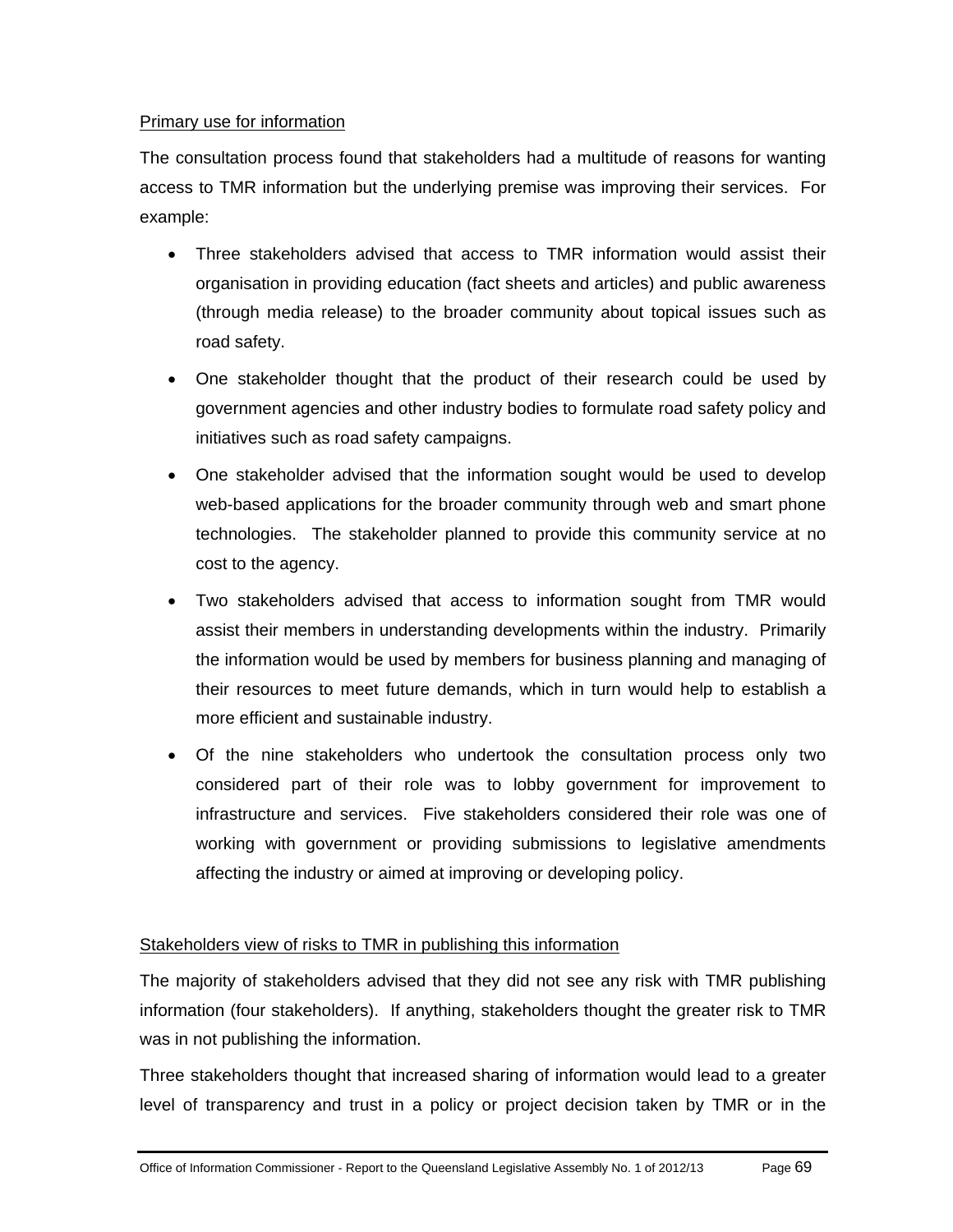Primary use for information

The consultation process found that stakeholders had a multitude of reasons for wanting access to TMR information but the underlying premise was improving their services. For example:

- Three stakeholders advised that access to TMR information would assist their organisation in providing education (fact sheets and articles) and public awareness (through media release) to the broader community about topical issues such as road safety.
- One stakeholder thought that the product of their research could be used by government agencies and other industry bodies to formulate road safety policy and initiatives such as road safety campaigns.
- One stakeholder advised that the information sought would be used to develop web-based applications for the broader community through web and smart phone technologies. The stakeholder planned to provide this community service at no cost to the agency.
- Two stakeholders advised that access to information sought from TMR would assist their members in understanding developments within the industry. Primarily the information would be used by members for business planning and managing of their resources to meet future demands, which in turn would help to establish a more efficient and sustainable industry.
- Of the nine stakeholders who undertook the consultation process only two considered part of their role was to lobby government for improvement to infrastructure and services. Five stakeholders considered their role was one of working with government or providing submissions to legislative amendments affecting the industry or aimed at improving or developing policy.

Stakeholders view of risks to TMR in publishing this information

The majority of stakeholders advised that they did not see any risk with TMR publishing information (four stakeholders). If anything, stakeholders thought the greater risk to TMR was in not publishing the information.

Three stakeholders thought that increased sharing of information would lead to a greater level of transparency and trust in a policy or project decision taken by TMR or in the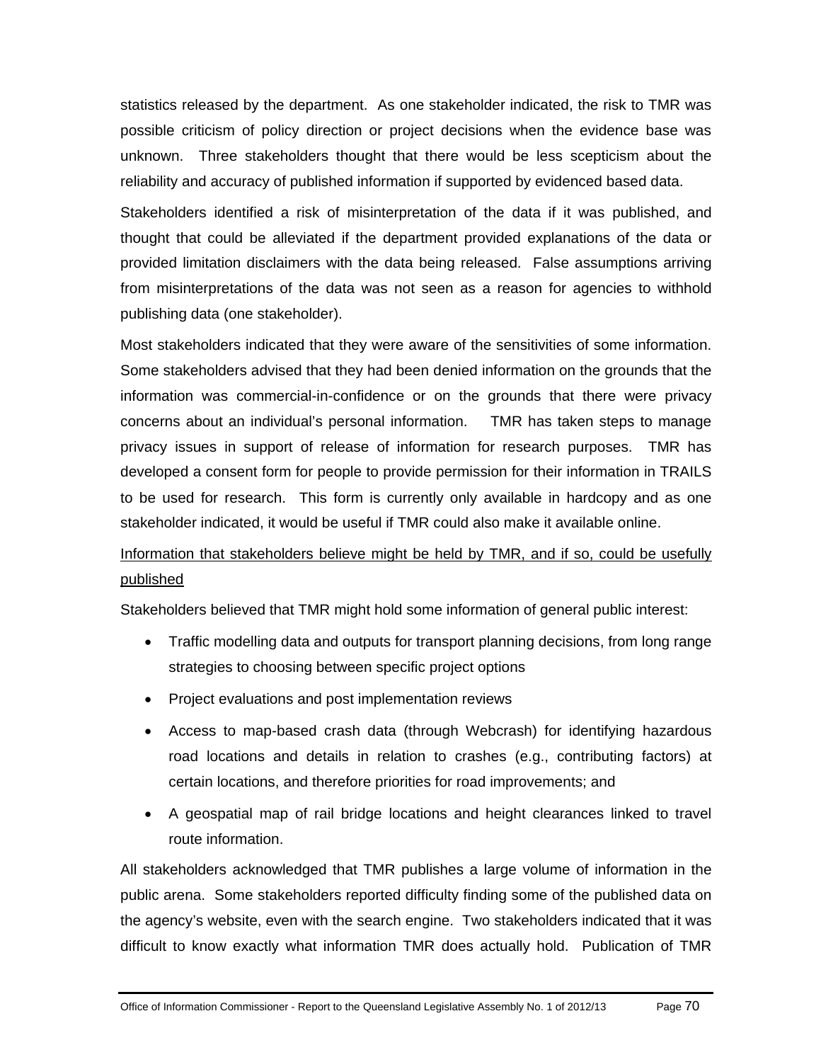statistics released by the department. As one stakeholder indicated, the risk to TMR was possible criticism of policy direction or project decisions when the evidence base was unknown. Three stakeholders thought that there would be less scepticism about the reliability and accuracy of published information if supported by evidenced based data.

Stakeholders identified a risk of misinterpretation of the data if it was published, and thought that could be alleviated if the department provided explanations of the data or provided limitation disclaimers with the data being released. False assumptions arriving from misinterpretations of the data was not seen as a reason for agencies to withhold publishing data (one stakeholder).

Most stakeholders indicated that they were aware of the sensitivities of some information. Some stakeholders advised that they had been denied information on the grounds that the information was commercial-in-confidence or on the grounds that there were privacy concerns about an individual's personal information. TMR has taken steps to manage privacy issues in support of release of information for research purposes. TMR has developed a consent form for people to provide permission for their information in TRAILS to be used for research. This form is currently only available in hardcopy and as one stakeholder indicated, it would be useful if TMR could also make it available online.

<u>Information that stakeholders believe might be held by TMR, and if so, could be usefully published</u>

Stakeholders believed that TMR might hold some information of general public interest:

- Traffic modelling data and outputs for transport planning decisions, from long range strategies to choosing between specific project options
- Project evaluations and post implementation reviews
- Access to map-based crash data (through Webcrash) for identifying hazardous road locations and details in relation to crashes (e.g., contributing factors) at certain locations, and therefore priorities for road improvements; and
- A geospatial map of rail bridge locations and height clearances linked to travel route information.

All stakeholders acknowledged that TMR publishes a large volume of information in the public arena. Some stakeholders reported difficulty finding some of the published data on the agency's website, even with the search engine. Two stakeholders indicated that it was difficult to know exactly what information TMR does actually hold. Publication of TMR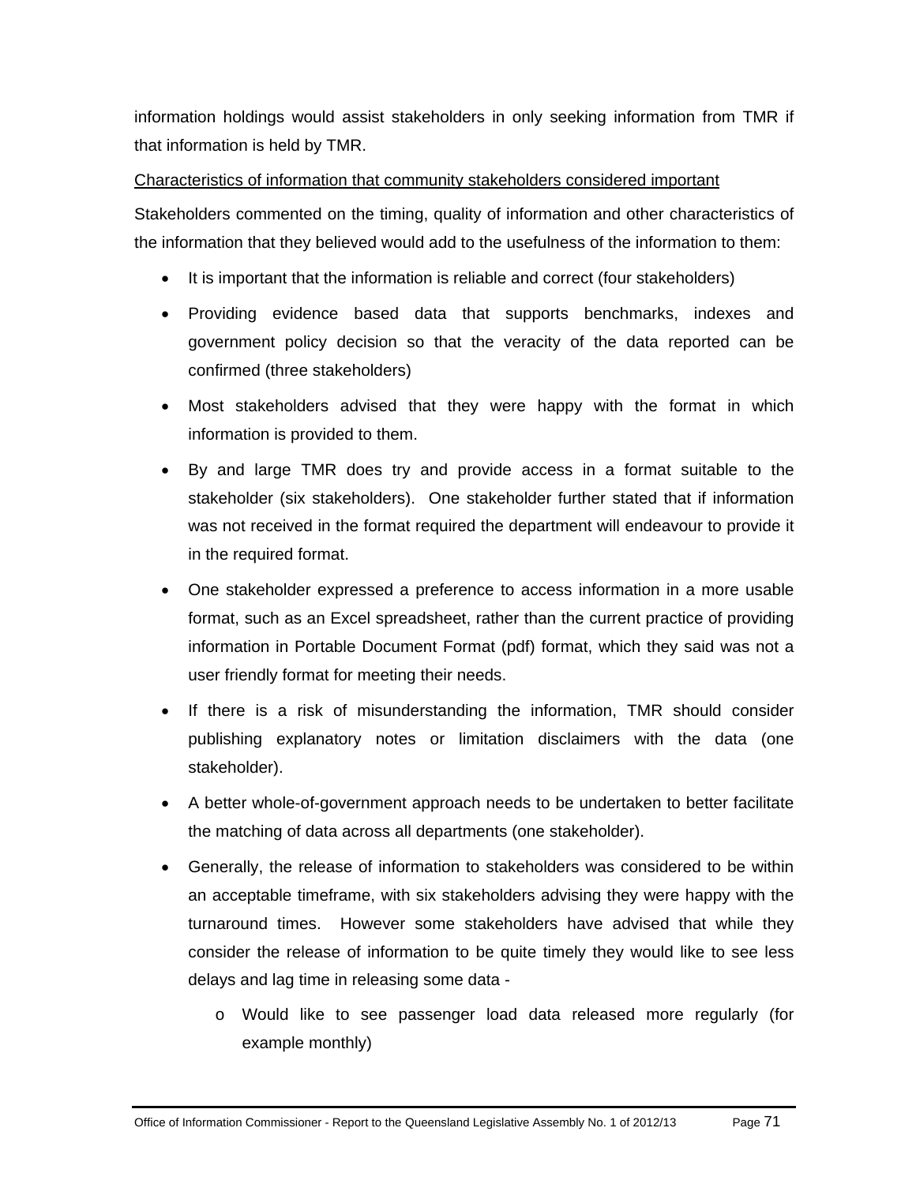information holdings would assist stakeholders in only seeking information from TMR if that information is held by TMR.

Characteristics of information that community stakeholders considered important

Stakeholders commented on the timing, quality of information and other characteristics of the information that they believed would add to the usefulness of the information to them:

- It is important that the information is reliable and correct (four stakeholders)
- Providing evidence based data that supports benchmarks, indexes and government policy decision so that the veracity of the data reported can be confirmed (three stakeholders)
- Most stakeholders advised that they were happy with the format in which information is provided to them.
- By and large TMR does try and provide access in a format suitable to the stakeholder (six stakeholders). One stakeholder further stated that if information was not received in the format required the department will endeavour to provide it in the required format.
- One stakeholder expressed a preference to access information in a more usable format, such as an Excel spreadsheet, rather than the current practice of providing information in Portable Document Format (pdf) format, which they said was not a user friendly format for meeting their needs.
- If there is a risk of misunderstanding the information, TMR should consider publishing explanatory notes or limitation disclaimers with the data (one stakeholder).
- A better whole-of-government approach needs to be undertaken to better facilitate the matching of data across all departments (one stakeholder).
- Generally, the release of information to stakeholders was considered to be within an acceptable timeframe, with six stakeholders advising they were happy with the turnaround times. However some stakeholders have advised that while they consider the release of information to be quite timely they would like to see less delays and lag time in releasing some data -
  - Would like to see passenger load data released more regularly (for example monthly)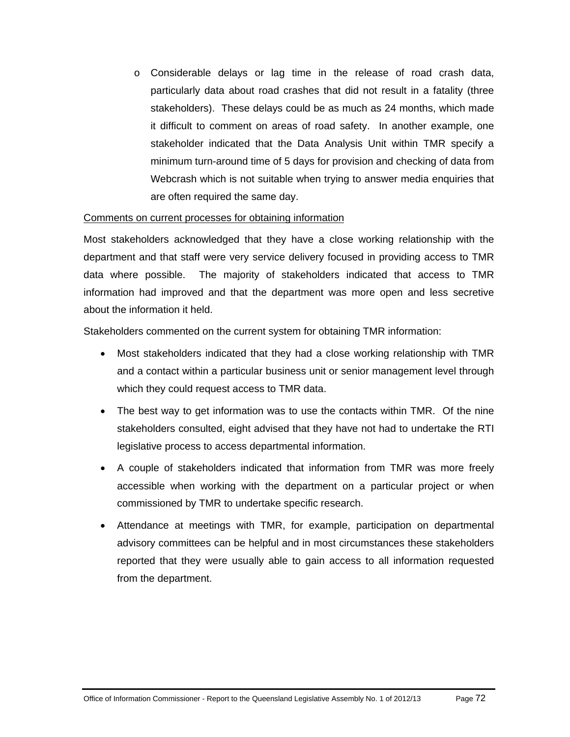- Considerable delays or lag time in the release of road crash data, particularly data about road crashes that did not result in a fatality (three stakeholders). These delays could be as much as 24 months, which made it difficult to comment on areas of road safety. In another example, one stakeholder indicated that the Data Analysis Unit within TMR specify a minimum turn-around time of 5 days for provision and checking of data from Webcrash which is not suitable when trying to answer media enquiries that are often required the same day.

<u>Comments on current processes for obtaining information</u>

Most stakeholders acknowledged that they have a close working relationship with the department and that staff were very service delivery focused in providing access to TMR data where possible. The majority of stakeholders indicated that access to TMR information had improved and that the department was more open and less secretive about the information it held.

Stakeholders commented on the current system for obtaining TMR information:

- Most stakeholders indicated that they had a close working relationship with TMR and a contact within a particular business unit or senior management level through which they could request access to TMR data.
- The best way to get information was to use the contacts within TMR. Of the nine stakeholders consulted, eight advised that they have not had to undertake the RTI legislative process to access departmental information.
- A couple of stakeholders indicated that information from TMR was more freely accessible when working with the department on a particular project or when commissioned by TMR to undertake specific research.
- Attendance at meetings with TMR, for example, participation on departmental advisory committees can be helpful and in most circumstances these stakeholders reported that they were usually able to gain access to all information requested from the department.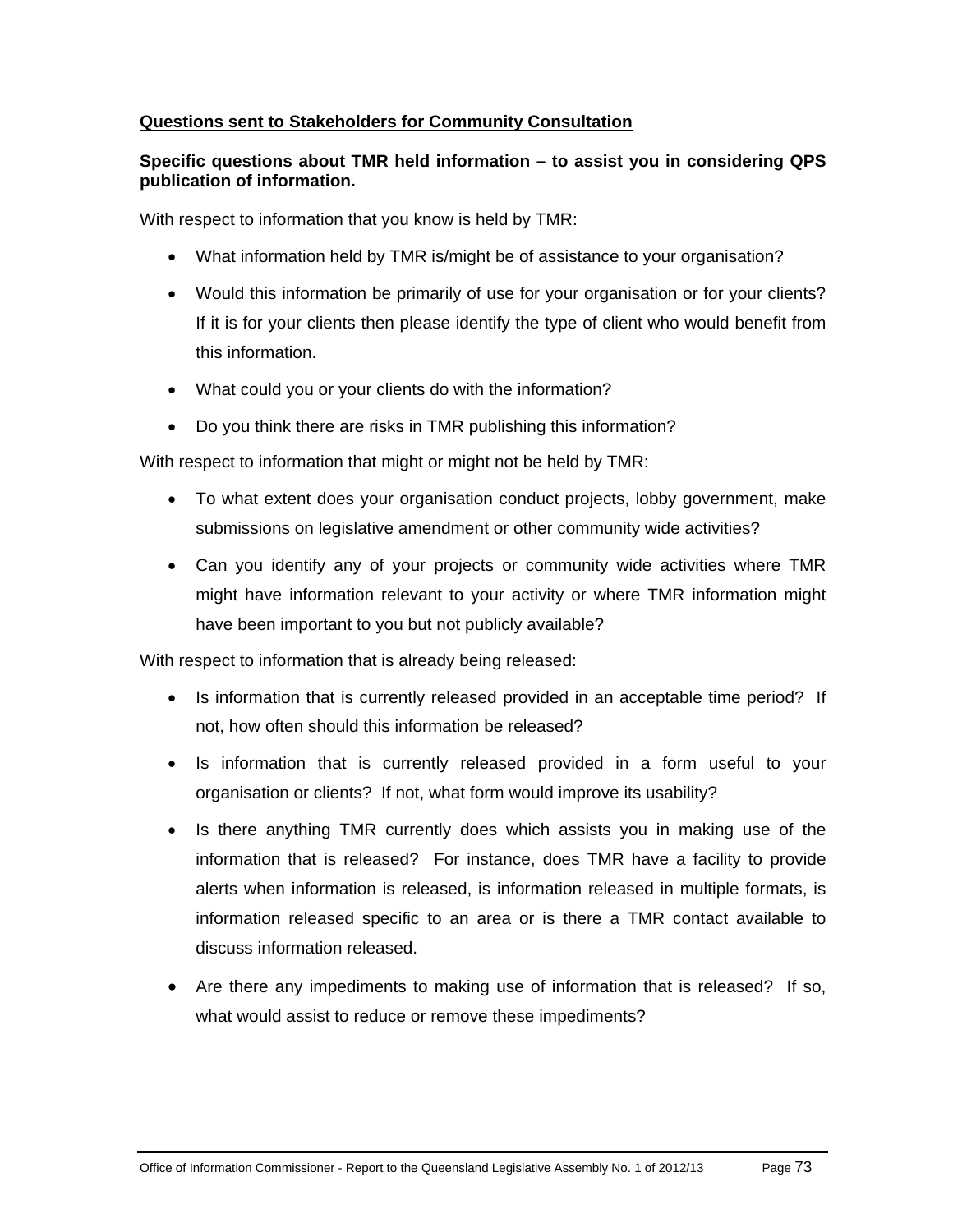**<u>Questions sent to Stakeholders for Community Consultation</u>**

**Specific questions about TMR held information – to assist you in considering QPS publication of information.**

With respect to information that you know is held by TMR:

- What information held by TMR is/might be of assistance to your organisation?
- Would this information be primarily of use for your organisation or for your clients? If it is for your clients then please identify the type of client who would benefit from this information.
- What could you or your clients do with the information?
- Do you think there are risks in TMR publishing this information?

With respect to information that might or might not be held by TMR:

- To what extent does your organisation conduct projects, lobby government, make submissions on legislative amendment or other community wide activities?
- Can you identify any of your projects or community wide activities where TMR might have information relevant to your activity or where TMR information might have been important to you but not publicly available?

With respect to information that is already being released:

- Is information that is currently released provided in an acceptable time period? If not, how often should this information be released?
- Is information that is currently released provided in a form useful to your organisation or clients? If not, what form would improve its usability?
- Is there anything TMR currently does which assists you in making use of the information that is released? For instance, does TMR have a facility to provide alerts when information is released, is information released in multiple formats, is information released specific to an area or is there a TMR contact available to discuss information released.
- Are there any impediments to making use of information that is released? If so, what would assist to reduce or remove these impediments?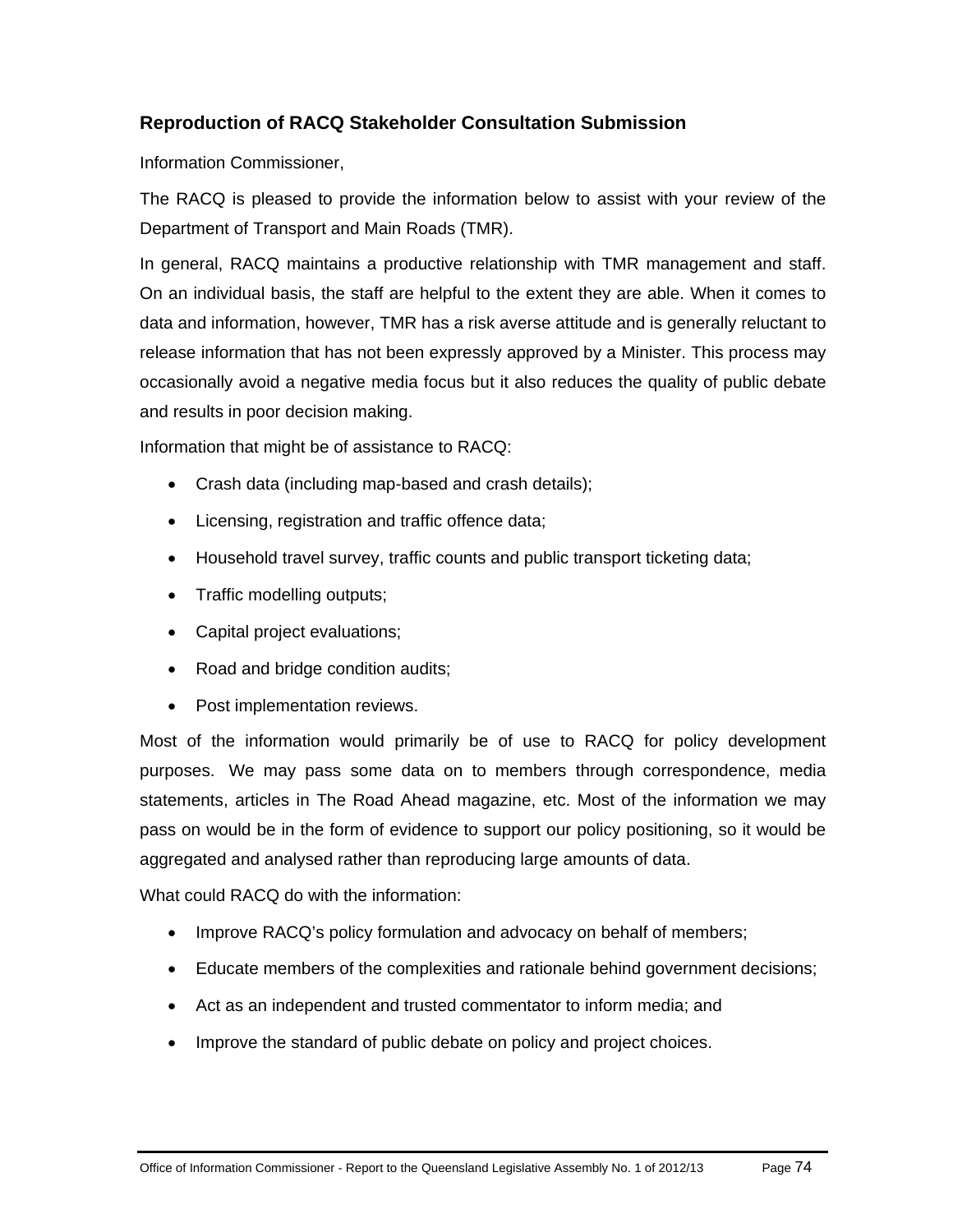## Reproduction of RACQ Stakeholder Consultation Submission

Information Commissioner,

The RACQ is pleased to provide the information below to assist with your review of the Department of Transport and Main Roads (TMR).

In general, RACQ maintains a productive relationship with TMR management and staff. On an individual basis, the staff are helpful to the extent they are able. When it comes to data and information, however, TMR has a risk averse attitude and is generally reluctant to release information that has not been expressly approved by a Minister. This process may occasionally avoid a negative media focus but it also reduces the quality of public debate and results in poor decision making.

Information that might be of assistance to RACQ:

- Crash data (including map-based and crash details);
- Licensing, registration and traffic offence data;
- Household travel survey, traffic counts and public transport ticketing data;
- Traffic modelling outputs;
- Capital project evaluations;
- Road and bridge condition audits;
- Post implementation reviews.

Most of the information would primarily be of use to RACQ for policy development purposes. We may pass some data on to members through correspondence, media statements, articles in The Road Ahead magazine, etc. Most of the information we may pass on would be in the form of evidence to support our policy positioning, so it would be aggregated and analysed rather than reproducing large amounts of data.

What could RACQ do with the information:

- Improve RACQ's policy formulation and advocacy on behalf of members;
- Educate members of the complexities and rationale behind government decisions;
- Act as an independent and trusted commentator to inform media; and
- Improve the standard of public debate on policy and project choices.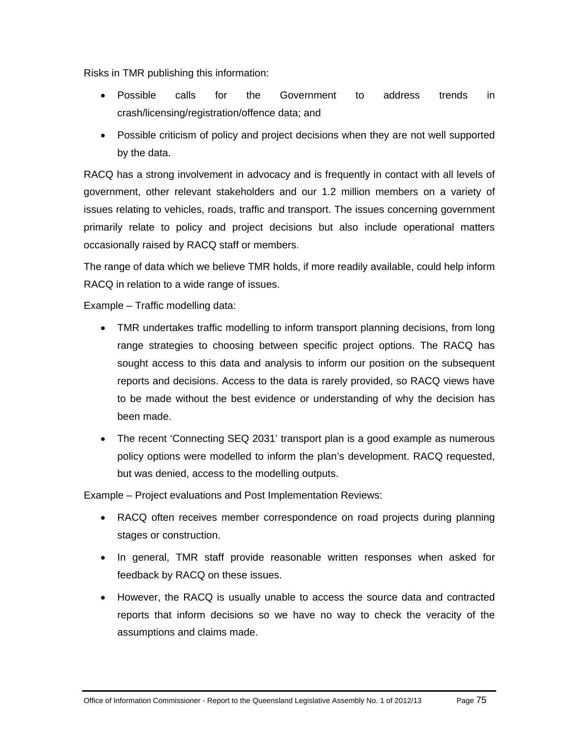Risks in TMR publishing this information:

- Possible calls for the Government to address trends in crash/licensing/registration/offence data; and
- Possible criticism of policy and project decisions when they are not well supported by the data.

RACQ has a strong involvement in advocacy and is frequently in contact with all levels of government, other relevant stakeholders and our 1.2 million members on a variety of issues relating to vehicles, roads, traffic and transport. The issues concerning government primarily relate to policy and project decisions but also include operational matters occasionally raised by RACQ staff or members.

The range of data which we believe TMR holds, if more readily available, could help inform RACQ in relation to a wide range of issues.

Example – Traffic modelling data:

- TMR undertakes traffic modelling to inform transport planning decisions, from long range strategies to choosing between specific project options. The RACQ has sought access to this data and analysis to inform our position on the subsequent reports and decisions. Access to the data is rarely provided, so RACQ views have to be made without the best evidence or understanding of why the decision has been made.
- The recent 'Connecting SEQ 2031' transport plan is a good example as numerous policy options were modelled to inform the plan's development. RACQ requested, but was denied, access to the modelling outputs.

Example – Project evaluations and Post Implementation Reviews:

- RACQ often receives member correspondence on road projects during planning stages or construction.
- In general, TMR staff provide reasonable written responses when asked for feedback by RACQ on these issues.
- However, the RACQ is usually unable to access the source data and contracted reports that inform decisions so we have no way to check the veracity of the assumptions and claims made.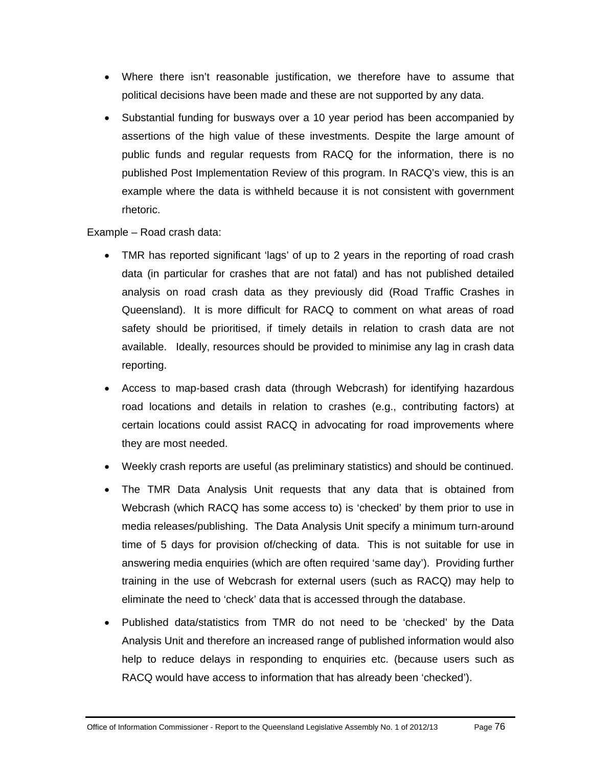- Where there isn't reasonable justification, we therefore have to assume that political decisions have been made and these are not supported by any data.
- Substantial funding for busways over a 10 year period has been accompanied by assertions of the high value of these investments. Despite the large amount of public funds and regular requests from RACQ for the information, there is no published Post Implementation Review of this program. In RACQ's view, this is an example where the data is withheld because it is not consistent with government rhetoric.

Example – Road crash data:

- TMR has reported significant 'lags' of up to 2 years in the reporting of road crash data (in particular for crashes that are not fatal) and has not published detailed analysis on road crash data as they previously did (Road Traffic Crashes in Queensland). It is more difficult for RACQ to comment on what areas of road safety should be prioritised, if timely details in relation to crash data are not available. Ideally, resources should be provided to minimise any lag in crash data reporting.
- Access to map-based crash data (through Webcrash) for identifying hazardous road locations and details in relation to crashes (e.g., contributing factors) at certain locations could assist RACQ in advocating for road improvements where they are most needed.
- Weekly crash reports are useful (as preliminary statistics) and should be continued.
- The TMR Data Analysis Unit requests that any data that is obtained from Webcrash (which RACQ has some access to) is 'checked' by them prior to use in media releases/publishing. The Data Analysis Unit specify a minimum turn-around time of 5 days for provision of/checking of data. This is not suitable for use in answering media enquiries (which are often required 'same day'). Providing further training in the use of Webcrash for external users (such as RACQ) may help to eliminate the need to 'check' data that is accessed through the database.
- Published data/statistics from TMR do not need to be 'checked' by the Data Analysis Unit and therefore an increased range of published information would also help to reduce delays in responding to enquiries etc. (because users such as RACQ would have access to information that has already been 'checked').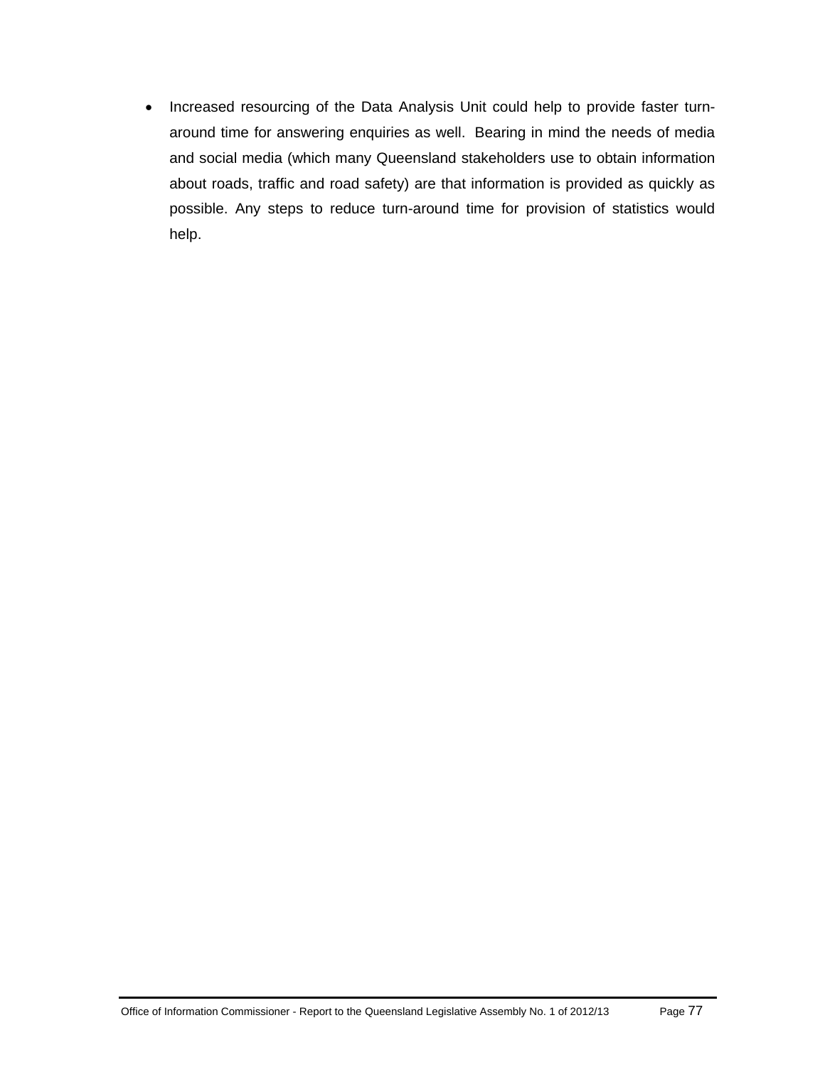- Increased resourcing of the Data Analysis Unit could help to provide faster turn-around time for answering enquiries as well. Bearing in mind the needs of media and social media (which many Queensland stakeholders use to obtain information about roads, traffic and road safety) are that information is provided as quickly as possible. Any steps to reduce turn-around time for provision of statistics would help.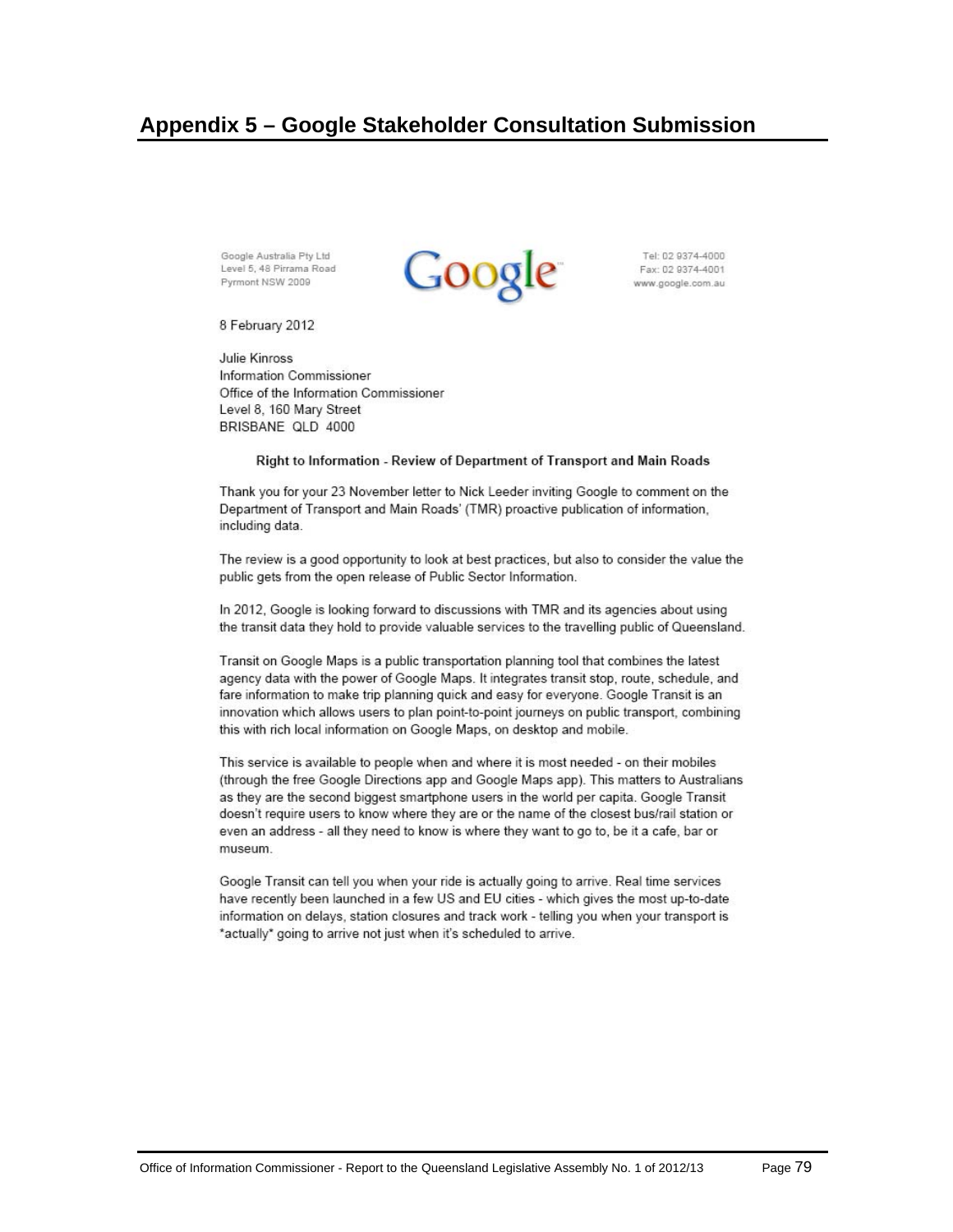## Appendix 5 – Google Stakeholder Consultation Submission

Google Australia Pty Ltd
Level 5, 48 Pirrama Road
Pyrmont NSW 2009

Google

Tel: 02 9374-4000
Fax: 02 9374-4001
www.google.com.au

8 February 2012

Julie Kinross
Information Commissioner
Office of the Information Commissioner
Level 8, 160 Mary Street
BRISBANE QLD 4000

**Right to Information - Review of Department of Transport and Main Roads**

Thank you for your 23 November letter to Nick Leeder inviting Google to comment on the Department of Transport and Main Roads' (TMR) proactive publication of information, including data.

The review is a good opportunity to look at best practices, but also to consider the value the public gets from the open release of Public Sector Information.

In 2012, Google is looking forward to discussions with TMR and its agencies about using the transit data they hold to provide valuable services to the travelling public of Queensland.

Transit on Google Maps is a public transportation planning tool that combines the latest agency data with the power of Google Maps. It integrates transit stop, route, schedule, and fare information to make trip planning quick and easy for everyone. Google Transit is an innovation which allows users to plan point-to-point journeys on public transport, combining this with rich local information on Google Maps, on desktop and mobile.

This service is available to people when and where it is most needed - on their mobiles (through the free Google Directions app and Google Maps app). This matters to Australians as they are the second biggest smartphone users in the world per capita. Google Transit doesn't require users to know where they are or the name of the closest bus/rail station or even an address - all they need to know is where they want to go to, be it a cafe, bar or museum.

Google Transit can tell you when your ride is actually going to arrive. Real time services have recently been launched in a few US and EU cities - which gives the most up-to-date information on delays, station closures and track work - telling you when your transport is *actually* going to arrive not just when it's scheduled to arrive.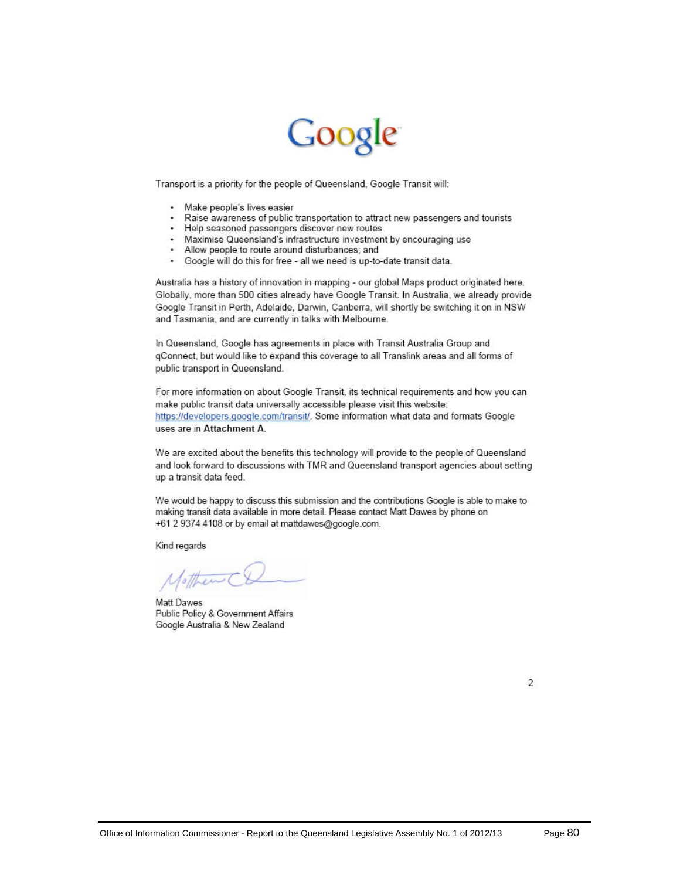Google

Transport is a priority for the people of Queensland, Google Transit will:

- Make people's lives easier
- Raise awareness of public transportation to attract new passengers and tourists
- Help seasoned passengers discover new routes
- Maximise Queensland's infrastructure investment by encouraging use
- Allow people to route around disturbances; and
- Google will do this for free - all we need is up-to-date transit data.

Australia has a history of innovation in mapping - our global Maps product originated here. Globally, more than 500 cities already have Google Transit. In Australia, we already provide Google Transit in Perth, Adelaide, Darwin, Canberra, will shortly be switching it on in NSW and Tasmania, and are currently in talks with Melbourne.

In Queensland, Google has agreements in place with Transit Australia Group and qConnect, but would like to expand this coverage to all Translink areas and all forms of public transport in Queensland.

For more information on about Google Transit, its technical requirements and how you can make public transit data universally accessible please visit this website: https://developers.google.com/transit/. Some information what data and formats Google uses are in **Attachment A**.

We are excited about the benefits this technology will provide to the people of Queensland and look forward to discussions with TMR and Queensland transport agencies about setting up a transit data feed.

We would be happy to discuss this submission and the contributions Google is able to make to making transit data available in more detail. Please contact Matt Dawes by phone on +61 2 9374 4108 or by email at mattdawes@google.com.

Kind regards

Matt Dawes
Public Policy & Government Affairs
Google Australia & New Zealand

2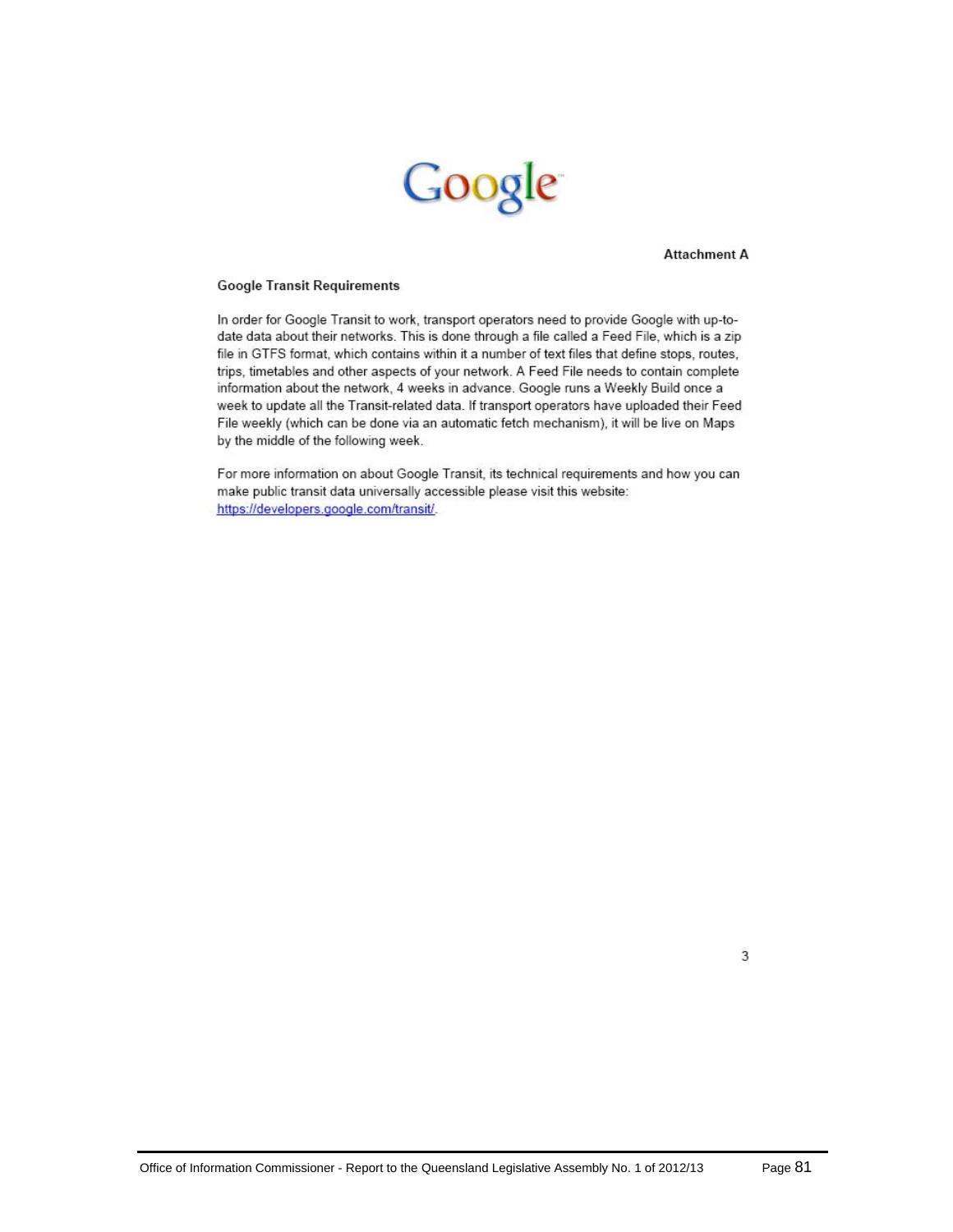Google

**Attachment A**

**Google Transit Requirements**

In order for Google Transit to work, transport operators need to provide Google with up-to-date data about their networks. This is done through a file called a Feed File, which is a zip file in GTFS format, which contains within it a number of text files that define stops, routes, trips, timetables and other aspects of your network. A Feed File needs to contain complete information about the network, 4 weeks in advance. Google runs a Weekly Build once a week to update all the Transit-related data. If transport operators have uploaded their Feed File weekly (which can be done via an automatic fetch mechanism), it will be live on Maps by the middle of the following week.

For more information on about Google Transit, its technical requirements and how you can make public transit data universally accessible please visit this website: https://developers.google.com/transit/.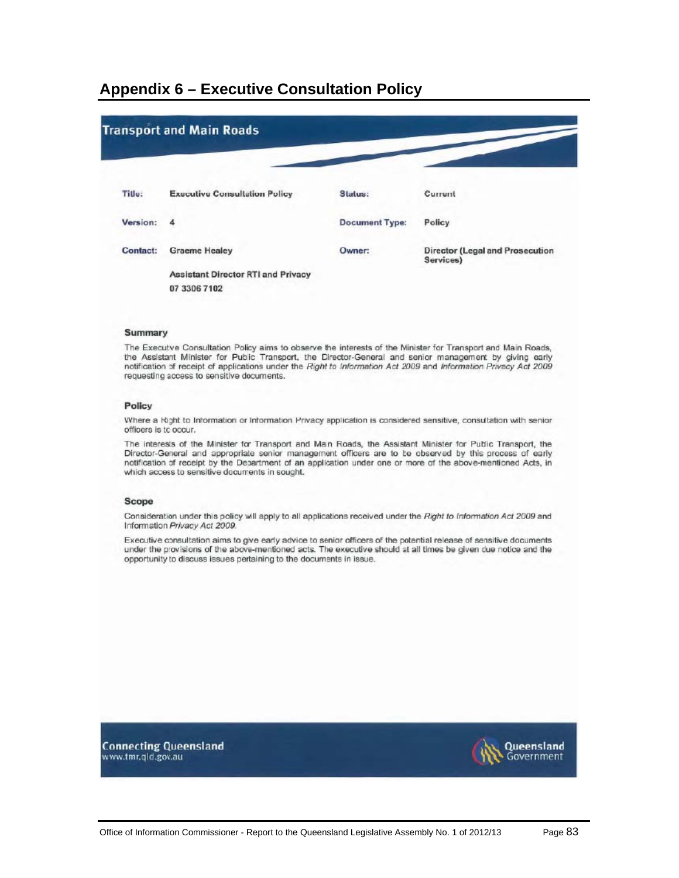## Appendix 6 – Executive Consultation Policy

**Transport and Main Roads**

| | | | |
|---|---|---|---|
| **Title:** | **Executive Consultation Policy** | **Status:** | Current |
| **Version:** | 4 | **Document Type:** | Policy |
| **Contact:** | Graeme Healey<br>Assistant Director RTI and Privacy<br>07 3306 7102 | **Owner:** | Director (Legal and Prosecution Services) |

### Summary

The Executve Consultation Policy aims to observe the interests of the Minister for Transport and Main Roads, the Assistant Minister for Public Transport, the Director-General and senior management by giving early notification of receipt of applications under the *Right to Information Act 2009* and *Information Privacy Act 2009* requesting access to sensitive documents.

### Policy

Where a Right to Information or Information Privacy application is considered sensitive, consultation with senior officers is to occur.

The interests of the Minister for Transport and Main Roads, the Assistant Minister for Public Transport, the Director-General and appropriate senior management officers are to be observed by this process of early notification of receipt by the Department of an application under one or more of the above-mentioned Acts, in which access to sensitive documents in sought.

### Scope

Consideration under this policy will apply to all applications received under the *Right to Information Act 2009* and Information *Privacy Act 2009*.

Executive consultation aims to give early advice to senior officers of the potential release of sensitive documents under the provisions of the above-mentioned acts. The executive should at all times be given due notice and the opportunity to discuss issues pertaining to the documents in issue.

**Connecting Queensland**
www.tmr.qld.gov.au

Queensland Government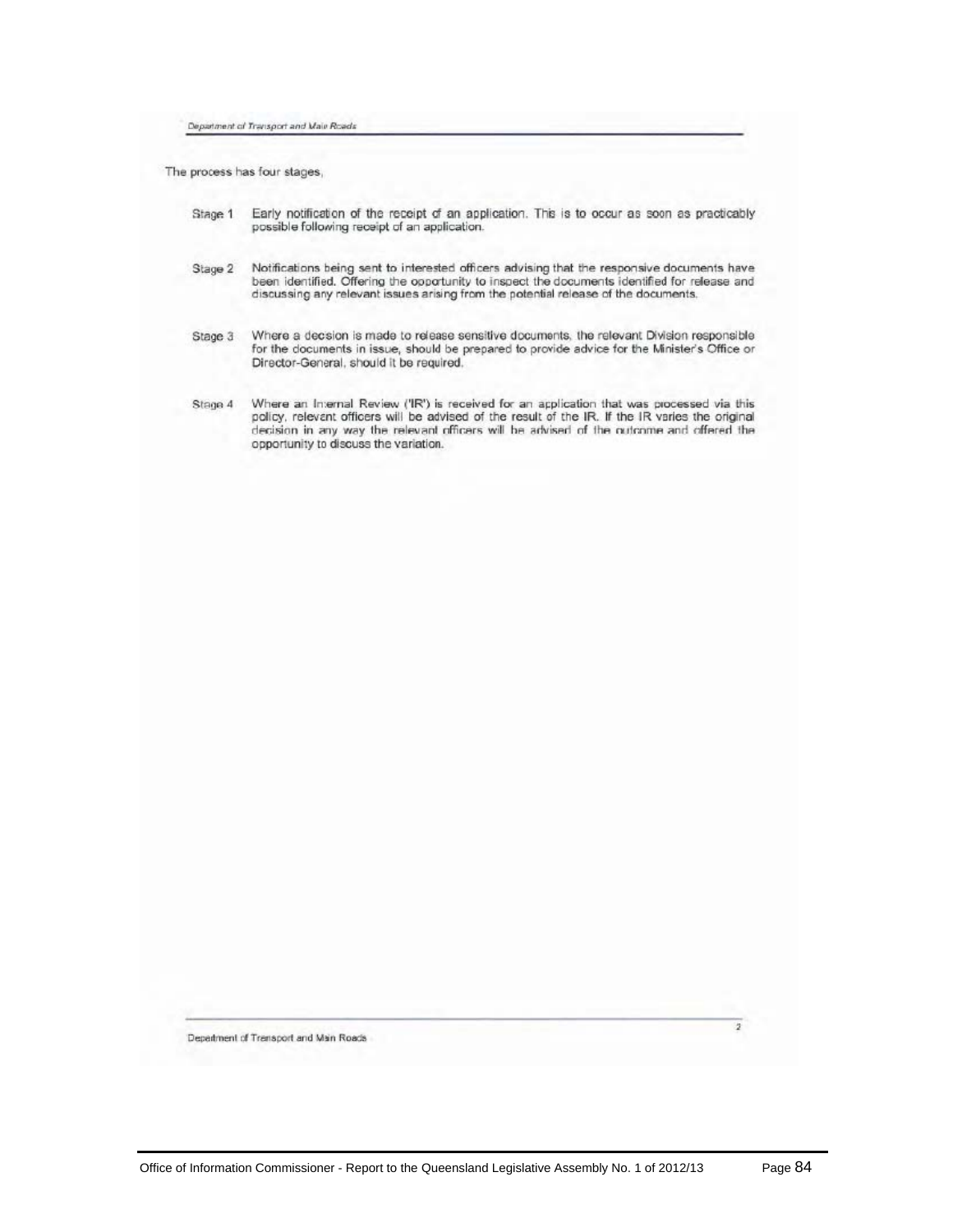The process has four stages,

Stage 1 Early notification of the receipt of an application. This is to occur as soon as practicably possible following receipt of an application.

Stage 2 Notifications being sent to interested officers advising that the responsive documents have been identified. Offering the opportunity to inspect the documents identified for release and discussing any relevant issues arising from the potential release of the documents.

Stage 3 Where a decision is made to release sensitive documents, the relevant Division responsible for the documents in issue, should be prepared to provide advice for the Minister's Office or Director-General, should it be required.

Stage 4 Where an Internal Review ('IR') is received for an application that was processed via this policy, relevant officers will be advised of the result of the IR. If the IR varies the original decision in any way the relevant officers will be advised of the outcome and offered the opportunity to discuss the variation.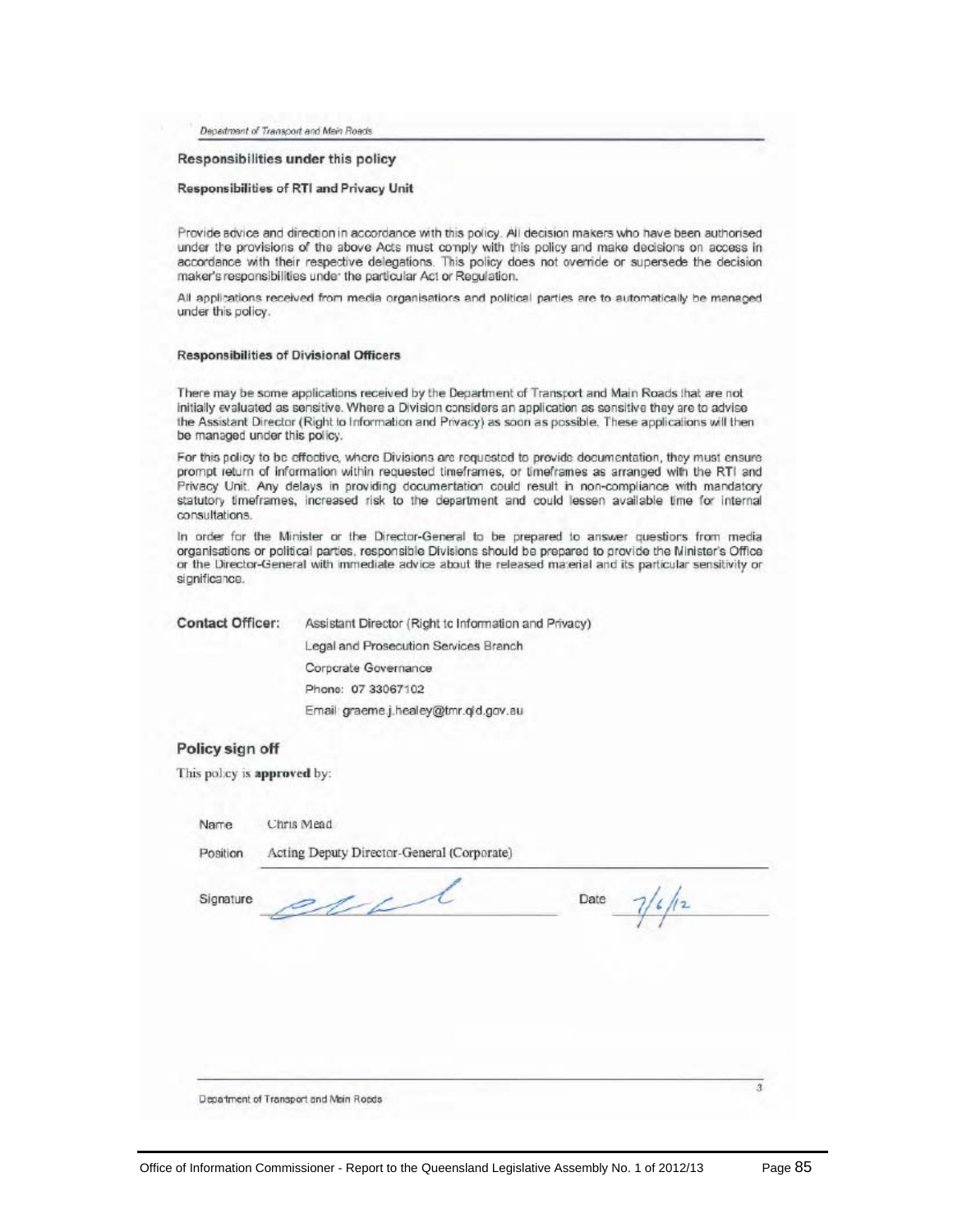## Responsibilities under this policy

### Responsibilities of RTI and Privacy Unit

Provide advice and direction in accordance with this policy. All decision makers who have been authorised under the provisions of the above Acts must comply with this policy and make decisions on access in accordance with their respective delegations. This policy does not override or supersede the decision maker's responsibilities under the particular Act or Regulation.

All applications received from media organisations and political parties are to automatically be managed under this policy.

### Responsibilities of Divisional Officers

There may be some applications received by the Department of Transport and Main Roads that are not initially evaluated as sensitive. Where a Division considers an application as sensitive they are to advise the Assistant Director (Right to Information and Privacy) as soon as possible. These applications will then be managed under this policy.

For this policy to be effective, where Divisions are requested to provide documentation, they must ensure prompt return of information within requested timeframes, or timeframes as arranged with the RTI and Privacy Unit. Any delays in providing documentation could result in non-compliance with mandatory statutory timeframes, increased risk to the department and could lessen available time for internal consultations.

In order for the Minister or the Director-General to be prepared to answer questions from media organisations or political parties, responsible Divisions should be prepared to provide the Minister's Office or the Director-General with immediate advice about the released material and its particular sensitivity or significance.

**Contact Officer:** Assistant Director (Right to Information and Privacy)
Legal and Prosecution Services Branch
Corporate Governance
Phone: 07 33067102
Email: graeme.j.healey@tmr.qld.gov.au

## Policy sign off

This policy is **approved** by:

Name Chris Mead

Position Acting Deputy Director-General (Corporate)

Signature [signature] Date 7/6/12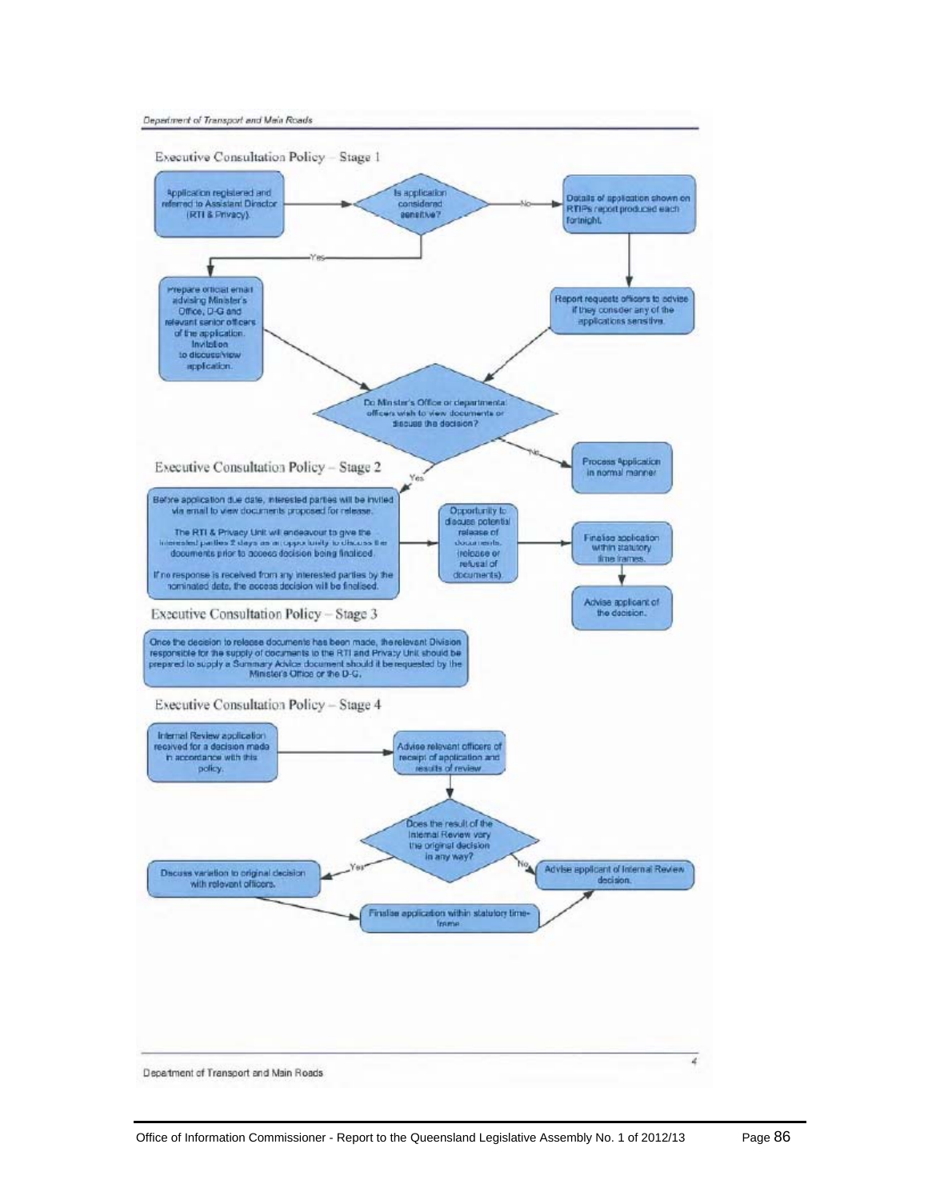Department of Transport and Main Roads

## Executive Consultation Policy – Stage 1

Application registered and referred to Assistant Director (RTI & Privacy).

Is application considered sensitive?

No

Details of application shown on RTIPs report produced each fortnight.

Yes

Prepare official email advising Minister's Office, D-G and relevant senior officers of the application. Invitation to discuss/view application.

Report requests officers to advise if they consider any of the applications sensitive.

Do Minister's Office or departmental officers wish to view documents or discuss the decision?

No

Process Application in normal manner

## Executive Consultation Policy – Stage 2

Yes

Before application due date, interested parties will be invited via email to view documents proposed for release.

The RTI & Privacy Unit will endeavour to give the interested parties 2 days as an opportunity to discuss the documents prior to access decision being finalised.

If no response is received from any interested parties by the nominated date, the access decision will be finalised.

Opportunity to discuss potential release of documents. (release or refusal of documents)

Finalise application within statutory time frames.

Advise applicant of the decision.

## Executive Consultation Policy – Stage 3

Once the decision to release documents has been made, the relevant Division responsible for the supply of documents to the RTI and Privacy Unit should be prepared to supply a Summary Advice document should it be requested by the Minister's Office or the D-G.

## Executive Consultation Policy – Stage 4

Internal Review application received for a decision made in accordance with this policy.

Advise relevant officers of receipt of application and results of review

Does the result of the Internal Review vary the original decision in any way?

Yes

Discuss variation to original decision with relevant officers.

No

Advise applicant of Internal Review decision.

Finalise application within statutory time-frame

Department of Transport and Main Roads